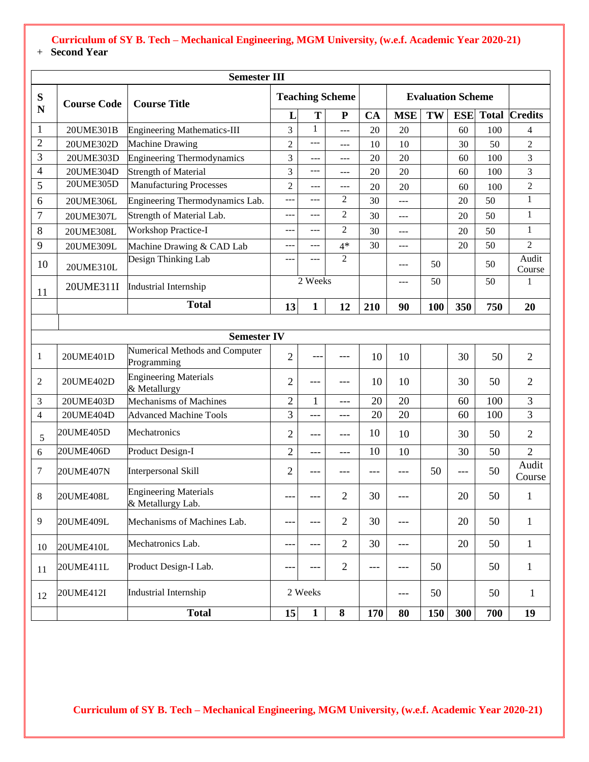# Curriculum of SY B. Tech – Mechanical Engineering, MGM University, (w.e.f. Academic Year 2020-21)

+ **Second Year**

| Semester III | | | | | | | | | | | |
|---|---|---|---|---|---|---|---|---|---|---|---|
| **SN** | **Course Code** | **Course Title** | **Teaching Scheme** | | | **Evaluation Scheme** | | | | | **Credits** |
| | | | **L** | **T** | **P** | **CA** | **MSE** | **TW** | **ESE** | **Total** | |
| 1 | 20UME301B | Engineering Mathematics-III | 3 | 1 | --- | 20 | 20 | | 60 | 100 | 4 |
| 2 | 20UME302D | Machine Drawing | 2 | --- | --- | 10 | 10 | | 30 | 50 | 2 |
| 3 | 20UME303D | Engineering Thermodynamics | 3 | --- | --- | 20 | 20 | | 60 | 100 | 3 |
| 4 | 20UME304D | Strength of Material | 3 | --- | --- | 20 | 20 | | 60 | 100 | 3 |
| 5 | 20UME305D | Manufacturing Processes | 2 | --- | --- | 20 | 20 | | 60 | 100 | 2 |
| 6 | 20UME306L | Engineering Thermodynamics Lab. | --- | --- | 2 | 30 | --- | | 20 | 50 | 1 |
| 7 | 20UME307L | Strength of Material Lab. | --- | --- | 2 | 30 | --- | | 20 | 50 | 1 |
| 8 | 20UME308L | Workshop Practice-I | --- | --- | 2 | 30 | --- | | 20 | 50 | 1 |
| 9 | 20UME309L | Machine Drawing & CAD Lab | --- | --- | 4* | 30 | --- | | 20 | 50 | 2 |
| 10 | 20UME310L | Design Thinking Lab | --- | --- | 2 | | --- | 50 | | 50 | Audit Course |
| 11 | 20UME311I | Industrial Internship | 2 Weeks | | | | --- | 50 | | 50 | 1 |
| | | **Total** | **13** | **1** | **12** | **210** | **90** | **100** | **350** | **750** | **20** |

| Semester IV | | | | | | | | | | | |
|---|---|---|---|---|---|---|---|---|---|---|---|
| **SN** | **Course Code** | **Course Title** | **L** | **T** | **P** | **CA** | **MSE** | **TW** | **ESE** | **Total** | **Credits** |
| 1 | 20UME401D | Numerical Methods and Computer Programming | 2 | --- | --- | 10 | 10 | | 30 | 50 | 2 |
| 2 | 20UME402D | Engineering Materials & Metallurgy | 2 | --- | --- | 10 | 10 | | 30 | 50 | 2 |
| 3 | 20UME403D | Mechanisms of Machines | 2 | 1 | --- | 20 | 20 | | 60 | 100 | 3 |
| 4 | 20UME404D | Advanced Machine Tools | 3 | --- | --- | 20 | 20 | | 60 | 100 | 3 |
| 5 | 20UME405D | Mechatronics | 2 | --- | --- | 10 | 10 | | 30 | 50 | 2 |
| 6 | 20UME406D | Product Design-I | 2 | --- | --- | 10 | 10 | | 30 | 50 | 2 |
| 7 | 20UME407N | Interpersonal Skill | 2 | --- | --- | --- | --- | 50 | --- | 50 | Audit Course |
| 8 | 20UME408L | Engineering Materials & Metallurgy Lab. | --- | --- | 2 | 30 | --- | | 20 | 50 | 1 |
| 9 | 20UME409L | Mechanisms of Machines Lab. | --- | --- | 2 | 30 | --- | | 20 | 50 | 1 |
| 10 | 20UME410L | Mechatronics Lab. | --- | --- | 2 | 30 | --- | | 20 | 50 | 1 |
| 11 | 20UME411L | Product Design-I Lab. | --- | --- | 2 | --- | --- | 50 | | 50 | 1 |
| 12 | 20UME412I | Industrial Internship | 2 Weeks | | | | --- | 50 | | 50 | 1 |
| | | **Total** | **15** | **1** | **8** | **170** | **80** | **150** | **300** | **700** | **19** |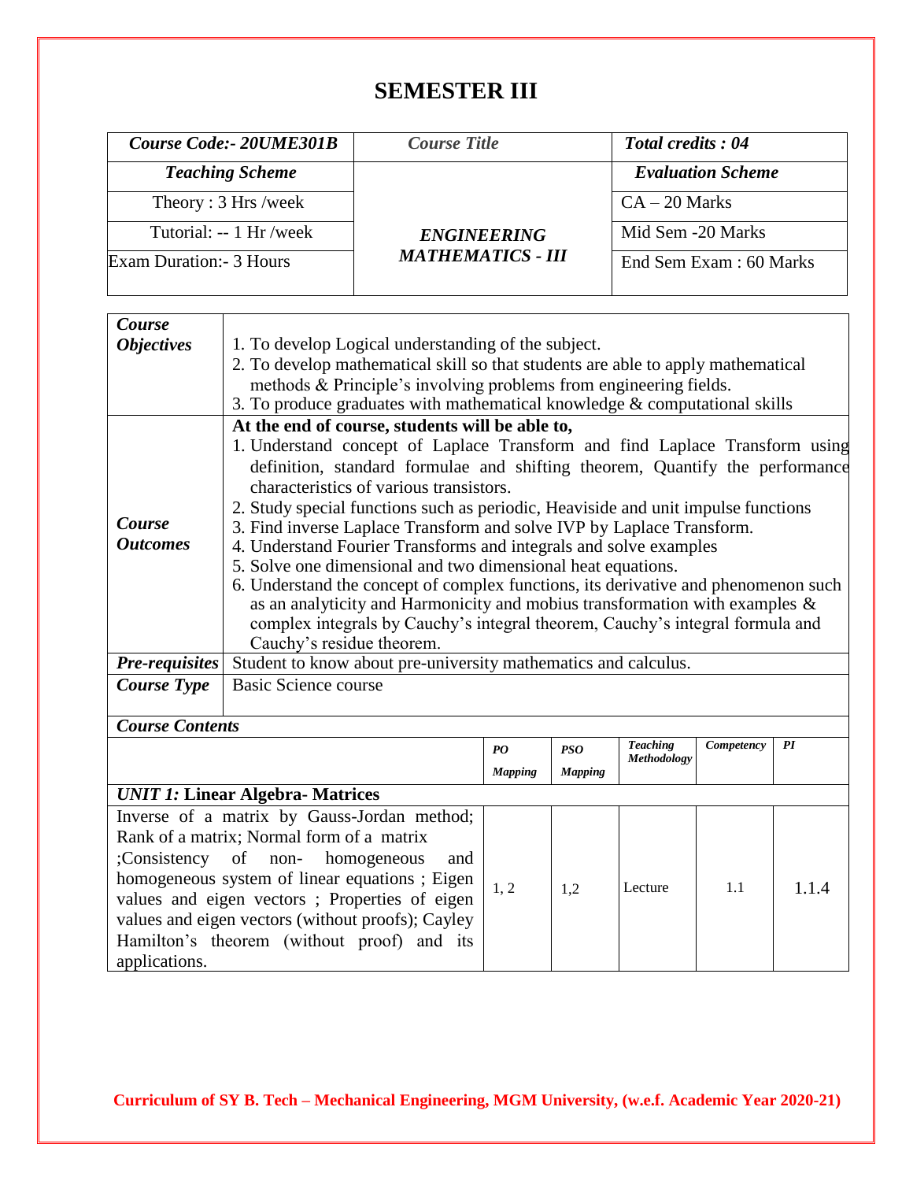# SEMESTER III

| *Course Code:- 20UME301B* | *Course Title* | *Total credits : 04* |
|---|---|---|
| *Teaching Scheme* | ***ENGINEERING MATHEMATICS - III*** | *Evaluation Scheme* |
| Theory : 3 Hrs /week | | CA – 20 Marks |
| Tutorial: -- 1 Hr /week | | Mid Sem -20 Marks |
| Exam Duration:- 3 Hours | | End Sem Exam : 60 Marks |

| | |
|---|---|
| ***Course Objectives*** | 1. To develop Logical understanding of the subject.<br>2. To develop mathematical skill so that students are able to apply mathematical methods & Principle's involving problems from engineering fields.<br>3. To produce graduates with mathematical knowledge & computational skills |
| ***Course Outcomes*** | **At the end of course, students will be able to,**<br>1. Understand concept of Laplace Transform and find Laplace Transform using definition, standard formulae and shifting theorem, Quantify the performance characteristics of various transistors.<br>2. Study special functions such as periodic, Heaviside and unit impulse functions<br>3. Find inverse Laplace Transform and solve IVP by Laplace Transform.<br>4. Understand Fourier Transforms and integrals and solve examples<br>5. Solve one dimensional and two dimensional heat equations.<br>6. Understand the concept of complex functions, its derivative and phenomenon such as an analyticity and Harmonicity and mobius transformation with examples & complex integrals by Cauchy's integral theorem, Cauchy's integral formula and Cauchy's residue theorem. |
| ***Pre-requisites*** | Student to know about pre-university mathematics and calculus. |
| ***Course Type*** | Basic Science course |

***Course Contents***

| | *PO Mapping* | *PSO Mapping* | *Teaching Methodology* | *Competency* | *PI* |
|---|---|---|---|---|---|
| ***UNIT 1:* Linear Algebra- Matrices** | | | | | |
| Inverse of a matrix by Gauss-Jordan method; Rank of a matrix; Normal form of a matrix ;Consistency of non- homogeneous and homogeneous system of linear equations ; Eigen values and eigen vectors ; Properties of eigen values and eigen vectors (without proofs); Cayley Hamilton's theorem (without proof) and its applications. | 1, 2 | 1,2 | Lecture | 1.1 | 1.1.4 |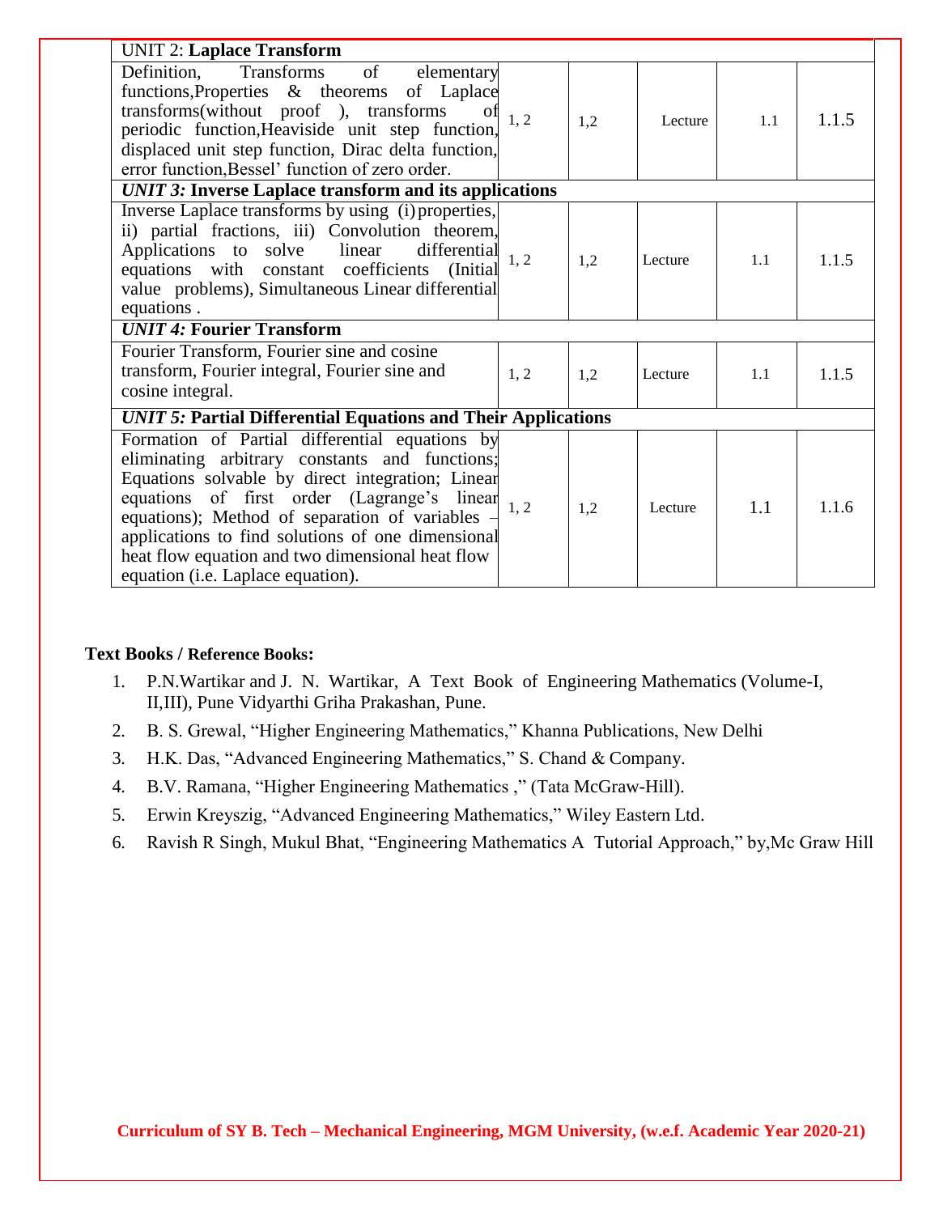| UNIT 2: **Laplace Transform** | | | | | |
|---|---|---|---|---|---|
| Definition, Transforms of elementary functions,Properties & theorems of Laplace transforms(without proof ), transforms of periodic function,Heaviside unit step function, displaced unit step function, Dirac delta function, error function,Bessel' function of zero order. | 1, 2 | 1,2 | Lecture | 1.1 | 1.1.5 |
| *UNIT 3:* **Inverse Laplace transform and its applications** | | | | | |
| Inverse Laplace transforms by using (i) properties, ii) partial fractions, iii) Convolution theorem, Applications to solve linear differential equations with constant coefficients (Initial value problems), Simultaneous Linear differential equations . | 1, 2 | 1,2 | Lecture | 1.1 | 1.1.5 |
| *UNIT 4:* **Fourier Transform** | | | | | |
| Fourier Transform, Fourier sine and cosine transform, Fourier integral, Fourier sine and cosine integral. | 1, 2 | 1,2 | Lecture | 1.1 | 1.1.5 |
| *UNIT 5:* **Partial Differential Equations and Their Applications** | | | | | |
| Formation of Partial differential equations by eliminating arbitrary constants and functions; Equations solvable by direct integration; Linear equations of first order (Lagrange's linear equations); Method of separation of variables – applications to find solutions of one dimensional heat flow equation and two dimensional heat flow equation (i.e. Laplace equation). | 1, 2 | 1,2 | Lecture | 1.1 | 1.1.6 |

**Text Books / Reference Books:**

1. P.N.Wartikar and J. N. Wartikar, A Text Book of Engineering Mathematics (Volume-I, II,III), Pune Vidyarthi Griha Prakashan, Pune.
2. B. S. Grewal, "Higher Engineering Mathematics," Khanna Publications, New Delhi
3. H.K. Das, "Advanced Engineering Mathematics," S. Chand & Company.
4. B.V. Ramana, "Higher Engineering Mathematics ," (Tata McGraw-Hill).
5. Erwin Kreyszig, "Advanced Engineering Mathematics," Wiley Eastern Ltd.
6. Ravish R Singh, Mukul Bhat, "Engineering Mathematics A Tutorial Approach," by,Mc Graw Hill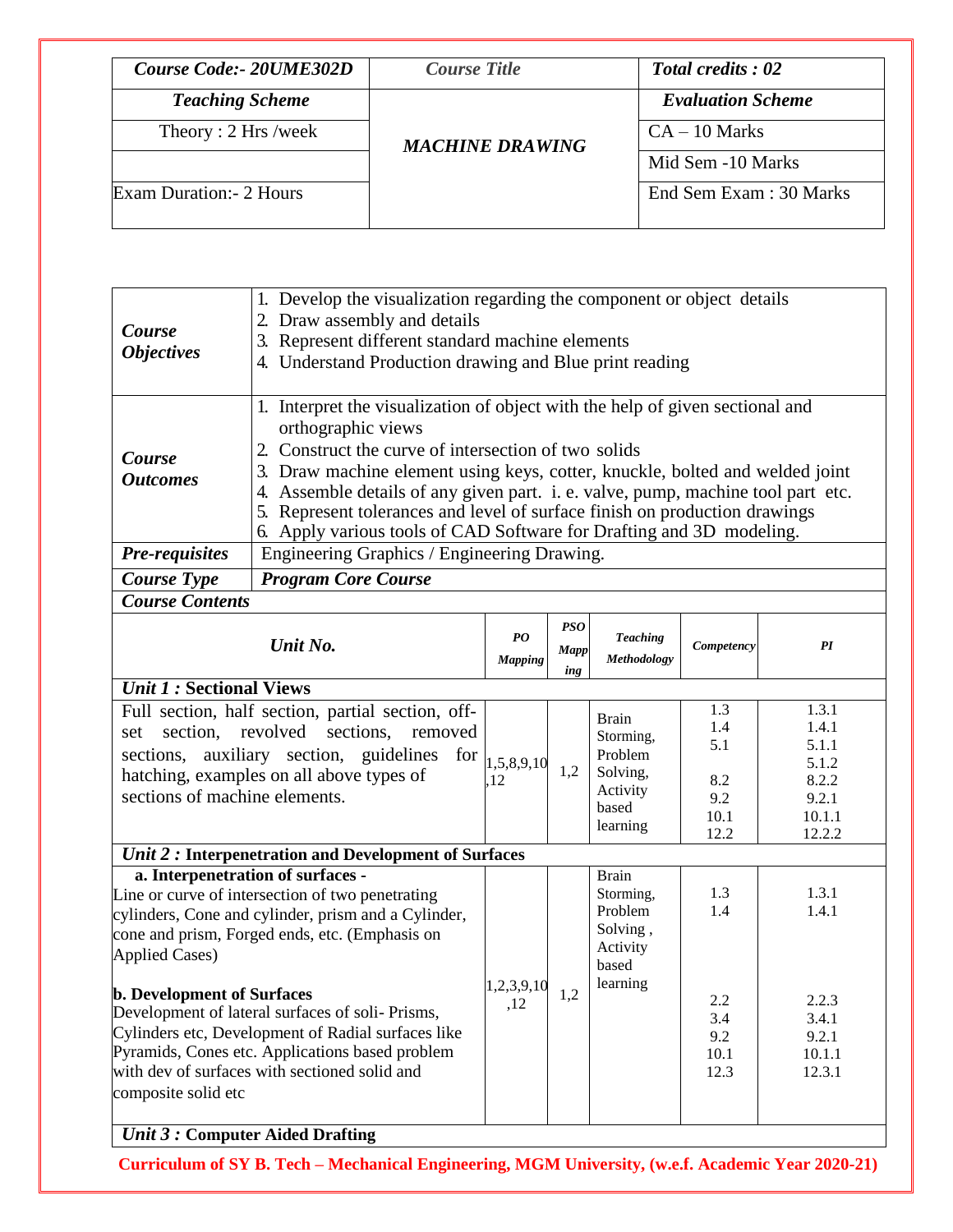| *Course Code:- 20UME302D* | *Course Title* | *Total credits : 02* |
|---|---|---|
| *Teaching Scheme* | *MACHINE DRAWING* | *Evaluation Scheme* |
| Theory : 2 Hrs /week | | CA – 10 Marks |
| | | Mid Sem -10 Marks |
| Exam Duration:- 2 Hours | | End Sem Exam : 30 Marks |

| | |
|---|---|
| ***Course Objectives*** | 1. Develop the visualization regarding the component or object details<br>2. Draw assembly and details<br>3. Represent different standard machine elements<br>4. Understand Production drawing and Blue print reading |
| ***Course Outcomes*** | 1. Interpret the visualization of object with the help of given sectional and orthographic views<br>2. Construct the curve of intersection of two solids<br>3. Draw machine element using keys, cotter, knuckle, bolted and welded joint<br>4. Assemble details of any given part. i. e. valve, pump, machine tool part etc.<br>5. Represent tolerances and level of surface finish on production drawings<br>6. Apply various tools of CAD Software for Drafting and 3D modeling. |
| ***Pre-requisites*** | Engineering Graphics / Engineering Drawing. |
| ***Course Type*** | ***Program Core Course*** |

***Course Contents***

| *Unit No.* | *PO Mapping* | *PSO Mapping* | *Teaching Methodology* | *Competency* | *PI* |
|---|---|---|---|---|---|
| ***Unit 1 :* Sectional Views** | | | | | |
| Full section, half section, partial section, off-set section, revolved sections, removed sections, auxiliary section, guidelines for hatching, examples on all above types of sections of machine elements. | 1,5,8,9,10,12 | 1,2 | Brain Storming, Problem Solving, Activity based learning | 1.3<br>1.4<br>5.1<br><br>8.2<br>9.2<br>10.1<br>12.2 | 1.3.1<br>1.4.1<br>5.1.1<br>5.1.2<br>8.2.2<br>9.2.1<br>10.1.1<br>12.2.2 |
| ***Unit 2 :* Interpenetration and Development of Surfaces** | | | | | |
| **a. Interpenetration of surfaces -**<br>Line or curve of intersection of two penetrating cylinders, Cone and cylinder, prism and a Cylinder, cone and prism, Forged ends, etc. (Emphasis on Applied Cases)<br><br>**b. Development of Surfaces**<br>Development of lateral surfaces of soli- Prisms, Cylinders etc, Development of Radial surfaces like Pyramids, Cones etc. Applications based problem with dev of surfaces with sectioned solid and composite solid etc | 1,2,3,9,10,12 | 1,2 | Brain Storming, Problem Solving , Activity based learning | 1.3<br>1.4<br><br>2.2<br>3.4<br>9.2<br>10.1<br>12.3 | 1.3.1<br>1.4.1<br><br>2.2.3<br>3.4.1<br>9.2.1<br>10.1.1<br>12.3.1 |
| ***Unit 3 :* Computer Aided Drafting** | | | | | |

**Curriculum of SY B. Tech – Mechanical Engineering, MGM University, (w.e.f. Academic Year 2020-21)**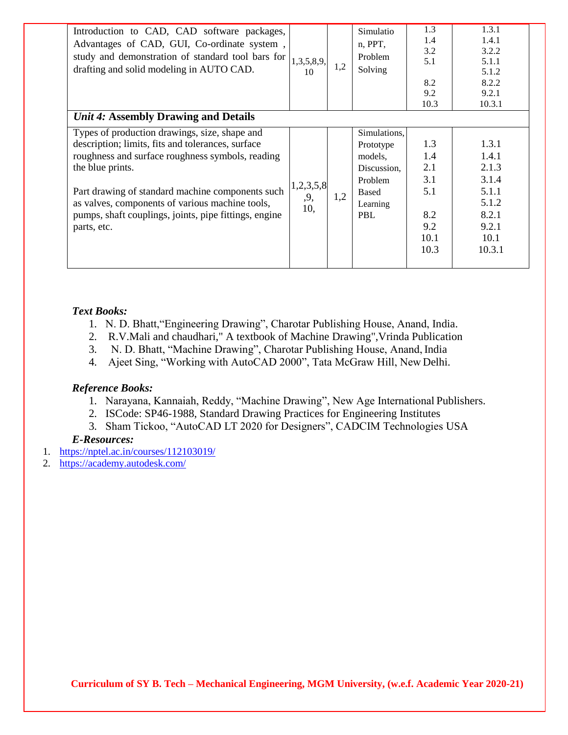| | | | | | |
|---|---|---|---|---|---|
| Introduction to CAD, CAD software packages, Advantages of CAD, GUI, Co-ordinate system , study and demonstration of standard tool bars for drafting and solid modeling in AUTO CAD. | 1,3,5,8,9, 10 | 1,2 | Simulation, PPT, Problem Solving | 1.3<br>1.4<br>3.2<br>5.1<br><br>8.2<br>9.2<br>10.3 | 1.3.1<br>1.4.1<br>3.2.2<br>5.1.1<br>5.1.2<br>8.2.2<br>9.2.1<br>10.3.1 |
| *Unit 4:* **Assembly Drawing and Details** | | | | | |
| Types of production drawings, size, shape and description; limits, fits and tolerances, surface roughness and surface roughness symbols, reading the blue prints.<br><br>Part drawing of standard machine components such as valves, components of various machine tools, pumps, shaft couplings, joints, pipe fittings, engine parts, etc. | 1,2,3,5,8 ,9, 10, | 1,2 | Simulations, Prototype models, Discussion, Problem Based Learning PBL | 1.3<br>1.4<br>2.1<br>3.1<br>5.1<br><br>8.2<br>9.2<br>10.1<br>10.3 | 1.3.1<br>1.4.1<br>2.1.3<br>3.1.4<br>5.1.1<br>5.1.2<br>8.2.1<br>9.2.1<br>10.1<br>10.3.1 |

***Text Books:***

1. N. D. Bhatt,"Engineering Drawing", Charotar Publishing House, Anand, India.
2. R.V.Mali and chaudhari," A textbook of Machine Drawing",Vrinda Publication
3. N. D. Bhatt, "Machine Drawing", Charotar Publishing House, Anand, India
4. Ajeet Sing, "Working with AutoCAD 2000", Tata McGraw Hill, New Delhi.

***Reference Books:***

1. Narayana, Kannaiah, Reddy, "Machine Drawing", New Age International Publishers.
2. ISCode: SP46-1988, Standard Drawing Practices for Engineering Institutes
3. Sham Tickoo, "AutoCAD LT 2020 for Designers", CADCIM Technologies USA

***E-Resources:***

1. https://nptel.ac.in/courses/112103019/
2. https://academy.autodesk.com/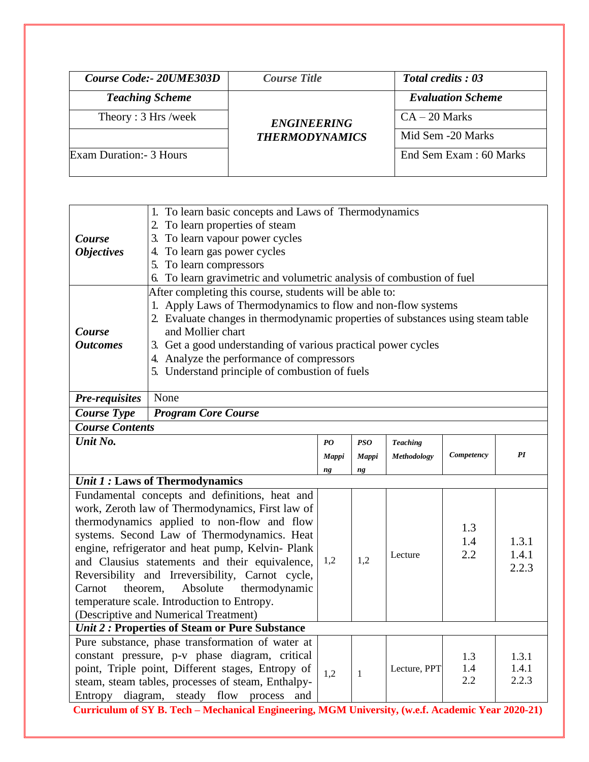| ***Course Code:- 20UME303D*** | ***Course Title*** | ***Total credits : 03*** |
|---|---|---|
| ***Teaching Scheme*** | ***ENGINEERING THERMODYNAMICS*** | ***Evaluation Scheme*** |
| Theory : 3 Hrs /week | | CA – 20 Marks |
| | | Mid Sem -20 Marks |
| Exam Duration:- 3 Hours | | End Sem Exam : 60 Marks |

| | |
|---|---|
| ***Course Objectives*** | 1. To learn basic concepts and Laws of Thermodynamics<br>2. To learn properties of steam<br>3. To learn vapour power cycles<br>4. To learn gas power cycles<br>5. To learn compressors<br>6. To learn gravimetric and volumetric analysis of combustion of fuel |
| ***Course Outcomes*** | After completing this course, students will be able to:<br>1. Apply Laws of Thermodynamics to flow and non-flow systems<br>2. Evaluate changes in thermodynamic properties of substances using steam table and Mollier chart<br>3. Get a good understanding of various practical power cycles<br>4. Analyze the performance of compressors<br>5. Understand principle of combustion of fuels |
| ***Pre-requisites*** | None |
| ***Course Type*** | ***Program Core Course*** |

***Course Contents***

| ***Unit No.*** | ***PO Mapping*** | ***PSO Mapping*** | ***Teaching Methodology*** | ***Competency*** | ***PI*** |
|---|---|---|---|---|---|
| ***Unit 1 :* Laws of Thermodynamics** | | | | | |
| Fundamental concepts and definitions, heat and work, Zeroth law of Thermodynamics, First law of thermodynamics applied to non-flow and flow systems. Second Law of Thermodynamics. Heat engine, refrigerator and heat pump, Kelvin- Plank and Clausius statements and their equivalence, Reversibility and Irreversibility, Carnot cycle, Carnot theorem, Absolute thermodynamic temperature scale. Introduction to Entropy. (Descriptive and Numerical Treatment) | 1,2 | 1,2 | Lecture | 1.3<br>1.4<br>2.2 | 1.3.1<br>1.4.1<br>2.2.3 |
| ***Unit 2 :* Properties of Steam or Pure Substance** | | | | | |
| Pure substance, phase transformation of water at constant pressure, p-v phase diagram, critical point, Triple point, Different stages, Entropy of steam, steam tables, processes of steam, Enthalpy-Entropy diagram, steady flow process and | 1,2 | 1 | Lecture, PPT | 1.3<br>1.4<br>2.2 | 1.3.1<br>1.4.1<br>2.2.3 |

**Curriculum of SY B. Tech – Mechanical Engineering, MGM University, (w.e.f. Academic Year 2020-21)**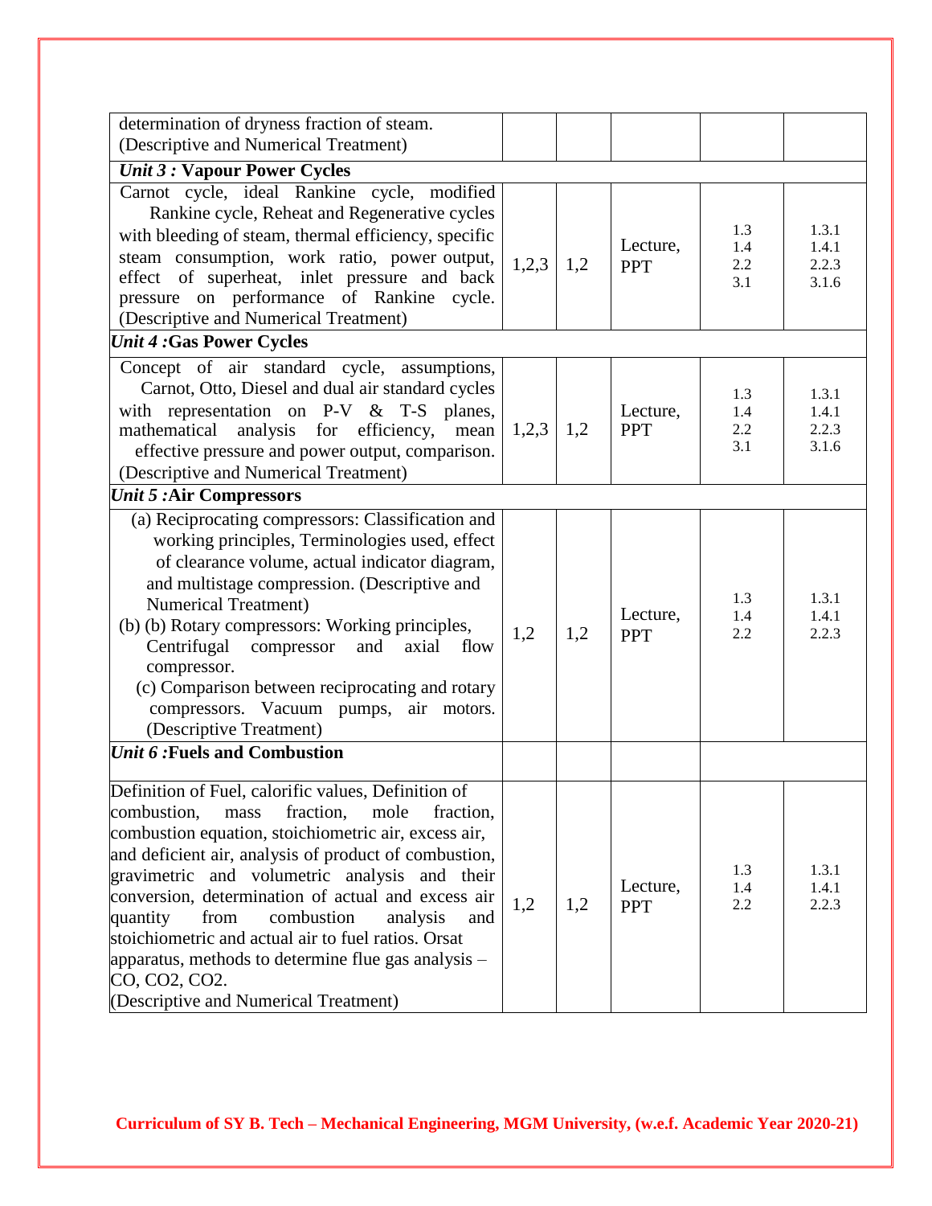| | | | | | |
|---|---|---|---|---|---|
| determination of dryness fraction of steam. (Descriptive and Numerical Treatment) | | | | | |
| ***Unit 3 :* Vapour Power Cycles** | | | | | |
| Carnot cycle, ideal Rankine cycle, modified Rankine cycle, Reheat and Regenerative cycles with bleeding of steam, thermal efficiency, specific steam consumption, work ratio, power output, effect of superheat, inlet pressure and back pressure on performance of Rankine cycle. (Descriptive and Numerical Treatment) | 1,2,3 | 1,2 | Lecture, PPT | 1.3<br>1.4<br>2.2<br>3.1 | 1.3.1<br>1.4.1<br>2.2.3<br>3.1.6 |
| ***Unit 4 :*Gas Power Cycles** | | | | | |
| Concept of air standard cycle, assumptions, Carnot, Otto, Diesel and dual air standard cycles with representation on P-V & T-S planes, mathematical analysis for efficiency, mean effective pressure and power output, comparison. (Descriptive and Numerical Treatment) | 1,2,3 | 1,2 | Lecture, PPT | 1.3<br>1.4<br>2.2<br>3.1 | 1.3.1<br>1.4.1<br>2.2.3<br>3.1.6 |
| ***Unit 5 :*Air Compressors** | | | | | |
| (a) Reciprocating compressors: Classification and working principles, Terminologies used, effect of clearance volume, actual indicator diagram, and multistage compression. (Descriptive and Numerical Treatment)<br>(b) (b) Rotary compressors: Working principles, Centrifugal compressor and axial flow compressor.<br>(c) Comparison between reciprocating and rotary compressors. Vacuum pumps, air motors. (Descriptive Treatment) | 1,2 | 1,2 | Lecture, PPT | 1.3<br>1.4<br>2.2 | 1.3.1<br>1.4.1<br>2.2.3 |
| ***Unit 6 :*Fuels and Combustion** | | | | | |
| Definition of Fuel, calorific values, Definition of combustion, mass fraction, mole fraction, combustion equation, stoichiometric air, excess air, and deficient air, analysis of product of combustion, gravimetric and volumetric analysis and their conversion, determination of actual and excess air quantity from combustion analysis and stoichiometric and actual air to fuel ratios. Orsat apparatus, methods to determine flue gas analysis – CO, CO2, CO2. (Descriptive and Numerical Treatment) | 1,2 | 1,2 | Lecture, PPT | 1.3<br>1.4<br>2.2 | 1.3.1<br>1.4.1<br>2.2.3 |

**Curriculum of SY B. Tech – Mechanical Engineering, MGM University, (w.e.f. Academic Year 2020-21)**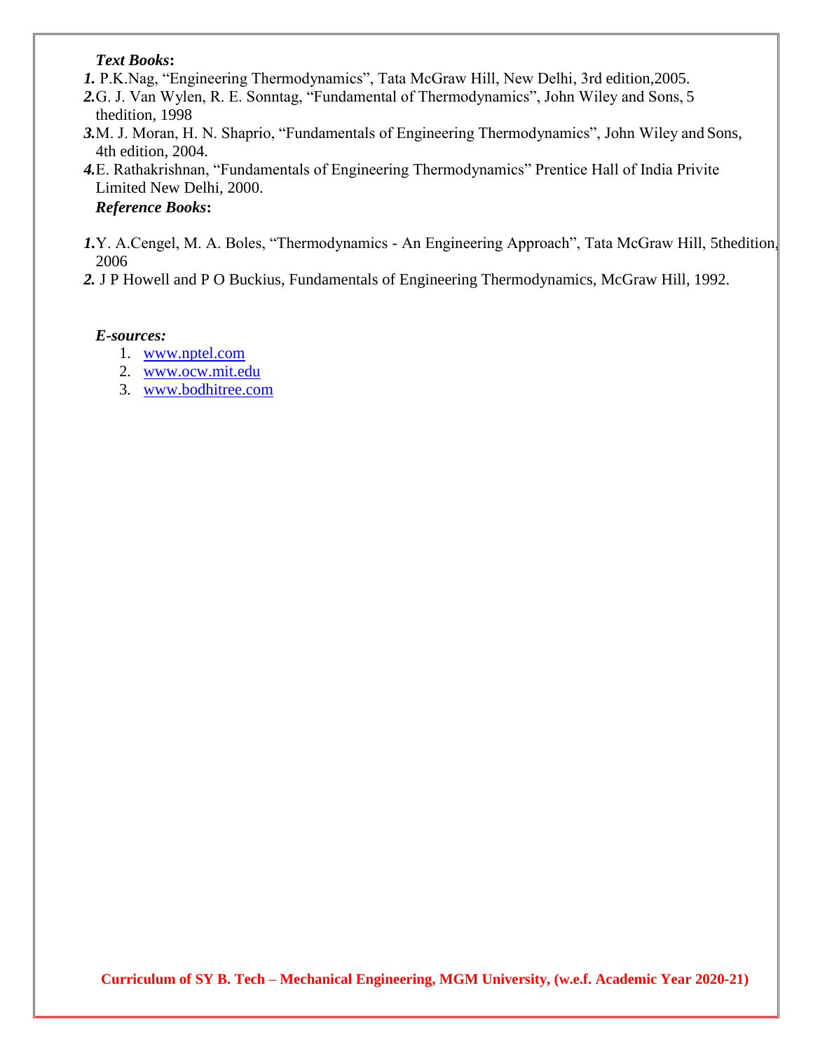***Text Books*:**

1. P.K.Nag, "Engineering Thermodynamics", Tata McGraw Hill, New Delhi, 3rd edition,2005.
2. G. J. Van Wylen, R. E. Sonntag, "Fundamental of Thermodynamics", John Wiley and Sons, 5 thedition, 1998
3. M. J. Moran, H. N. Shaprio, "Fundamentals of Engineering Thermodynamics", John Wiley and Sons, 4th edition, 2004.
4. E. Rathakrishnan, "Fundamentals of Engineering Thermodynamics" Prentice Hall of India Privite Limited New Delhi, 2000.

***Reference Books*:**

1. Y. A.Cengel, M. A. Boles, "Thermodynamics - An Engineering Approach", Tata McGraw Hill, 5thedition, 2006
2. J P Howell and P O Buckius, Fundamentals of Engineering Thermodynamics, McGraw Hill, 1992.

***E-sources:***

1. www.nptel.com
2. www.ocw.mit.edu
3. www.bodhitree.com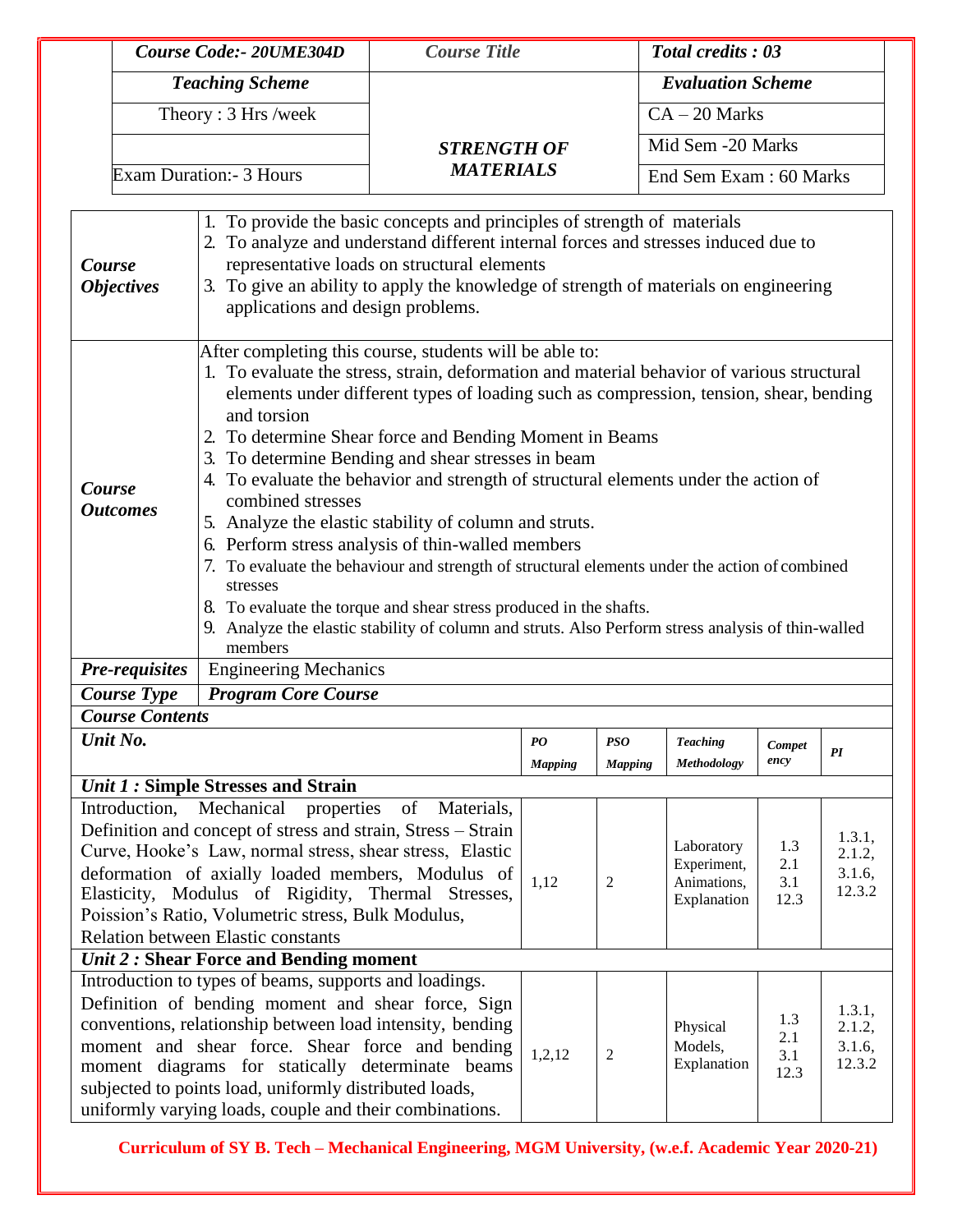| *Course Code:- 20UME304D* | *Course Title* | *Total credits : 03* |
|---|---|---|
| *Teaching Scheme* | ***STRENGTH OF MATERIALS*** | *Evaluation Scheme* |
| Theory : 3 Hrs /week | | CA – 20 Marks |
| | | Mid Sem -20 Marks |
| Exam Duration:- 3 Hours | | End Sem Exam : 60 Marks |

| | |
|---|---|
| ***Course Objectives*** | 1. To provide the basic concepts and principles of strength of materials<br>2. To analyze and understand different internal forces and stresses induced due to representative loads on structural elements<br>3. To give an ability to apply the knowledge of strength of materials on engineering applications and design problems. |
| ***Course Outcomes*** | After completing this course, students will be able to:<br>1. To evaluate the stress, strain, deformation and material behavior of various structural elements under different types of loading such as compression, tension, shear, bending and torsion<br>2. To determine Shear force and Bending Moment in Beams<br>3. To determine Bending and shear stresses in beam<br>4. To evaluate the behavior and strength of structural elements under the action of combined stresses<br>5. Analyze the elastic stability of column and struts.<br>6. Perform stress analysis of thin-walled members<br>7. To evaluate the behaviour and strength of structural elements under the action of combined stresses<br>8. To evaluate the torque and shear stress produced in the shafts.<br>9. Analyze the elastic stability of column and struts. Also Perform stress analysis of thin-walled members |
| ***Pre-requisites*** | Engineering Mechanics |
| ***Course Type*** | ***Program Core Course*** |

***Course Contents***

| *Unit No.* | *PO Mapping* | *PSO Mapping* | *Teaching Methodology* | *Competency* | *PI* |
|---|---|---|---|---|---|
| ***Unit 1 : Simple Stresses and Strain*** | | | | | |
| Introduction, Mechanical properties of Materials, Definition and concept of stress and strain, Stress – Strain Curve, Hooke's Law, normal stress, shear stress, Elastic deformation of axially loaded members, Modulus of Elasticity, Modulus of Rigidity, Thermal Stresses, Poission's Ratio, Volumetric stress, Bulk Modulus, Relation between Elastic constants | 1,12 | 2 | Laboratory Experiment, Animations, Explanation | 1.3<br>2.1<br>3.1<br>12.3 | 1.3.1,<br>2.1.2,<br>3.1.6,<br>12.3.2 |
| ***Unit 2 : Shear Force and Bending moment*** | | | | | |
| Introduction to types of beams, supports and loadings. Definition of bending moment and shear force, Sign conventions, relationship between load intensity, bending moment and shear force. Shear force and bending moment diagrams for statically determinate beams subjected to points load, uniformly distributed loads, uniformly varying loads, couple and their combinations. | 1,2,12 | 2 | Physical Models, Explanation | 1.3<br>2.1<br>3.1<br>12.3 | 1.3.1,<br>2.1.2,<br>3.1.6,<br>12.3.2 |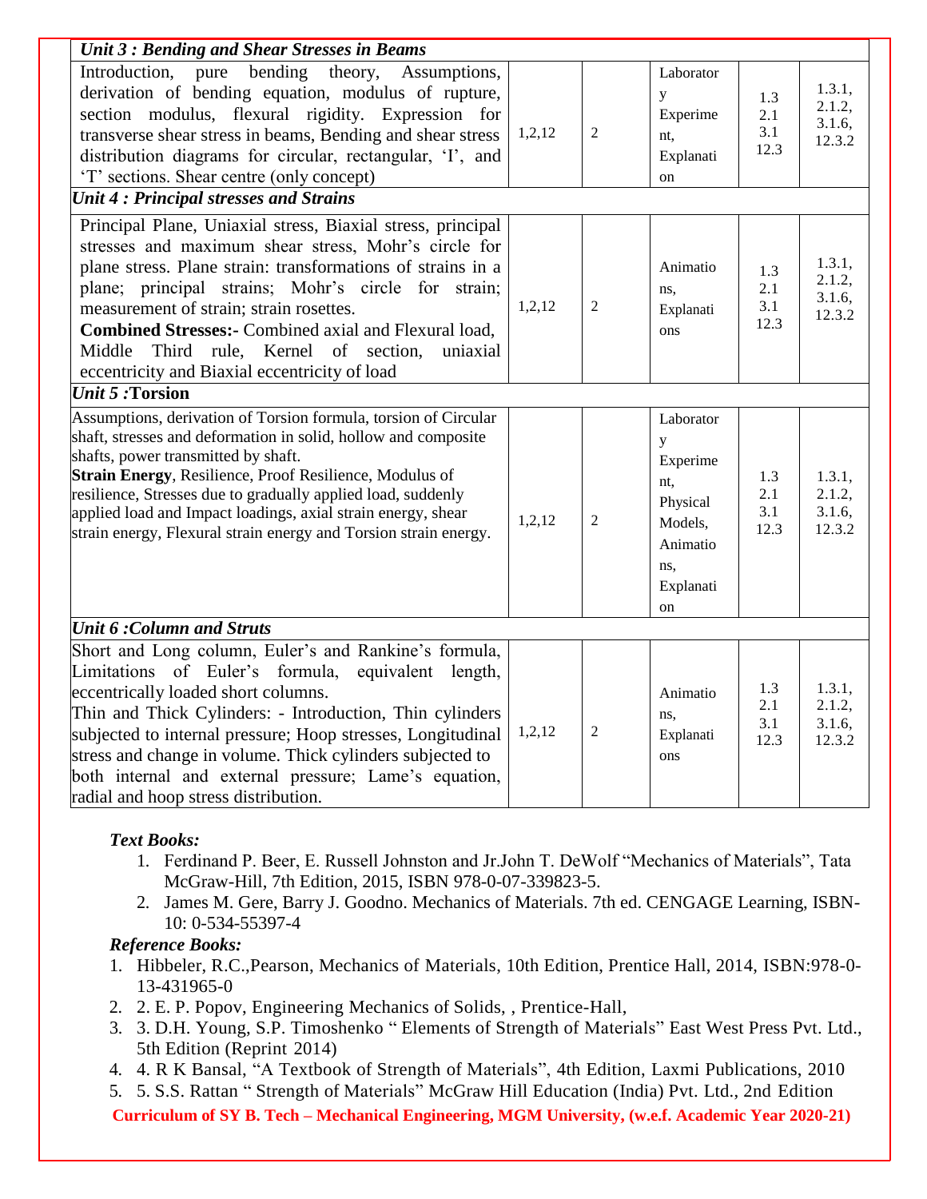| *Unit 3 : Bending and Shear Stresses in Beams* | | | | | |
|---|---|---|---|---|---|
| Introduction, pure bending theory, Assumptions, derivation of bending equation, modulus of rupture, section modulus, flexural rigidity. Expression for transverse shear stress in beams, Bending and shear stress distribution diagrams for circular, rectangular, 'I', and 'T' sections. Shear centre (only concept) | 1,2,12 | 2 | Laboratory Experiment, Explanation | 1.3 2.1 3.1 12.3 | 1.3.1, 2.1.2, 3.1.6, 12.3.2 |
| *Unit 4 : Principal stresses and Strains* | | | | | |
| Principal Plane, Uniaxial stress, Biaxial stress, principal stresses and maximum shear stress, Mohr's circle for plane stress. Plane strain: transformations of strains in a plane; principal strains; Mohr's circle for strain; measurement of strain; strain rosettes. **Combined Stresses:-** Combined axial and Flexural load, Middle Third rule, Kernel of section, uniaxial eccentricity and Biaxial eccentricity of load | 1,2,12 | 2 | Animations, Explanations | 1.3 2.1 3.1 12.3 | 1.3.1, 2.1.2, 3.1.6, 12.3.2 |
| *Unit 5 :Torsion* | | | | | |
| Assumptions, derivation of Torsion formula, torsion of Circular shaft, stresses and deformation in solid, hollow and composite shafts, power transmitted by shaft. **Strain Energy**, Resilience, Proof Resilience, Modulus of resilience, Stresses due to gradually applied load, suddenly applied load and Impact loadings, axial strain energy, shear strain energy, Flexural strain energy and Torsion strain energy. | 1,2,12 | 2 | Laboratory Experiment, Physical Models, Animations, Explanation | 1.3 2.1 3.1 12.3 | 1.3.1, 2.1.2, 3.1.6, 12.3.2 |
| *Unit 6 :Column and Struts* | | | | | |
| Short and Long column, Euler's and Rankine's formula, Limitations of Euler's formula, equivalent length, eccentrically loaded short columns. Thin and Thick Cylinders: - Introduction, Thin cylinders subjected to internal pressure; Hoop stresses, Longitudinal stress and change in volume. Thick cylinders subjected to both internal and external pressure; Lame's equation, radial and hoop stress distribution. | 1,2,12 | 2 | Animations, Explanations | 1.3 2.1 3.1 12.3 | 1.3.1, 2.1.2, 3.1.6, 12.3.2 |

***Text Books:***

1. Ferdinand P. Beer, E. Russell Johnston and Jr.John T. DeWolf "Mechanics of Materials", Tata McGraw-Hill, 7th Edition, 2015, ISBN 978-0-07-339823-5.
2. James M. Gere, Barry J. Goodno. Mechanics of Materials. 7th ed. CENGAGE Learning, ISBN-10: 0-534-55397-4

***Reference Books:***

1. Hibbeler, R.C.,Pearson, Mechanics of Materials, 10th Edition, Prentice Hall, 2014, ISBN:978-0-13-431965-0
2. 2. E. P. Popov, Engineering Mechanics of Solids, , Prentice-Hall,
3. 3. D.H. Young, S.P. Timoshenko " Elements of Strength of Materials" East West Press Pvt. Ltd., 5th Edition (Reprint 2014)
4. 4. R K Bansal, "A Textbook of Strength of Materials", 4th Edition, Laxmi Publications, 2010
5. 5. S.S. Rattan " Strength of Materials" McGraw Hill Education (India) Pvt. Ltd., 2nd Edition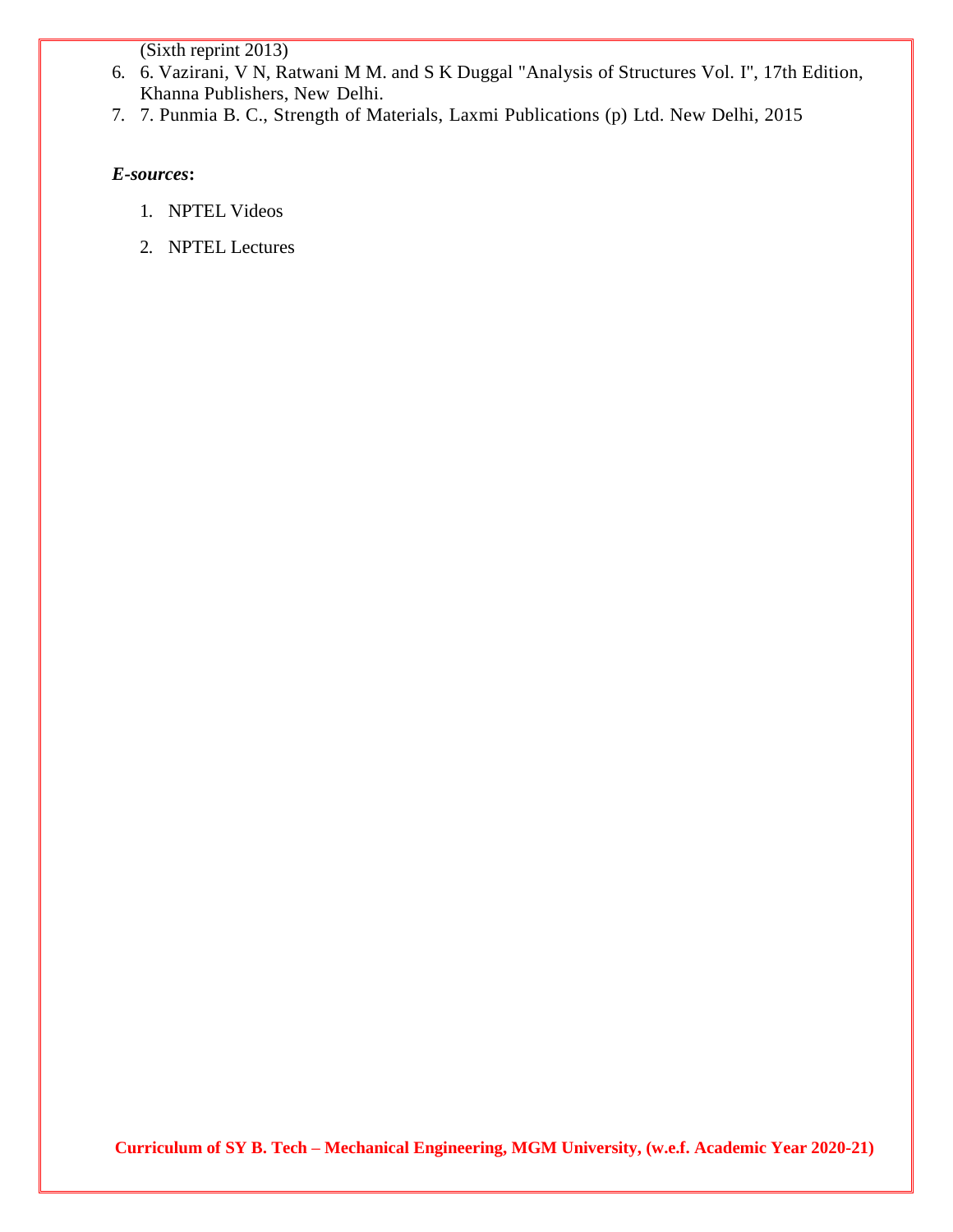(Sixth reprint 2013)

6. 6. Vazirani, V N, Ratwani M M. and S K Duggal "Analysis of Structures Vol. I", 17th Edition, Khanna Publishers, New Delhi.
7. 7. Punmia B. C., Strength of Materials, Laxmi Publications (p) Ltd. New Delhi, 2015

***E-sources*:**

1. NPTEL Videos
2. NPTEL Lectures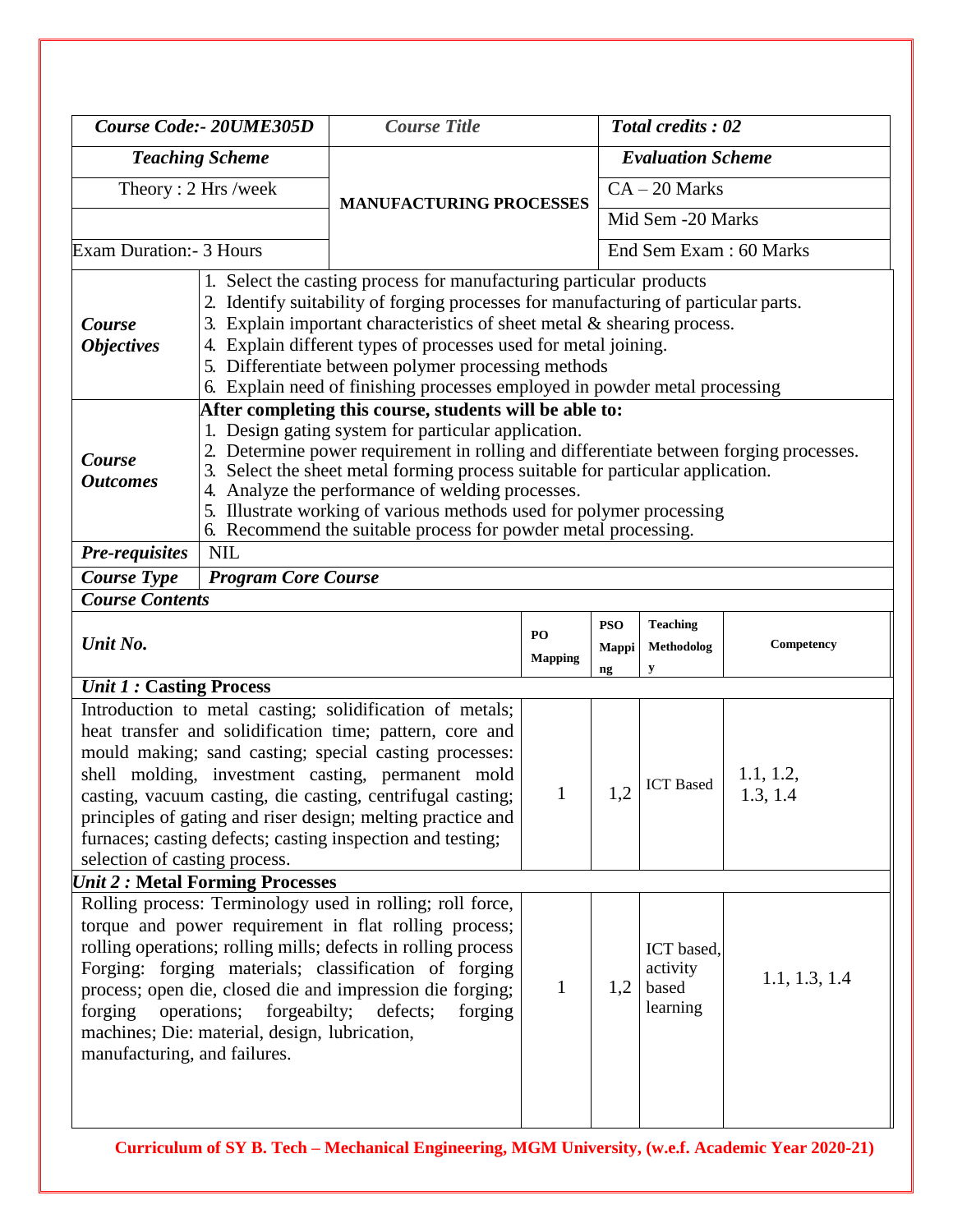| Course Code:- 20UME305D | Course Title | Total credits : 02 |
|---|---|---|
| **Teaching Scheme** | **MANUFACTURING PROCESSES** | **Evaluation Scheme** |
| Theory : 2 Hrs /week | | CA – 20 Marks |
| | | Mid Sem -20 Marks |
| Exam Duration:- 3 Hours | | End Sem Exam : 60 Marks |

| | |
|---|---|
| ***Course Objectives*** | 1. Select the casting process for manufacturing particular products<br>2. Identify suitability of forging processes for manufacturing of particular parts.<br>3. Explain important characteristics of sheet metal & shearing process.<br>4. Explain different types of processes used for metal joining.<br>5. Differentiate between polymer processing methods<br>6. Explain need of finishing processes employed in powder metal processing |
| ***Course Outcomes*** | **After completing this course, students will be able to:**<br>1. Design gating system for particular application.<br>2. Determine power requirement in rolling and differentiate between forging processes.<br>3. Select the sheet metal forming process suitable for particular application.<br>4. Analyze the performance of welding processes.<br>5. Illustrate working of various methods used for polymer processing<br>6. Recommend the suitable process for powder metal processing. |
| ***Pre-requisites*** | NIL |
| ***Course Type*** | ***Program Core Course*** |

***Course Contents***

| *Unit No.* | PO Mapping | PSO Mapping | Teaching Methodology | Competency |
|---|---|---|---|---|
| ***Unit 1 :* Casting Process** | | | | |
| Introduction to metal casting; solidification of metals; heat transfer and solidification time; pattern, core and mould making; sand casting; special casting processes: shell molding, investment casting, permanent mold casting, vacuum casting, die casting, centrifugal casting; principles of gating and riser design; melting practice and furnaces; casting defects; casting inspection and testing; selection of casting process. | 1 | 1,2 | ICT Based | 1.1, 1.2, 1.3, 1.4 |
| ***Unit 2 :* Metal Forming Processes** | | | | |
| Rolling process: Terminology used in rolling; roll force, torque and power requirement in flat rolling process; rolling operations; rolling mills; defects in rolling process Forging: forging materials; classification of forging process; open die, closed die and impression die forging; forging operations; forgeabilty; defects; forging machines; Die: material, design, lubrication, manufacturing, and failures. | 1 | 1,2 | ICT based, activity based learning | 1.1, 1.3, 1.4 |

**Curriculum of SY B. Tech – Mechanical Engineering, MGM University, (w.e.f. Academic Year 2020-21)**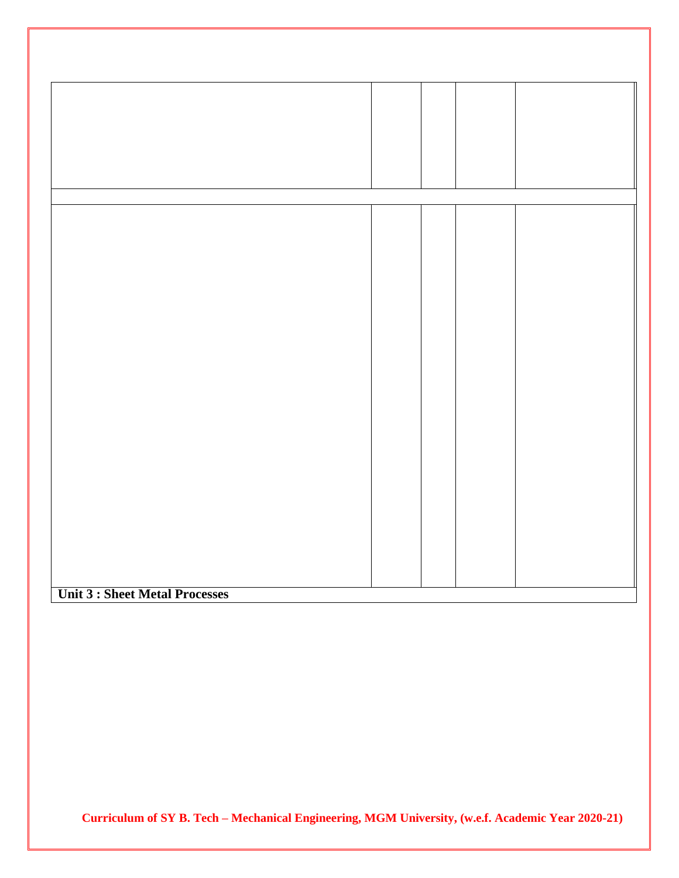|  |  |  |  |  |
|---|---|---|---|---|
|  |  |  |  |  |
|  |  |  |  |  |
|  |  |  |  |  |
| **Unit 3 : Sheet Metal Processes** | | | | |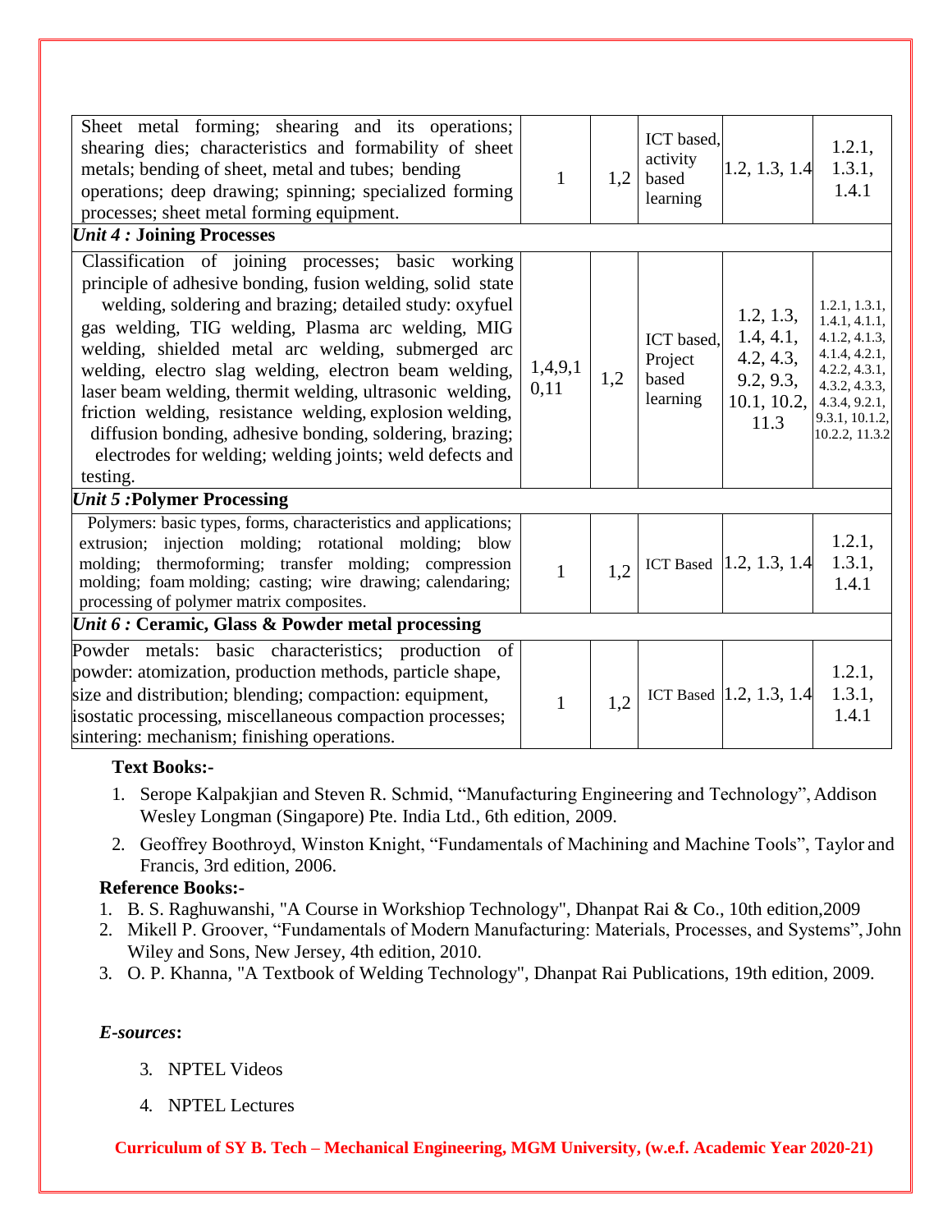| | | | | | |
|---|---|---|---|---|---|
| Sheet metal forming; shearing and its operations; shearing dies; characteristics and formability of sheet metals; bending of sheet, metal and tubes; bending operations; deep drawing; spinning; specialized forming processes; sheet metal forming equipment. | 1 | 1,2 | ICT based, activity based learning | 1.2, 1.3, 1.4 | 1.2.1, 1.3.1, 1.4.1 |
| ***Unit 4 :* Joining Processes** | | | | | |
| Classification of joining processes; basic working principle of adhesive bonding, fusion welding, solid state welding, soldering and brazing; detailed study: oxyfuel gas welding, TIG welding, Plasma arc welding, MIG welding, shielded metal arc welding, submerged arc welding, electro slag welding, electron beam welding, laser beam welding, thermit welding, ultrasonic welding, friction welding, resistance welding, explosion welding, diffusion bonding, adhesive bonding, soldering, brazing; electrodes for welding; welding joints; weld defects and testing. | 1,4,9,10,11 | 1,2 | ICT based, Project based learning | 1.2, 1.3, 1.4, 4.1, 4.2, 4.3, 9.2, 9.3, 10.1, 10.2, 11.3 | 1.2.1, 1.3.1, 1.4.1, 4.1.1, 4.1.2, 4.1.3, 4.1.4, 4.2.1, 4.2.2, 4.3.1, 4.3.2, 4.3.3, 4.3.4, 9.2.1, 9.3.1, 10.1.2, 10.2.2, 11.3.2 |
| ***Unit 5 :*Polymer Processing** | | | | | |
| Polymers: basic types, forms, characteristics and applications; extrusion; injection molding; rotational molding; blow molding; thermoforming; transfer molding; compression molding; foam molding; casting; wire drawing; calendaring; processing of polymer matrix composites. | 1 | 1,2 | ICT Based | 1.2, 1.3, 1.4 | 1.2.1, 1.3.1, 1.4.1 |
| ***Unit 6 :* Ceramic, Glass & Powder metal processing** | | | | | |
| Powder metals: basic characteristics; production of powder: atomization, production methods, particle shape, size and distribution; blending; compaction: equipment, isostatic processing, miscellaneous compaction processes; sintering: mechanism; finishing operations. | 1 | 1,2 | ICT Based | 1.2, 1.3, 1.4 | 1.2.1, 1.3.1, 1.4.1 |

**Text Books:-**

1. Serope Kalpakjian and Steven R. Schmid, "Manufacturing Engineering and Technology", Addison Wesley Longman (Singapore) Pte. India Ltd., 6th edition, 2009.
2. Geoffrey Boothroyd, Winston Knight, "Fundamentals of Machining and Machine Tools", Taylor and Francis, 3rd edition, 2006.

**Reference Books:-**

1. B. S. Raghuwanshi, "A Course in Workshiop Technology", Dhanpat Rai & Co., 10th edition,2009
2. Mikell P. Groover, "Fundamentals of Modern Manufacturing: Materials, Processes, and Systems", John Wiley and Sons, New Jersey, 4th edition, 2010.
3. O. P. Khanna, "A Textbook of Welding Technology", Dhanpat Rai Publications, 19th edition, 2009.

***E-sources*:**

3. NPTEL Videos
4. NPTEL Lectures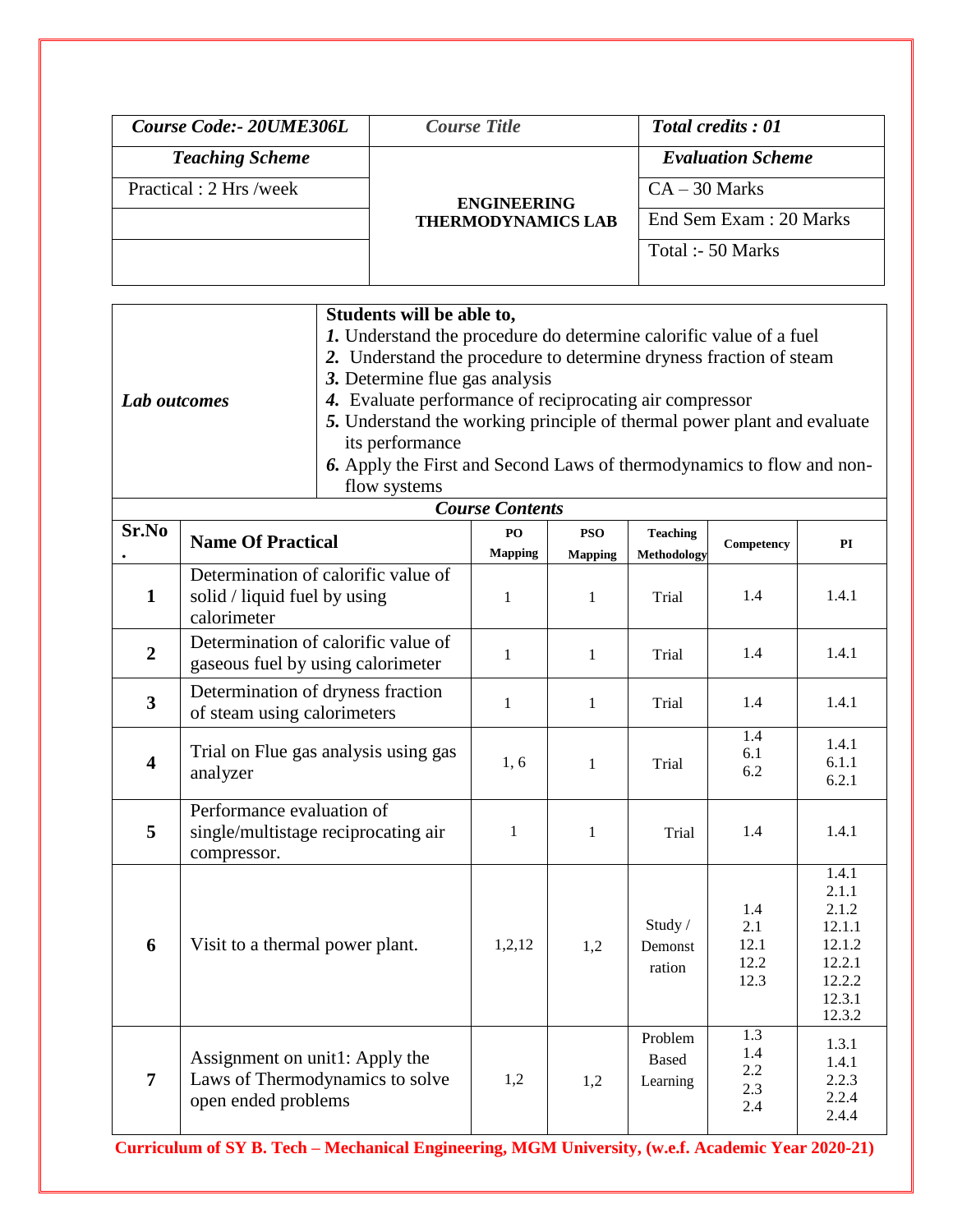| *Course Code:- 20UME306L* | *Course Title* | *Total credits : 01* |
|---|---|---|
| *Teaching Scheme* | **ENGINEERING THERMODYNAMICS LAB** | *Evaluation Scheme* |
| Practical : 2 Hrs /week | | CA – 30 Marks |
| | | End Sem Exam : 20 Marks |
| | | Total :- 50 Marks |

| | |
|---|---|
| ***Lab outcomes*** | **Students will be able to,**<br>***1.*** Understand the procedure do determine calorific value of a fuel<br>***2.*** Understand the procedure to determine dryness fraction of steam<br>***3.*** Determine flue gas analysis<br>***4.*** Evaluate performance of reciprocating air compressor<br>***5.*** Understand the working principle of thermal power plant and evaluate its performance<br>***6.*** Apply the First and Second Laws of thermodynamics to flow and non-flow systems |

***Course Contents***

| Sr.No. | Name Of Practical | PO Mapping | PSO Mapping | Teaching Methodology | Competency | PI |
|---|---|---|---|---|---|---|
| **1** | Determination of calorific value of solid / liquid fuel by using calorimeter | 1 | 1 | Trial | 1.4 | 1.4.1 |
| **2** | Determination of calorific value of gaseous fuel by using calorimeter | 1 | 1 | Trial | 1.4 | 1.4.1 |
| **3** | Determination of dryness fraction of steam using calorimeters | 1 | 1 | Trial | 1.4 | 1.4.1 |
| **4** | Trial on Flue gas analysis using gas analyzer | 1, 6 | 1 | Trial | 1.4<br>6.1<br>6.2 | 1.4.1<br>6.1.1<br>6.2.1 |
| **5** | Performance evaluation of single/multistage reciprocating air compressor. | 1 | 1 | Trial | 1.4 | 1.4.1 |
| **6** | Visit to a thermal power plant. | 1,2,12 | 1,2 | Study / Demonstration | 1.4<br>2.1<br>12.1<br>12.2<br>12.3 | 1.4.1<br>2.1.1<br>2.1.2<br>12.1.1<br>12.1.2<br>12.2.1<br>12.2.2<br>12.3.1<br>12.3.2 |
| **7** | Assignment on unit1: Apply the Laws of Thermodynamics to solve open ended problems | 1,2 | 1,2 | Problem Based Learning | 1.3<br>1.4<br>2.2<br>2.3<br>2.4 | 1.3.1<br>1.4.1<br>2.2.3<br>2.2.4<br>2.4.4 |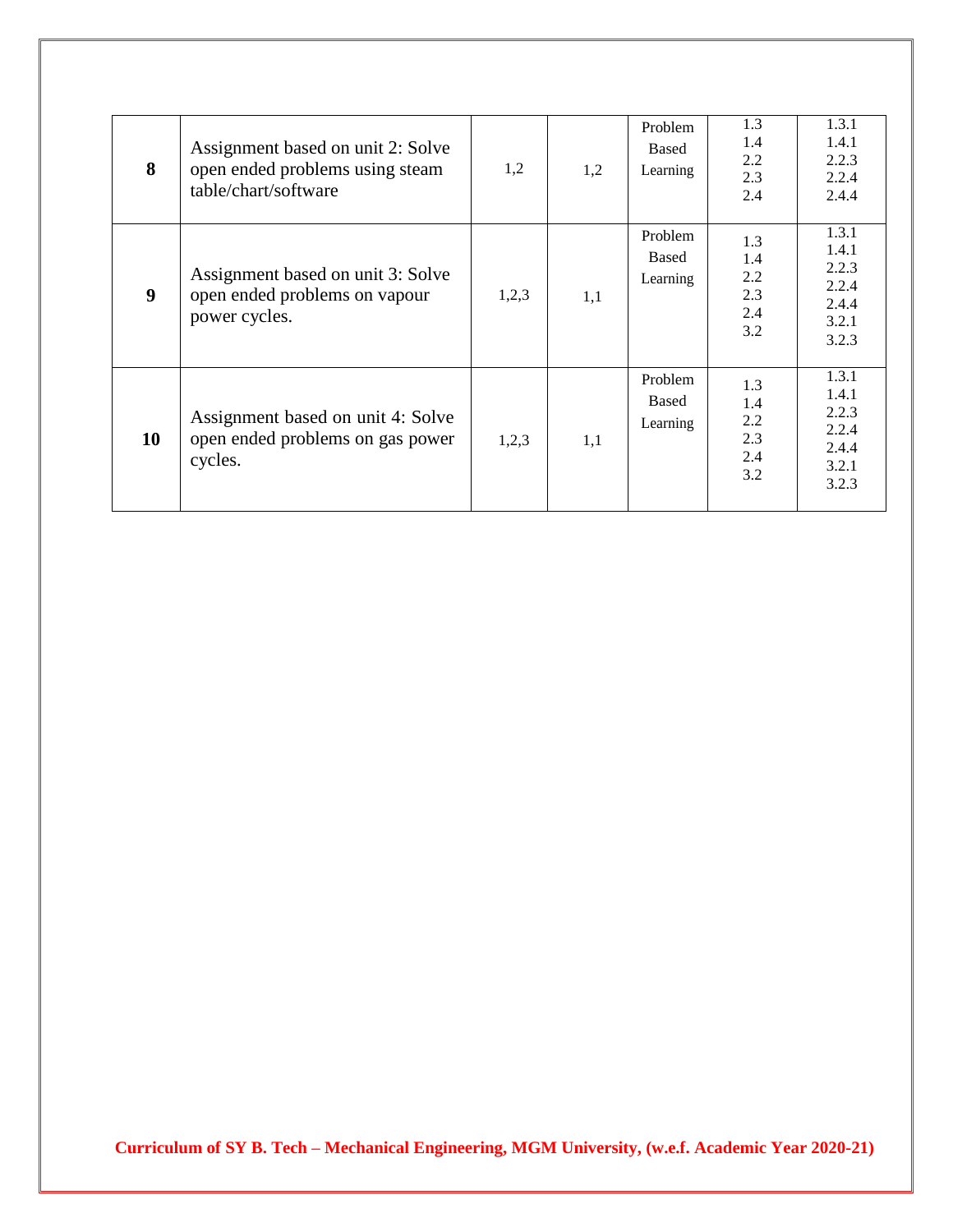| | | | | | | |
|---|---|---|---|---|---|---|
| **8** | Assignment based on unit 2: Solve open ended problems using steam table/chart/software | 1,2 | 1,2 | Problem Based Learning | 1.3<br>1.4<br>2.2<br>2.3<br>2.4 | 1.3.1<br>1.4.1<br>2.2.3<br>2.2.4<br>2.4.4 |
| **9** | Assignment based on unit 3: Solve open ended problems on vapour power cycles. | 1,2,3 | 1,1 | Problem Based Learning | 1.3<br>1.4<br>2.2<br>2.3<br>2.4<br>3.2 | 1.3.1<br>1.4.1<br>2.2.3<br>2.2.4<br>2.4.4<br>3.2.1<br>3.2.3 |
| **10** | Assignment based on unit 4: Solve open ended problems on gas power cycles. | 1,2,3 | 1,1 | Problem Based Learning | 1.3<br>1.4<br>2.2<br>2.3<br>2.4<br>3.2 | 1.3.1<br>1.4.1<br>2.2.3<br>2.2.4<br>2.4.4<br>3.2.1<br>3.2.3 |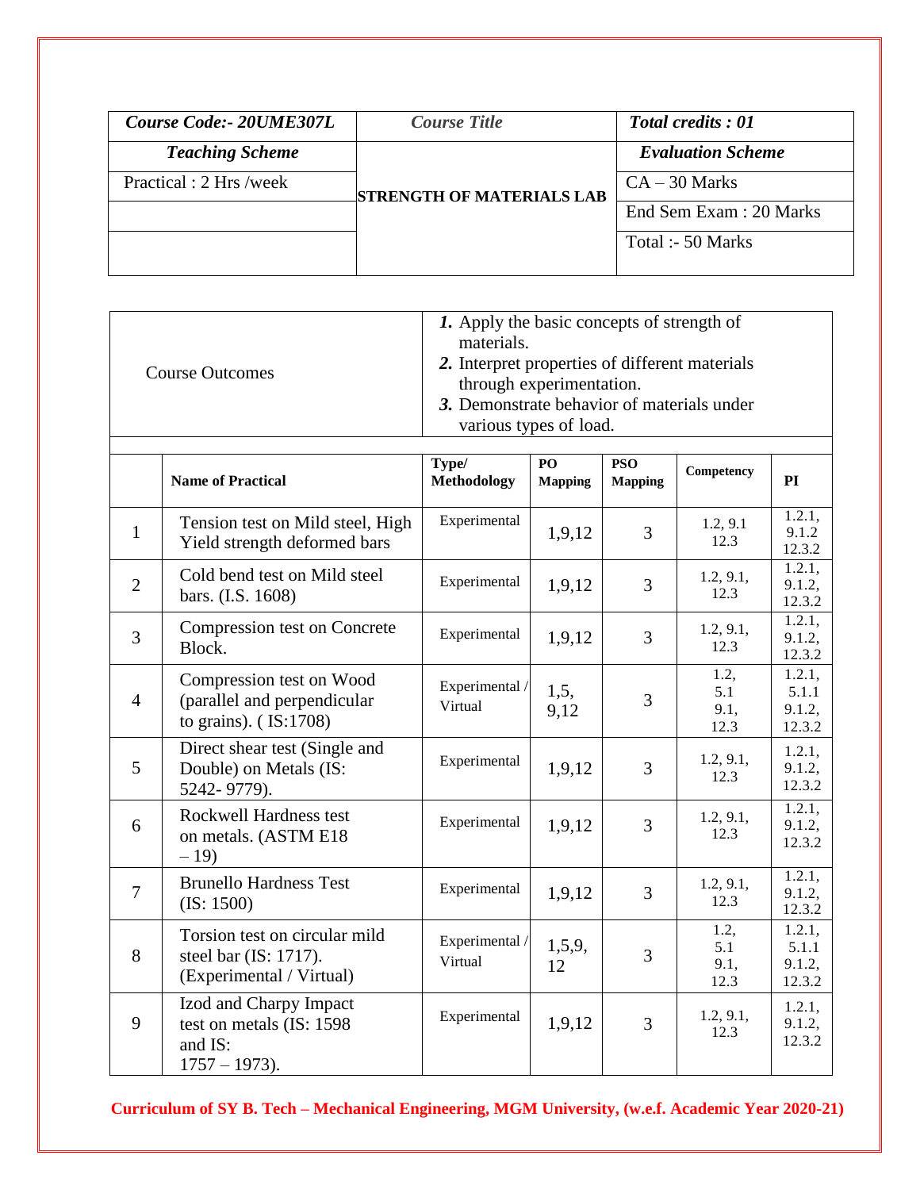| *Course Code:- 20UME307L* | *Course Title* | *Total credits : 01* |
|---|---|---|
| *Teaching Scheme* | **STRENGTH OF MATERIALS LAB** | *Evaluation Scheme* |
| Practical : 2 Hrs /week | | CA – 30 Marks |
| | | End Sem Exam : 20 Marks |
| | | Total :- 50 Marks |

| Course Outcomes | | 1. Apply the basic concepts of strength of materials.<br>2. Interpret properties of different materials through experimentation.<br>3. Demonstrate behavior of materials under various types of load. | | | | |
|---|---|---|---|---|---|---|
| | **Name of Practical** | **Type/ Methodology** | **PO Mapping** | **PSO Mapping** | **Competency** | **PI** |
| 1 | Tension test on Mild steel, High Yield strength deformed bars | Experimental | 1,9,12 | 3 | 1.2, 9.1 12.3 | 1.2.1, 9.1.2 12.3.2 |
| 2 | Cold bend test on Mild steel bars. (I.S. 1608) | Experimental | 1,9,12 | 3 | 1.2, 9.1, 12.3 | 1.2.1, 9.1.2, 12.3.2 |
| 3 | Compression test on Concrete Block. | Experimental | 1,9,12 | 3 | 1.2, 9.1, 12.3 | 1.2.1, 9.1.2, 12.3.2 |
| 4 | Compression test on Wood (parallel and perpendicular to grains). ( IS:1708) | Experimental / Virtual | 1,5, 9,12 | 3 | 1.2, 5.1 9.1, 12.3 | 1.2.1, 5.1.1 9.1.2, 12.3.2 |
| 5 | Direct shear test (Single and Double) on Metals (IS: 5242- 9779). | Experimental | 1,9,12 | 3 | 1.2, 9.1, 12.3 | 1.2.1, 9.1.2, 12.3.2 |
| 6 | Rockwell Hardness test on metals. (ASTM E18 – 19) | Experimental | 1,9,12 | 3 | 1.2, 9.1, 12.3 | 1.2.1, 9.1.2, 12.3.2 |
| 7 | Brunello Hardness Test (IS: 1500) | Experimental | 1,9,12 | 3 | 1.2, 9.1, 12.3 | 1.2.1, 9.1.2, 12.3.2 |
| 8 | Torsion test on circular mild steel bar (IS: 1717). (Experimental / Virtual) | Experimental / Virtual | 1,5,9, 12 | 3 | 1.2, 5.1 9.1, 12.3 | 1.2.1, 5.1.1 9.1.2, 12.3.2 |
| 9 | Izod and Charpy Impact test on metals (IS: 1598 and IS: 1757 – 1973). | Experimental | 1,9,12 | 3 | 1.2, 9.1, 12.3 | 1.2.1, 9.1.2, 12.3.2 |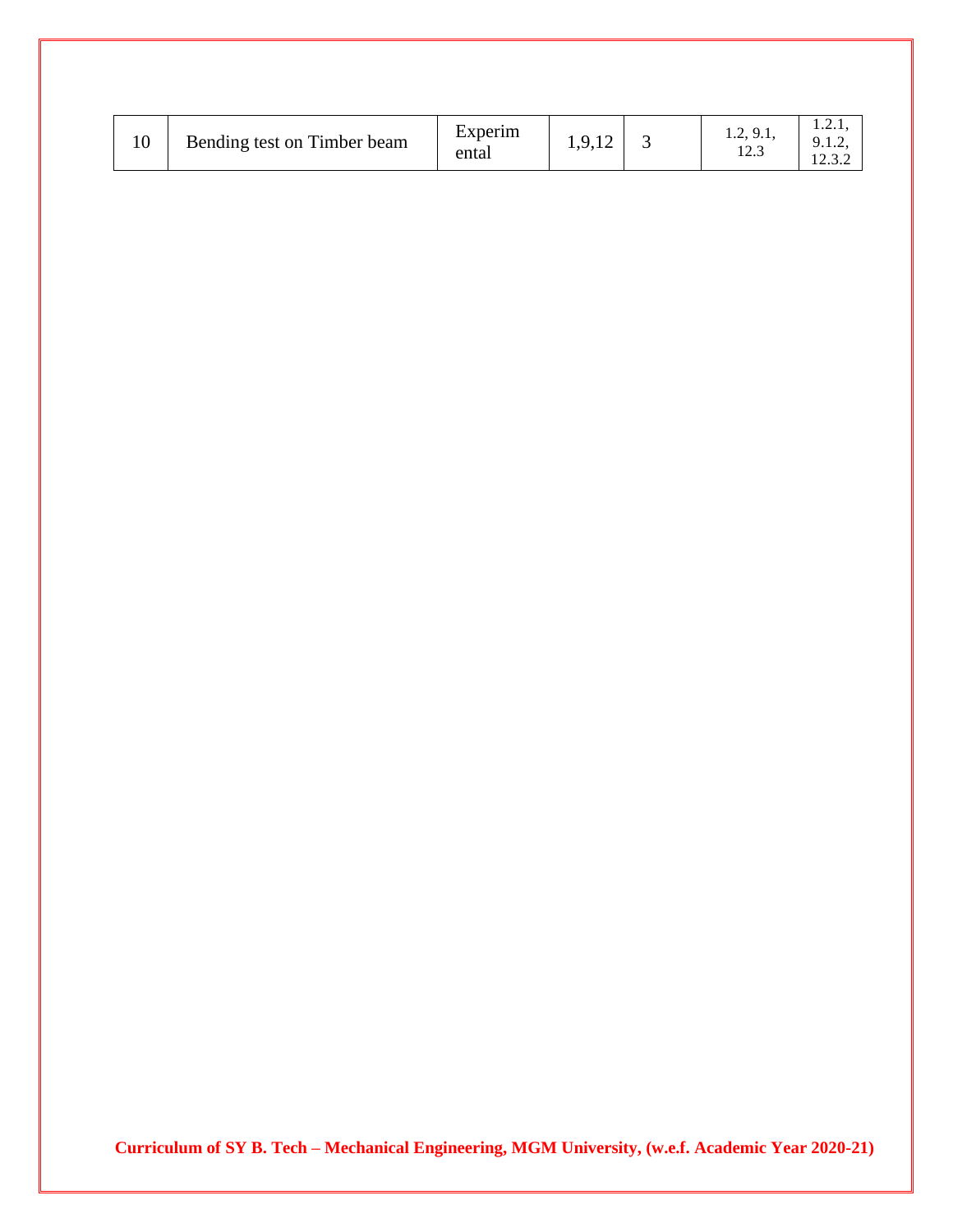| 10 | Bending test on Timber beam | Experimental | 1,9,12 | 3 | 1.2, 9.1, 12.3 | 1.2.1, 9.1.2, 12.3.2 |
|---|---|---|---|---|---|---|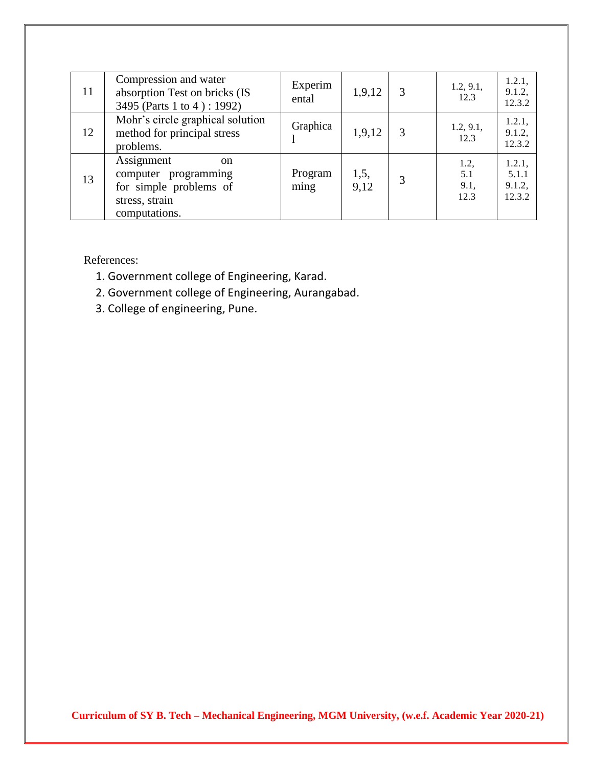| 11 | Compression and water absorption Test on bricks (IS 3495 (Parts 1 to 4 ) : 1992) | Experimental | 1,9,12 | 3 | 1.2, 9.1, 12.3 | 1.2.1, 9.1.2, 12.3.2 |
|---|---|---|---|---|---|---|
| 12 | Mohr's circle graphical solution method for principal stress problems. | Graphical | 1,9,12 | 3 | 1.2, 9.1, 12.3 | 1.2.1, 9.1.2, 12.3.2 |
| 13 | Assignment on computer programming for simple problems of stress, strain computations. | Programming | 1,5, 9,12 | 3 | 1.2, 5.1 9.1, 12.3 | 1.2.1, 5.1.1 9.1.2, 12.3.2 |

References:

1. Government college of Engineering, Karad.
2. Government college of Engineering, Aurangabad.
3. College of engineering, Pune.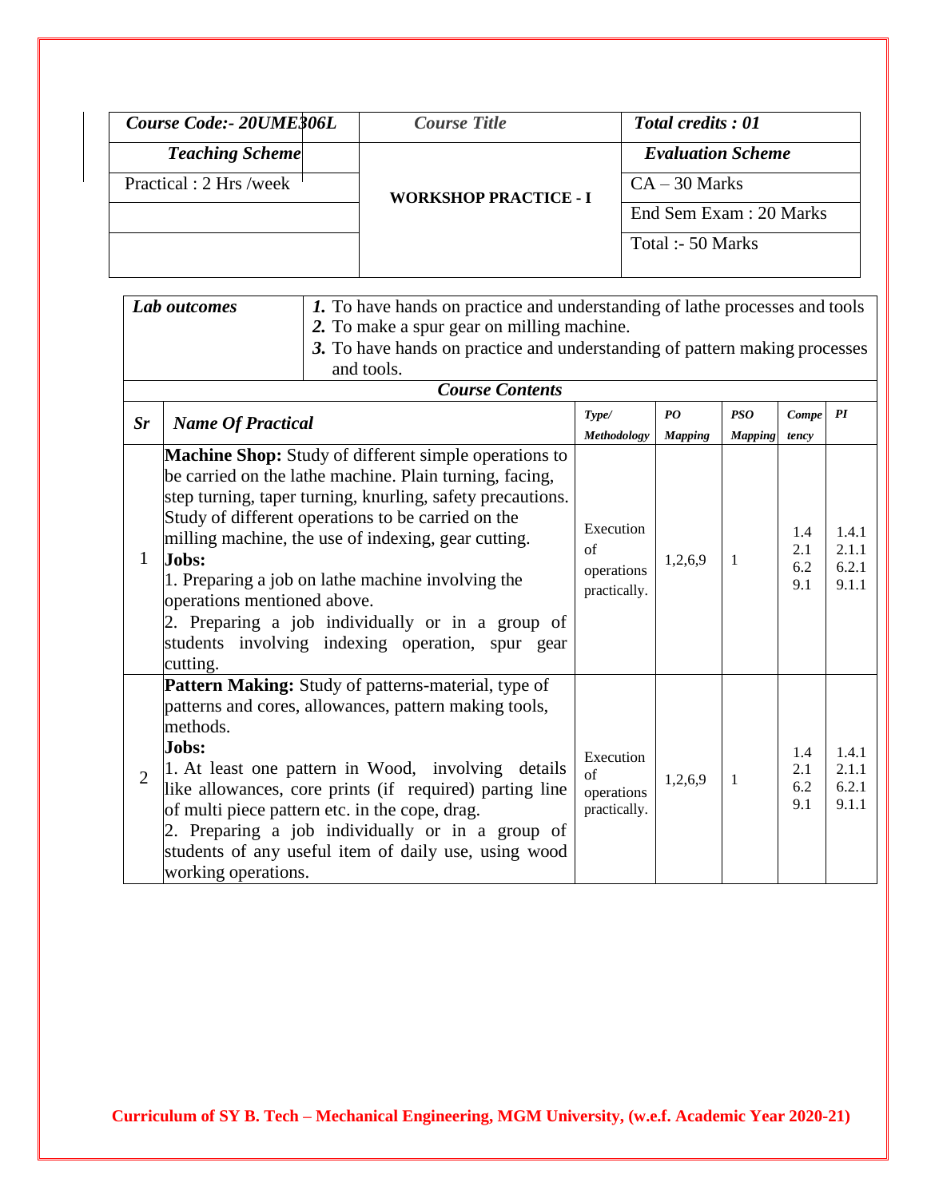| *Course Code:- 20UME306L* | *Course Title* | *Total credits : 01* |
|---|---|---|
| ***Teaching Scheme*** | **WORKSHOP PRACTICE - I** | ***Evaluation Scheme*** |
| Practical : 2 Hrs /week | | CA – 30 Marks |
| | | End Sem Exam : 20 Marks |
| | | Total :- 50 Marks |

| ***Lab outcomes*** | ***1.*** To have hands on practice and understanding of lathe processes and tools<br>***2.*** To make a spur gear on milling machine.<br>***3.*** To have hands on practice and understanding of pattern making processes and tools. |
|---|---|

***Course Contents***

| *Sr* | *Name Of Practical* | *Type/ Methodology* | *PO Mapping* | *PSO Mapping* | *Competency* | *PI* |
|---|---|---|---|---|---|---|
| 1 | **Machine Shop:** Study of different simple operations to be carried on the lathe machine. Plain turning, facing, step turning, taper turning, knurling, safety precautions. Study of different operations to be carried on the milling machine, the use of indexing, gear cutting.<br>**Jobs:**<br>1. Preparing a job on lathe machine involving the operations mentioned above.<br>2. Preparing a job individually or in a group of students involving indexing operation, spur gear cutting. | Execution of operations practically. | 1,2,6,9 | 1 | 1.4<br>2.1<br>6.2<br>9.1 | 1.4.1<br>2.1.1<br>6.2.1<br>9.1.1 |
| 2 | **Pattern Making:** Study of patterns-material, type of patterns and cores, allowances, pattern making tools, methods.<br>**Jobs:**<br>1. At least one pattern in Wood, involving details like allowances, core prints (if required) parting line of multi piece pattern etc. in the cope, drag.<br>2. Preparing a job individually or in a group of students of any useful item of daily use, using wood working operations. | Execution of operations practically. | 1,2,6,9 | 1 | 1.4<br>2.1<br>6.2<br>9.1 | 1.4.1<br>2.1.1<br>6.2.1<br>9.1.1 |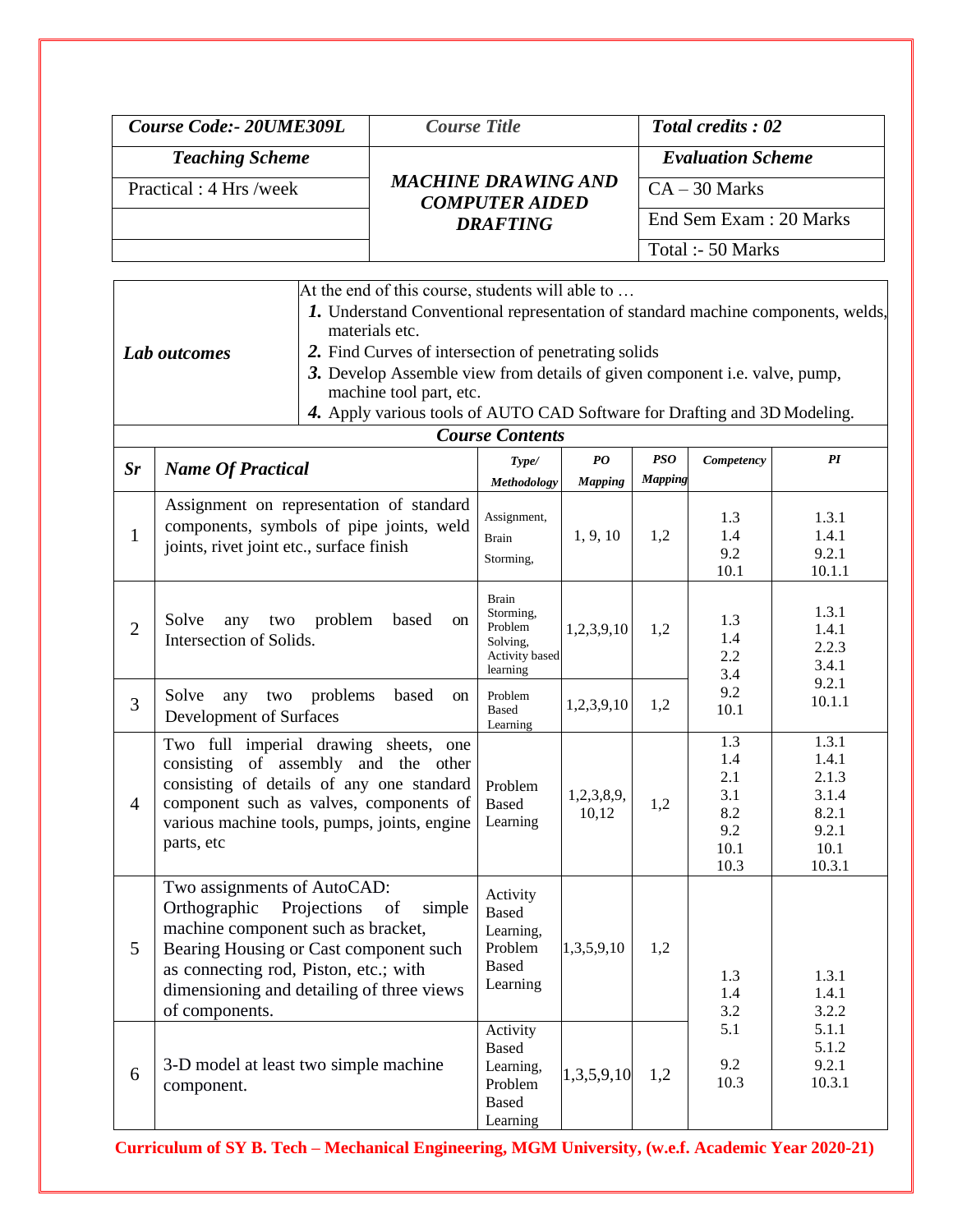| *Course Code:- 20UME309L* | *Course Title* | *Total credits : 02* |
|---|---|---|
| *Teaching Scheme* | ***MACHINE DRAWING AND COMPUTER AIDED DRAFTING*** | *Evaluation Scheme* |
| Practical : 4 Hrs /week | | CA – 30 Marks |
| | | End Sem Exam : 20 Marks |
| | | Total :- 50 Marks |

| | |
|---|---|
| ***Lab outcomes*** | At the end of this course, students will able to … <br> ***1.*** Understand Conventional representation of standard machine components, welds, materials etc. <br> ***2.*** Find Curves of intersection of penetrating solids <br> ***3.*** Develop Assemble view from details of given component i.e. valve, pump, machine tool part, etc. <br> ***4.*** Apply various tools of AUTO CAD Software for Drafting and 3D Modeling. |

***Course Contents***

| *Sr* | *Name Of Practical* | *Type/ Methodology* | *PO Mapping* | *PSO Mapping* | *Competency* | *PI* |
|---|---|---|---|---|---|---|
| 1 | Assignment on representation of standard components, symbols of pipe joints, weld joints, rivet joint etc., surface finish | Assignment, Brain Storming, | 1, 9, 10 | 1,2 | 1.3 1.4 9.2 10.1 | 1.3.1 1.4.1 9.2.1 10.1.1 |
| 2 | Solve any two problem based on Intersection of Solids. | Brain Storming, Problem Solving, Activity based learning | 1,2,3,9,10 | 1,2 | 1.3 1.4 2.2 3.4 9.2 10.1 | 1.3.1 1.4.1 2.2.3 3.4.1 9.2.1 10.1.1 |
| 3 | Solve any two problems based on Development of Surfaces | Problem Based Learning | 1,2,3,9,10 | 1,2 | | |
| 4 | Two full imperial drawing sheets, one consisting of assembly and the other consisting of details of any one standard component such as valves, components of various machine tools, pumps, joints, engine parts, etc | Problem Based Learning | 1,2,3,8,9, 10,12 | 1,2 | 1.3 1.4 2.1 3.1 8.2 9.2 10.1 10.3 | 1.3.1 1.4.1 2.1.3 3.1.4 8.2.1 9.2.1 10.1 10.3.1 |
| 5 | Two assignments of AutoCAD: Orthographic Projections of simple machine component such as bracket, Bearing Housing or Cast component such as connecting rod, Piston, etc.; with dimensioning and detailing of three views of components. | Activity Based Learning, Problem Based Learning | 1,3,5,9,10 | 1,2 | 1.3 1.4 3.2 5.1 9.2 10.3 | 1.3.1 1.4.1 3.2.2 5.1.1 5.1.2 9.2.1 10.3.1 |
| 6 | 3-D model at least two simple machine component. | Activity Based Learning, Problem Based Learning | 1,3,5,9,10 | 1,2 | | |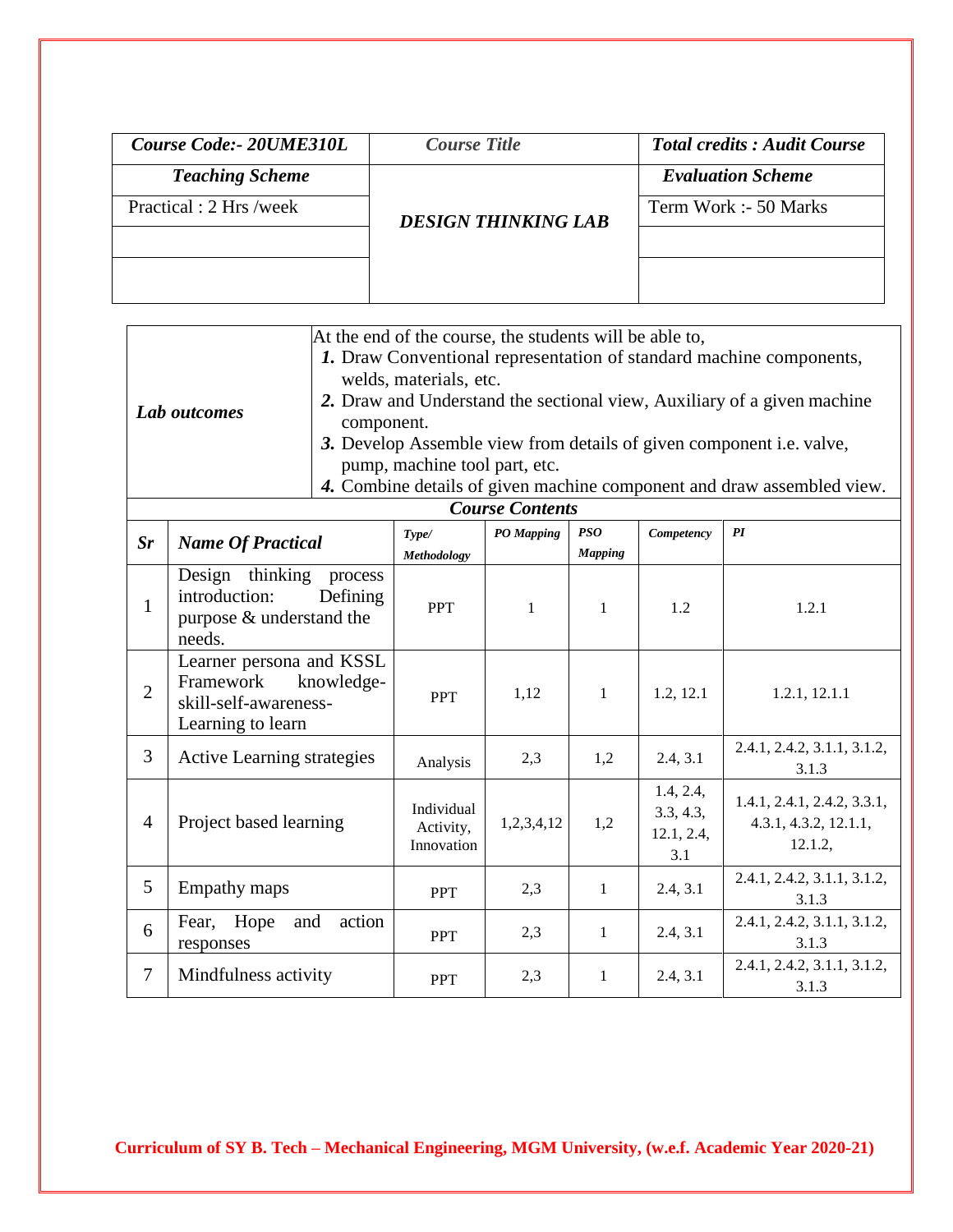| *Course Code:- 20UME310L* | *Course Title* | *Total credits : Audit Course* |
|---|---|---|
| ***Teaching Scheme*** | ***DESIGN THINKING LAB*** | ***Evaluation Scheme*** |
| Practical : 2 Hrs /week | | Term Work :- 50 Marks |
| | | |
| | | |

| ***Lab outcomes*** | At the end of the course, the students will be able to,<br>***1.*** Draw Conventional representation of standard machine components, welds, materials, etc.<br>***2.*** Draw and Understand the sectional view, Auxiliary of a given machine component.<br>***3.*** Develop Assemble view from details of given component i.e. valve, pump, machine tool part, etc.<br>***4.*** Combine details of given machine component and draw assembled view. |
|---|---|

***Course Contents***

| *Sr* | *Name Of Practical* | *Type/ Methodology* | *PO Mapping* | *PSO Mapping* | *Competency* | *PI* |
|---|---|---|---|---|---|---|
| 1 | Design thinking process introduction: Defining purpose & understand the needs. | PPT | 1 | 1 | 1.2 | 1.2.1 |
| 2 | Learner persona and KSSL Framework knowledge-skill-self-awareness-Learning to learn | PPT | 1,12 | 1 | 1.2, 12.1 | 1.2.1, 12.1.1 |
| 3 | Active Learning strategies | Analysis | 2,3 | 1,2 | 2.4, 3.1 | 2.4.1, 2.4.2, 3.1.1, 3.1.2, 3.1.3 |
| 4 | Project based learning | Individual Activity, Innovation | 1,2,3,4,12 | 1,2 | 1.4, 2.4, 3.3, 4.3, 12.1, 2.4, 3.1 | 1.4.1, 2.4.1, 2.4.2, 3.3.1, 4.3.1, 4.3.2, 12.1.1, 12.1.2, |
| 5 | Empathy maps | PPT | 2,3 | 1 | 2.4, 3.1 | 2.4.1, 2.4.2, 3.1.1, 3.1.2, 3.1.3 |
| 6 | Fear, Hope and action responses | PPT | 2,3 | 1 | 2.4, 3.1 | 2.4.1, 2.4.2, 3.1.1, 3.1.2, 3.1.3 |
| 7 | Mindfulness activity | PPT | 2,3 | 1 | 2.4, 3.1 | 2.4.1, 2.4.2, 3.1.1, 3.1.2, 3.1.3 |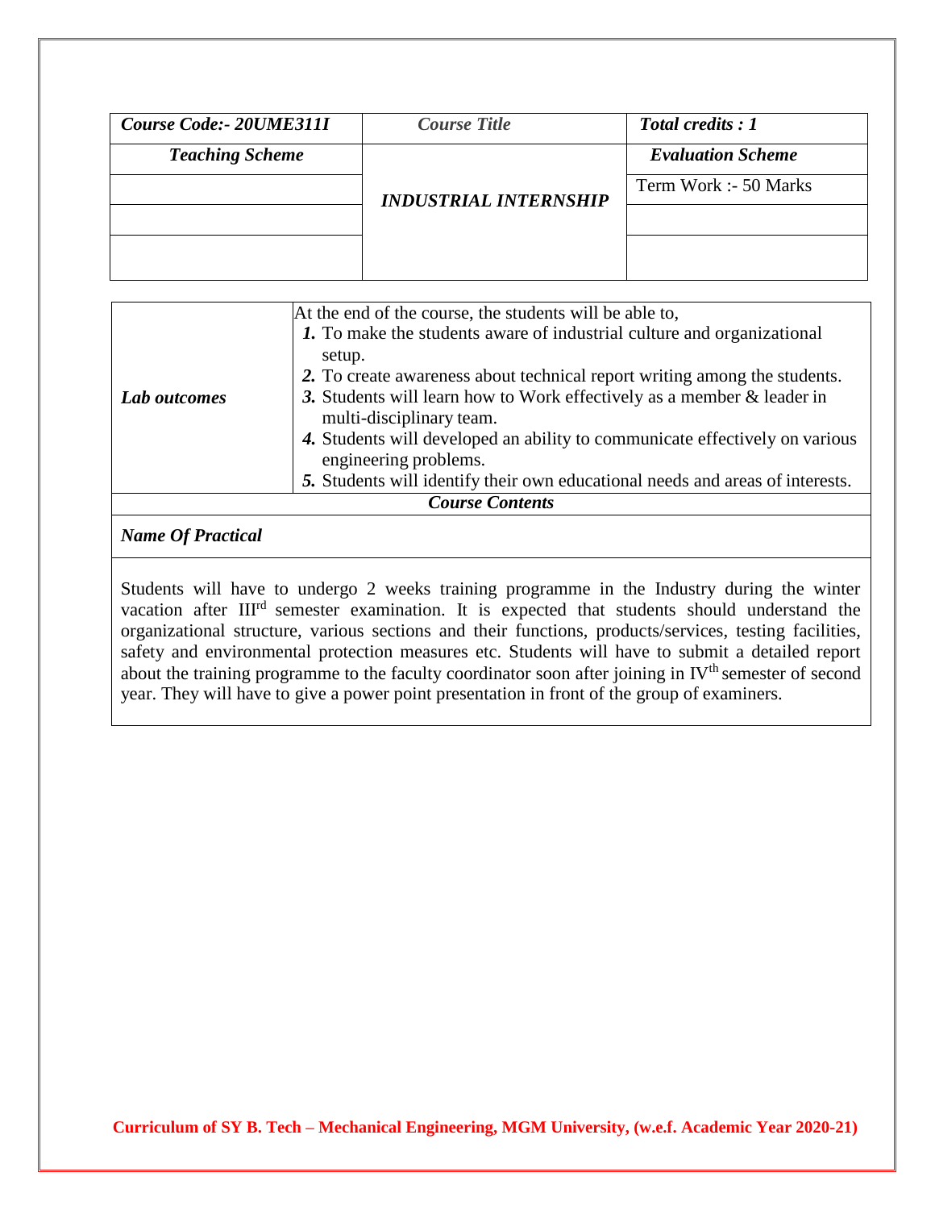| ***Course Code:- 20UME311I*** | ***Course Title*** | ***Total credits : 1*** |
|---|---|---|
| ***Teaching Scheme*** | ***INDUSTRIAL INTERNSHIP*** | ***Evaluation Scheme*** |
| | | Term Work :- 50 Marks |
| | | |
| | | |

| | |
|---|---|
| ***Lab outcomes*** | At the end of the course, the students will be able to,<br>***1.*** To make the students aware of industrial culture and organizational setup.<br>***2.*** To create awareness about technical report writing among the students.<br>***3.*** Students will learn how to Work effectively as a member & leader in multi-disciplinary team.<br>***4.*** Students will developed an ability to communicate effectively on various engineering problems.<br>***5.*** Students will identify their own educational needs and areas of interests. |

***Course Contents***

***Name Of Practical***

Students will have to undergo 2 weeks training programme in the Industry during the winter vacation after III[rd] semester examination. It is expected that students should understand the organizational structure, various sections and their functions, products/services, testing facilities, safety and environmental protection measures etc. Students will have to submit a detailed report about the training programme to the faculty coordinator soon after joining in IV[th] semester of second year. They will have to give a power point presentation in front of the group of examiners.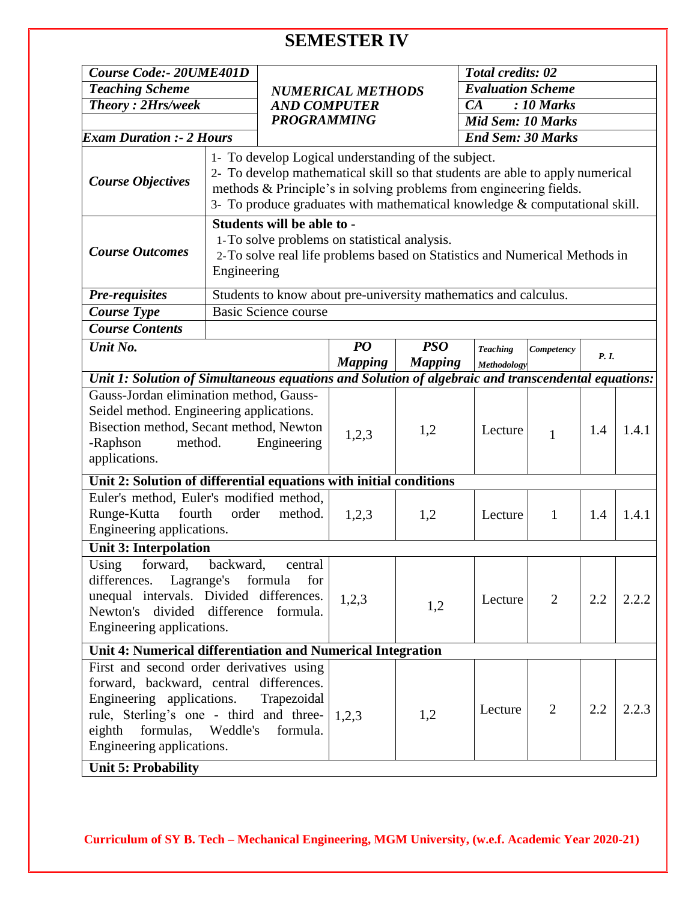# SEMESTER IV

| ***Course Code:- 20UME401D*** | ***NUMERICAL METHODS AND COMPUTER PROGRAMMING*** | ***Total credits: 02*** |
|---|---|---|
| ***Teaching Scheme*** | | ***Evaluation Scheme*** |
| ***Theory : 2Hrs/week*** | | ***CA : 10 Marks*** |
| | | ***Mid Sem: 10 Marks*** |
| ***Exam Duration :- 2 Hours*** | | ***End Sem: 30 Marks*** |

| | |
|---|---|
| ***Course Objectives*** | 1- To develop Logical understanding of the subject.<br>2- To develop mathematical skill so that students are able to apply numerical methods & Principle's in solving problems from engineering fields.<br>3- To produce graduates with mathematical knowledge & computational skill. |
| ***Course Outcomes*** | **Students will be able to -**<br>1-To solve problems on statistical analysis.<br>2-To solve real life problems based on Statistics and Numerical Methods in Engineering |
| ***Pre-requisites*** | Students to know about pre-university mathematics and calculus. |
| ***Course Type*** | Basic Science course |
| ***Course Contents*** | |

| ***Unit No.*** | ***PO Mapping*** | ***PSO Mapping*** | ***Teaching Methodology*** | ***Competency*** | ***P. I.*** | |
|---|---|---|---|---|---|---|
| ***Unit 1: Solution of Simultaneous equations and Solution of algebraic and transcendental equations:*** | | | | | | |
| Gauss-Jordan elimination method, Gauss-Seidel method. Engineering applications. Bisection method, Secant method, Newton -Raphson method. Engineering applications. | 1,2,3 | 1,2 | Lecture | 1 | 1.4 | 1.4.1 |
| **Unit 2: Solution of differential equations with initial conditions** | | | | | | |
| Euler's method, Euler's modified method, Runge-Kutta fourth order method. Engineering applications. | 1,2,3 | 1,2 | Lecture | 1 | 1.4 | 1.4.1 |
| **Unit 3: Interpolation** | | | | | | |
| Using forward, backward, central differences. Lagrange's formula for unequal intervals. Divided differences. Newton's divided difference formula. Engineering applications. | 1,2,3 | 1,2 | Lecture | 2 | 2.2 | 2.2.2 |
| **Unit 4: Numerical differentiation and Numerical Integration** | | | | | | |
| First and second order derivatives using forward, backward, central differences. Engineering applications. Trapezoidal rule, Sterling's one - third and three-eighth formulas, Weddle's formula. Engineering applications. | 1,2,3 | 1,2 | Lecture | 2 | 2.2 | 2.2.3 |
| **Unit 5: Probability** | | | | | | |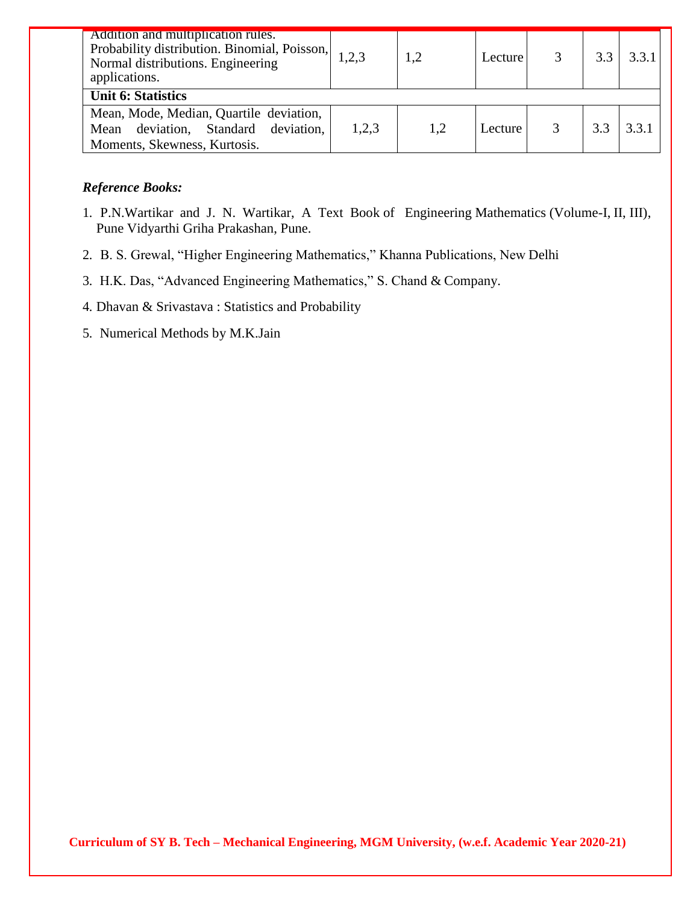| | | | | | | |
|---|---|---|---|---|---|---|
| Addition and multiplication rules. Probability distribution. Binomial, Poisson, Normal distributions. Engineering applications. | 1,2,3 | 1,2 | Lecture | 3 | 3.3 | 3.3.1 |
| **Unit 6: Statistics** | | | | | | |
| Mean, Mode, Median, Quartile deviation, Mean deviation, Standard deviation, Moments, Skewness, Kurtosis. | 1,2,3 | 1,2 | Lecture | 3 | 3.3 | 3.3.1 |

***Reference Books:***

1. P.N.Wartikar and J. N. Wartikar, A Text Book of Engineering Mathematics (Volume-I, II, III), Pune Vidyarthi Griha Prakashan, Pune.
2. B. S. Grewal, "Higher Engineering Mathematics," Khanna Publications, New Delhi
3. H.K. Das, "Advanced Engineering Mathematics," S. Chand & Company.
4. Dhavan & Srivastava : Statistics and Probability
5. Numerical Methods by M.K.Jain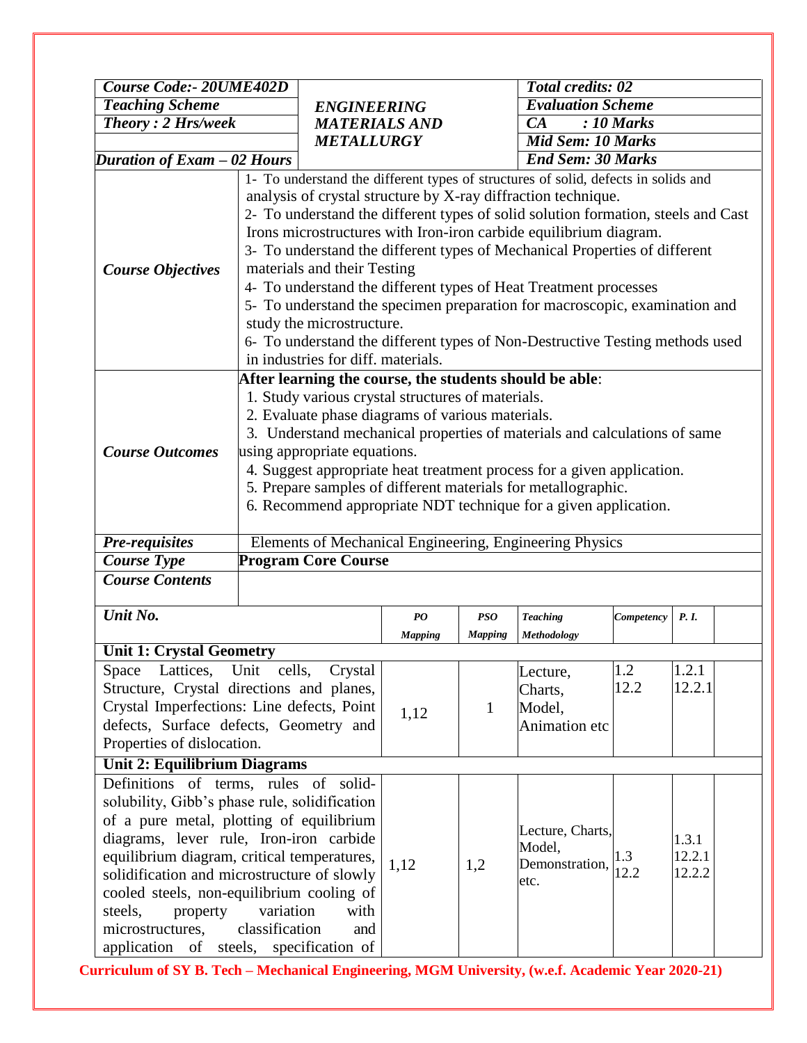| | | | | |
|---|---|---|---|---|
| ***Course Code:- 20UME402D*** | ***ENGINEERING MATERIALS AND METALLURGY*** | | ***Total credits: 02*** | |
| ***Teaching Scheme*** | | | ***Evaluation Scheme*** | |
| ***Theory : 2 Hrs/week*** | | | ***CA : 10 Marks*** | |
| | | | ***Mid Sem: 10 Marks*** | |
| ***Duration of Exam – 02 Hours*** | | | ***End Sem: 30 Marks*** | |

| | |
|---|---|
| ***Course Objectives*** | 1- To understand the different types of structures of solid, defects in solids and analysis of crystal structure by X-ray diffraction technique.<br>2- To understand the different types of solid solution formation, steels and Cast Irons microstructures with Iron-iron carbide equilibrium diagram.<br>3- To understand the different types of Mechanical Properties of different materials and their Testing<br>4- To understand the different types of Heat Treatment processes<br>5- To understand the specimen preparation for macroscopic, examination and study the microstructure.<br>6- To understand the different types of Non-Destructive Testing methods used in industries for diff. materials. |
| ***Course Outcomes*** | **After learning the course, the students should be able**:<br>1. Study various crystal structures of materials.<br>2. Evaluate phase diagrams of various materials.<br>3. Understand mechanical properties of materials and calculations of same using appropriate equations.<br>4. Suggest appropriate heat treatment process for a given application.<br>5. Prepare samples of different materials for metallographic.<br>6. Recommend appropriate NDT technique for a given application. |
| ***Pre-requisites*** | Elements of Mechanical Engineering, Engineering Physics |
| ***Course Type*** | **Program Core Course** |
| ***Course Contents*** | |

| *Unit No.* | *PO Mapping* | *PSO Mapping* | *Teaching Methodology* | *Competency* | *P. I.* |
|---|---|---|---|---|---|
| **Unit 1: Crystal Geometry** | | | | | |
| Space Lattices, Unit cells, Crystal Structure, Crystal directions and planes, Crystal Imperfections: Line defects, Point defects, Surface defects, Geometry and Properties of dislocation. | 1,12 | 1 | Lecture, Charts, Model, Animation etc | 1.2<br>12.2 | 1.2.1<br>12.2.1 |
| **Unit 2: Equilibrium Diagrams** | | | | | |
| Definitions of terms, rules of solid-solubility, Gibb's phase rule, solidification of a pure metal, plotting of equilibrium diagrams, lever rule, Iron-iron carbide equilibrium diagram, critical temperatures, solidification and microstructure of slowly cooled steels, non-equilibrium cooling of steels, property variation with microstructures, classification and application of steels, specification of | 1,12 | 1,2 | Lecture, Charts, Model, Demonstration, etc. | 1.3<br>12.2 | 1.3.1<br>12.2.1<br>12.2.2 |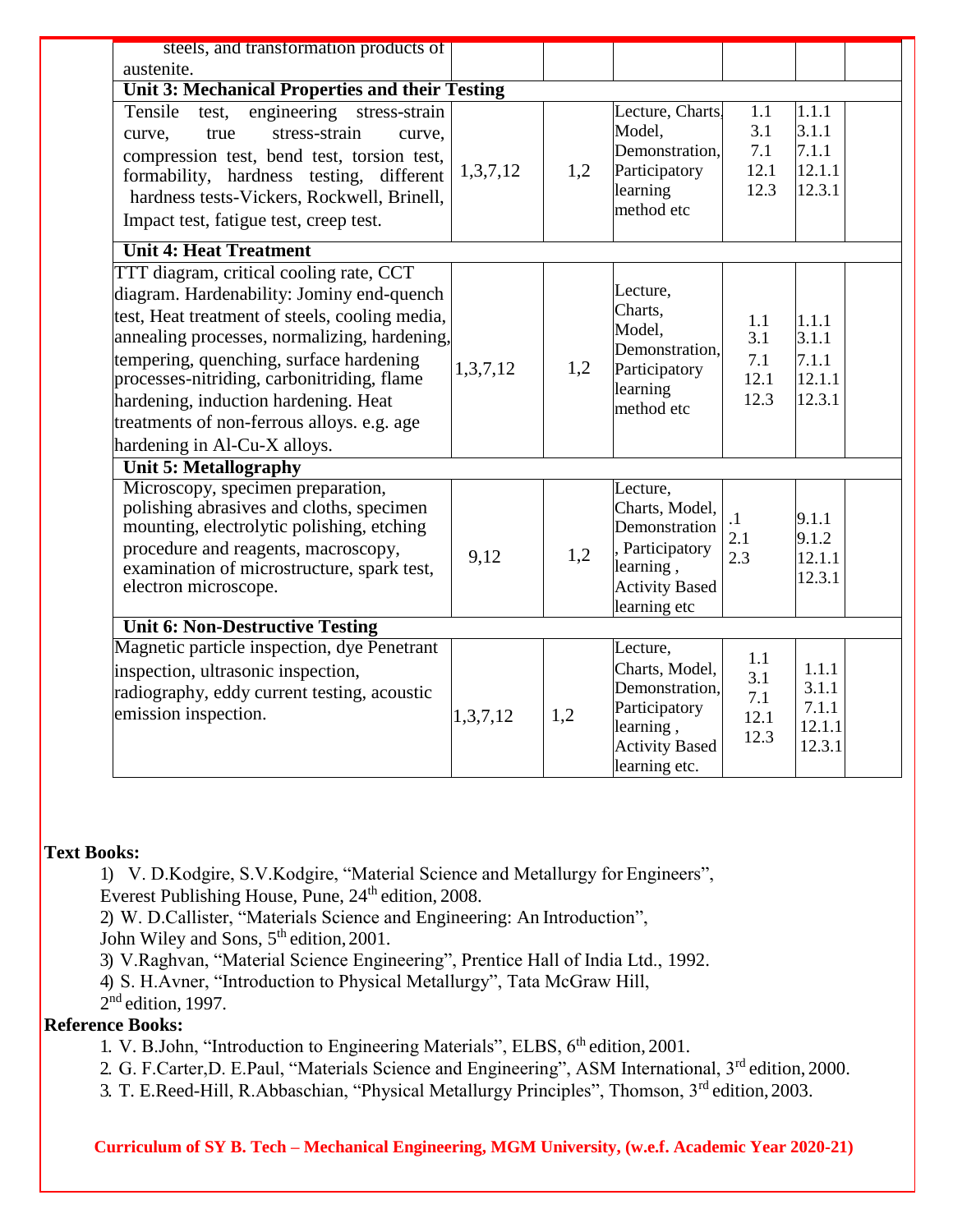| | | | | | | |
|---|---|---|---|---|---|---|
| steels, and transformation products of austenite. | | | | | | |
| **Unit 3: Mechanical Properties and their Testing** | | | | | | |
| Tensile test, engineering stress-strain curve, true stress-strain curve, compression test, bend test, torsion test, formability, hardness testing, different hardness tests-Vickers, Rockwell, Brinell, Impact test, fatigue test, creep test. | 1,3,7,12 | 1,2 | Lecture, Charts, Model, Demonstration, Participatory learning method etc | 1.1<br>3.1<br>7.1<br>12.1<br>12.3 | 1.1.1<br>3.1.1<br>7.1.1<br>12.1.1<br>12.3.1 | |
| **Unit 4: Heat Treatment** | | | | | | |
| TTT diagram, critical cooling rate, CCT diagram. Hardenability: Jominy end-quench test, Heat treatment of steels, cooling media, annealing processes, normalizing, hardening, tempering, quenching, surface hardening processes-nitriding, carbonitriding, flame hardening, induction hardening. Heat treatments of non-ferrous alloys. e.g. age hardening in Al-Cu-X alloys. | 1,3,7,12 | 1,2 | Lecture, Charts, Model, Demonstration, Participatory learning method etc | 1.1<br>3.1<br>7.1<br>12.1<br>12.3 | 1.1.1<br>3.1.1<br>7.1.1<br>12.1.1<br>12.3.1 | |
| **Unit 5: Metallography** | | | | | | |
| Microscopy, specimen preparation, polishing abrasives and cloths, specimen mounting, electrolytic polishing, etching procedure and reagents, macroscopy, examination of microstructure, spark test, electron microscope. | 9,12 | 1,2 | Lecture, Charts, Model, Demonstration, Participatory learning, Activity Based learning etc | .1<br>2.1<br>2.3 | 9.1.1<br>9.1.2<br>12.1.1<br>12.3.1 | |
| **Unit 6: Non-Destructive Testing** | | | | | | |
| Magnetic particle inspection, dye Penetrant inspection, ultrasonic inspection, radiography, eddy current testing, acoustic emission inspection. | 1,3,7,12 | 1,2 | Lecture, Charts, Model, Demonstration, Participatory learning, Activity Based learning etc. | 1.1<br>3.1<br>7.1<br>12.1<br>12.3 | 1.1.1<br>3.1.1<br>7.1.1<br>12.1.1<br>12.3.1 | |

**Text Books:**

1) V. D.Kodgire, S.V.Kodgire, "Material Science and Metallurgy for Engineers", Everest Publishing House, Pune, 24th edition, 2008.
2) W. D.Callister, "Materials Science and Engineering: An Introduction", John Wiley and Sons, 5th edition, 2001.
3) V.Raghvan, "Material Science Engineering", Prentice Hall of India Ltd., 1992.
4) S. H.Avner, "Introduction to Physical Metallurgy", Tata McGraw Hill, 2nd edition, 1997.

**Reference Books:**

1. V. B.John, "Introduction to Engineering Materials", ELBS, 6th edition, 2001.
2. G. F.Carter,D. E.Paul, "Materials Science and Engineering", ASM International, 3rd edition, 2000.
3. T. E.Reed-Hill, R.Abbaschian, "Physical Metallurgy Principles", Thomson, 3rd edition, 2003.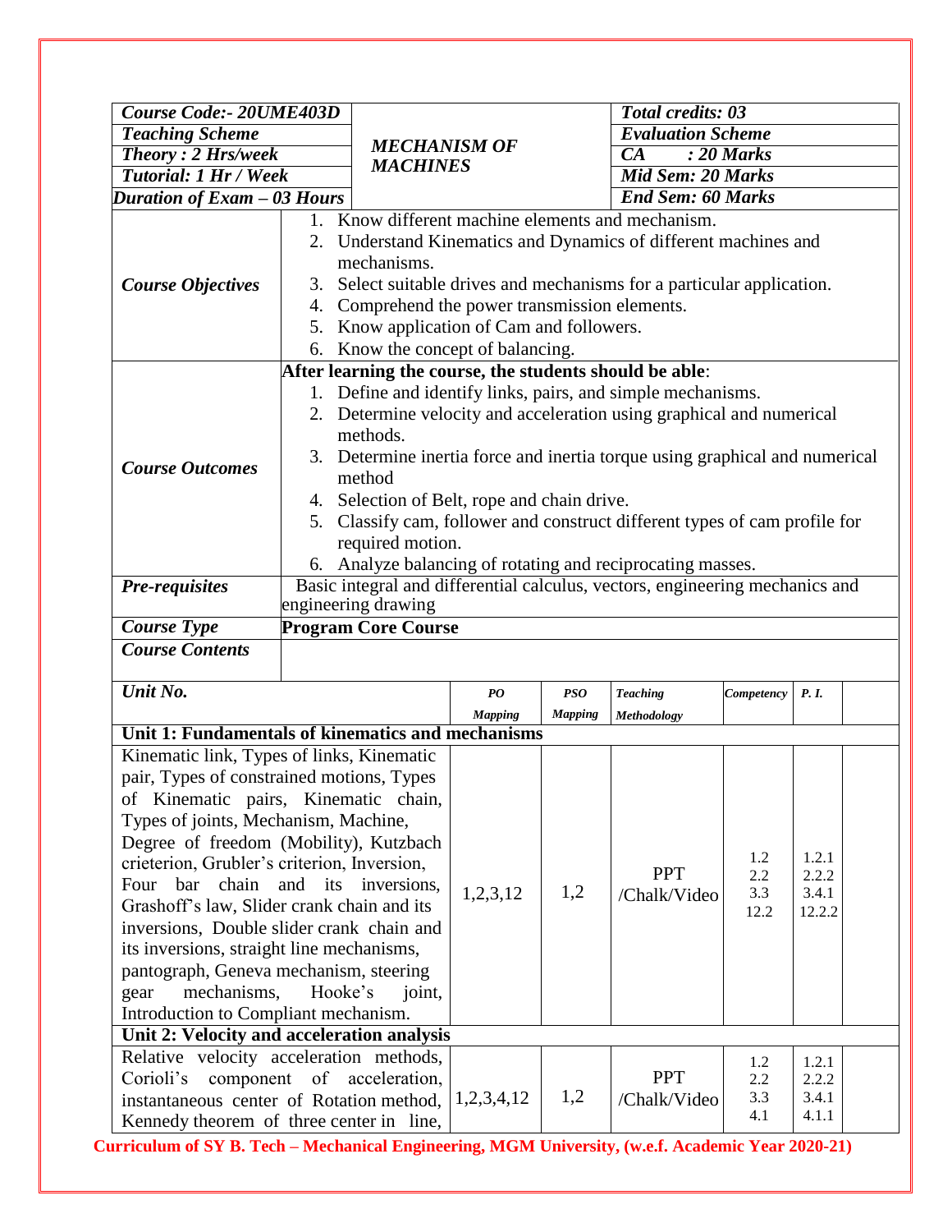| *Course Code:- 20UME403D* | *MECHANISM OF MACHINES* | *Total credits: 03* |
|---|---|---|
| *Teaching Scheme* | | *Evaluation Scheme* |
| *Theory : 2 Hrs/week* | | *CA : 20 Marks* |
| *Tutorial: 1 Hr / Week* | | *Mid Sem: 20 Marks* |
| *Duration of Exam – 03 Hours* | | *End Sem: 60 Marks* |

| | |
|---|---|
| ***Course Objectives*** | 1. Know different machine elements and mechanism.<br>2. Understand Kinematics and Dynamics of different machines and mechanisms.<br>3. Select suitable drives and mechanisms for a particular application.<br>4. Comprehend the power transmission elements.<br>5. Know application of Cam and followers.<br>6. Know the concept of balancing. |
| ***Course Outcomes*** | **After learning the course, the students should be able**:<br>1. Define and identify links, pairs, and simple mechanisms.<br>2. Determine velocity and acceleration using graphical and numerical methods.<br>3. Determine inertia force and inertia torque using graphical and numerical method<br>4. Selection of Belt, rope and chain drive.<br>5. Classify cam, follower and construct different types of cam profile for required motion.<br>6. Analyze balancing of rotating and reciprocating masses. |
| ***Pre-requisites*** | Basic integral and differential calculus, vectors, engineering mechanics and engineering drawing |
| ***Course Type*** | **Program Core Course** |
| ***Course Contents*** | |

| *Unit No.* | *PO Mapping* | *PSO Mapping* | *Teaching Methodology* | *Competency* | *P. I.* |
|---|---|---|---|---|---|
| **Unit 1: Fundamentals of kinematics and mechanisms** | | | | | |
| Kinematic link, Types of links, Kinematic pair, Types of constrained motions, Types of Kinematic pairs, Kinematic chain, Types of joints, Mechanism, Machine, Degree of freedom (Mobility), Kutzbach crieterion, Grubler's criterion, Inversion, Four bar chain and its inversions, Grashoff's law, Slider crank chain and its inversions, Double slider crank chain and its inversions, straight line mechanisms, pantograph, Geneva mechanism, steering gear mechanisms, Hooke's joint, Introduction to Compliant mechanism. | 1,2,3,12 | 1,2 | PPT /Chalk/Video | 1.2<br>2.2<br>3.3<br>12.2 | 1.2.1<br>2.2.2<br>3.4.1<br>12.2.2 |
| **Unit 2: Velocity and acceleration analysis** | | | | | |
| Relative velocity acceleration methods, Corioli's component of acceleration, instantaneous center of Rotation method, Kennedy theorem of three center in line, | 1,2,3,4,12 | 1,2 | PPT /Chalk/Video | 1.2<br>2.2<br>3.3<br>4.1 | 1.2.1<br>2.2.2<br>3.4.1<br>4.1.1 |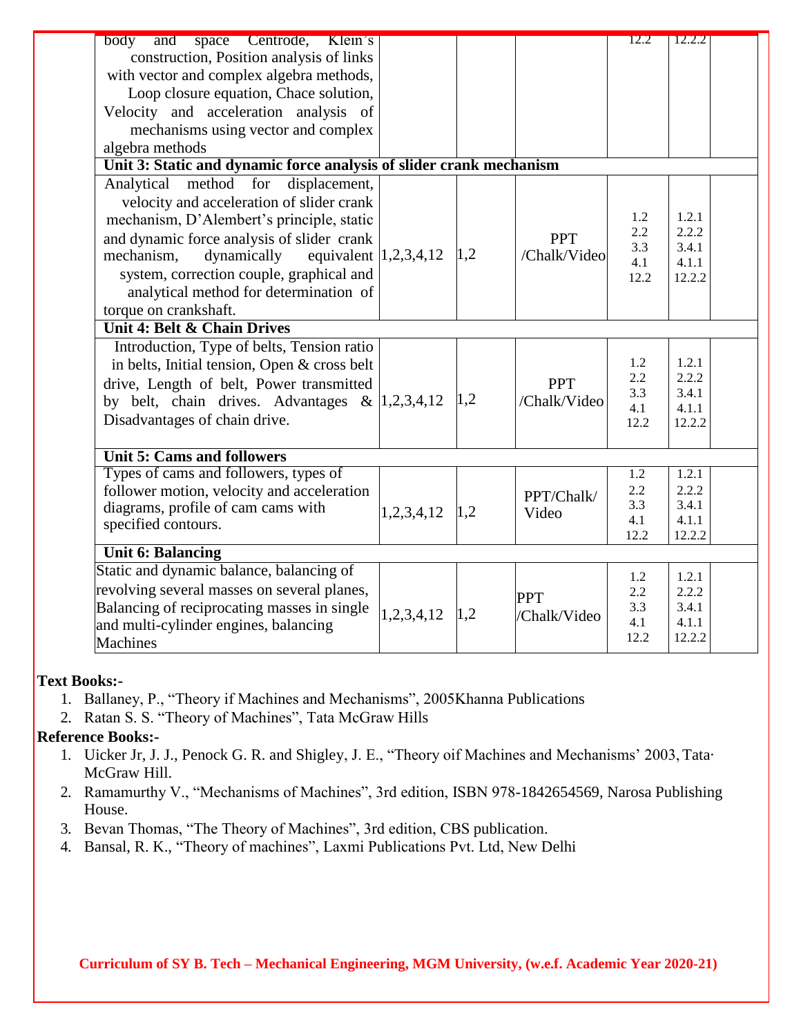| | | | | | | |
|---|---|---|---|---|---|---|
| body and space Centrode, Klein's construction, Position analysis of links with vector and complex algebra methods, Loop closure equation, Chace solution, Velocity and acceleration analysis of mechanisms using vector and complex algebra methods | | | | 12.2 | 12.2.2 | |
| **Unit 3: Static and dynamic force analysis of slider crank mechanism** | | | | | | |
| Analytical method for displacement, velocity and acceleration of slider crank mechanism, D'Alembert's principle, static and dynamic force analysis of slider crank mechanism, dynamically equivalent system, correction couple, graphical and analytical method for determination of torque on crankshaft. | 1,2,3,4,12 | 1,2 | PPT /Chalk/Video | 1.2<br>2.2<br>3.3<br>4.1<br>12.2 | 1.2.1<br>2.2.2<br>3.4.1<br>4.1.1<br>12.2.2 | |
| **Unit 4: Belt & Chain Drives** | | | | | | |
| Introduction, Type of belts, Tension ratio in belts, Initial tension, Open & cross belt drive, Length of belt, Power transmitted by belt, chain drives. Advantages & Disadvantages of chain drive. | 1,2,3,4,12 | 1,2 | PPT /Chalk/Video | 1.2<br>2.2<br>3.3<br>4.1<br>12.2 | 1.2.1<br>2.2.2<br>3.4.1<br>4.1.1<br>12.2.2 | |
| **Unit 5: Cams and followers** | | | | | | |
| Types of cams and followers, types of follower motion, velocity and acceleration diagrams, profile of cam cams with specified contours. | 1,2,3,4,12 | 1,2 | PPT/Chalk/ Video | 1.2<br>2.2<br>3.3<br>4.1<br>12.2 | 1.2.1<br>2.2.2<br>3.4.1<br>4.1.1<br>12.2.2 | |
| **Unit 6: Balancing** | | | | | | |
| Static and dynamic balance, balancing of revolving several masses on several planes, Balancing of reciprocating masses in single and multi-cylinder engines, balancing Machines | 1,2,3,4,12 | 1,2 | PPT /Chalk/Video | 1.2<br>2.2<br>3.3<br>4.1<br>12.2 | 1.2.1<br>2.2.2<br>3.4.1<br>4.1.1<br>12.2.2 | |

**Text Books:-**

1. Ballaney, P., "Theory if Machines and Mechanisms", 2005Khanna Publications
2. Ratan S. S. "Theory of Machines", Tata McGraw Hills

**Reference Books:-**

1. Uicker Jr, J. J., Penock G. R. and Shigley, J. E., "Theory oif Machines and Mechanisms' 2003, Tata· McGraw Hill.
2. Ramamurthy V., "Mechanisms of Machines", 3rd edition, ISBN 978-1842654569, Narosa Publishing House.
3. Bevan Thomas, "The Theory of Machines", 3rd edition, CBS publication.
4. Bansal, R. K., "Theory of machines", Laxmi Publications Pvt. Ltd, New Delhi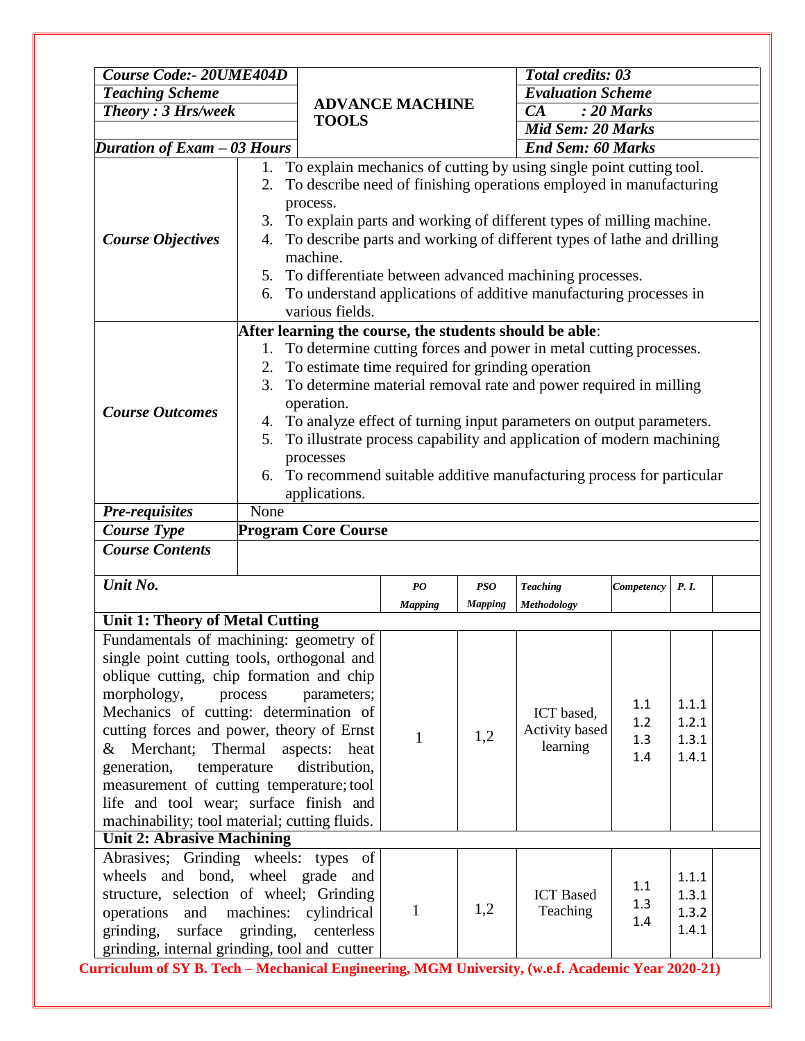| Course Code:- 20UME404D | ADVANCE MACHINE TOOLS | Total credits: 03 |
|---|---|---|
| Teaching Scheme | | Evaluation Scheme |
| Theory : 3 Hrs/week | | CA : 20 Marks |
| | | Mid Sem: 20 Marks |
| Duration of Exam – 03 Hours | | End Sem: 60 Marks |

| | |
|---|---|
| ***Course Objectives*** | 1. To explain mechanics of cutting by using single point cutting tool.<br>2. To describe need of finishing operations employed in manufacturing process.<br>3. To explain parts and working of different types of milling machine.<br>4. To describe parts and working of different types of lathe and drilling machine.<br>5. To differentiate between advanced machining processes.<br>6. To understand applications of additive manufacturing processes in various fields. |
| ***Course Outcomes*** | **After learning the course, the students should be able**:<br>1. To determine cutting forces and power in metal cutting processes.<br>2. To estimate time required for grinding operation<br>3. To determine material removal rate and power required in milling operation.<br>4. To analyze effect of turning input parameters on output parameters.<br>5. To illustrate process capability and application of modern machining processes<br>6. To recommend suitable additive manufacturing process for particular applications. |
| ***Pre-requisites*** | None |
| ***Course Type*** | **Program Core Course** |
| ***Course Contents*** | |

| *Unit No.* | *PO Mapping* | *PSO Mapping* | *Teaching Methodology* | *Competency* | *P. I.* |
|---|---|---|---|---|---|
| **Unit 1: Theory of Metal Cutting** | | | | | |
| Fundamentals of machining: geometry of single point cutting tools, orthogonal and oblique cutting, chip formation and chip morphology, process parameters; Mechanics of cutting: determination of cutting forces and power, theory of Ernst & Merchant; Thermal aspects: heat generation, temperature distribution, measurement of cutting temperature; tool life and tool wear; surface finish and machinability; tool material; cutting fluids. | 1 | 1,2 | ICT based, Activity based learning | 1.1<br>1.2<br>1.3<br>1.4 | 1.1.1<br>1.2.1<br>1.3.1<br>1.4.1 |
| **Unit 2: Abrasive Machining** | | | | | |
| Abrasives; Grinding wheels: types of wheels and bond, wheel grade and structure, selection of wheel; Grinding operations and machines: cylindrical grinding, surface grinding, centerless grinding, internal grinding, tool and cutter | 1 | 1,2 | ICT Based Teaching | 1.1<br>1.3<br>1.4 | 1.1.1<br>1.3.1<br>1.3.2<br>1.4.1 |

**Curriculum of SY B. Tech – Mechanical Engineering, MGM University, (w.e.f. Academic Year 2020-21)**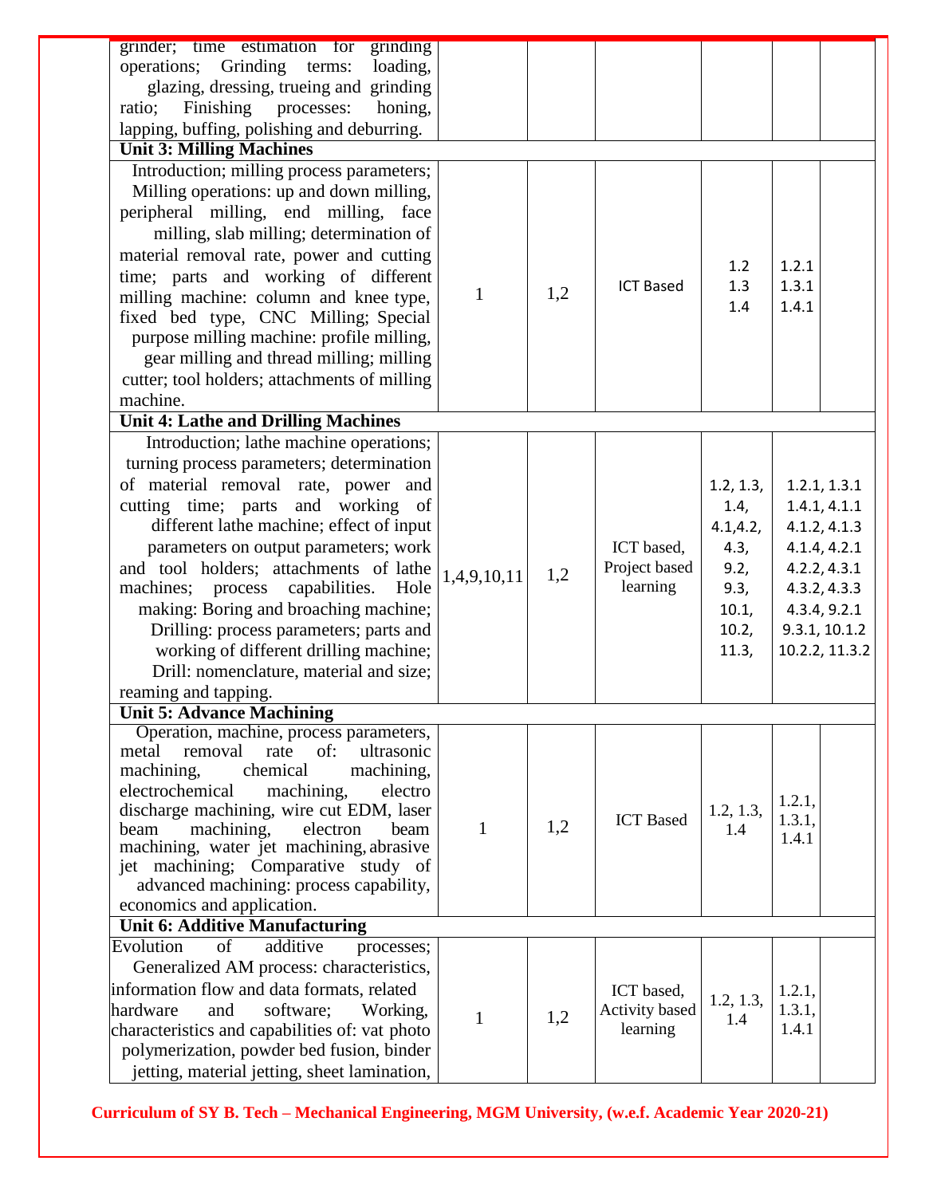| | | | | | | |
|---|---|---|---|---|---|---|
| grinder; time estimation for grinding operations; Grinding terms: loading, glazing, dressing, trueing and grinding ratio; Finishing processes: honing, lapping, buffing, polishing and deburring. | | | | | | |
| **Unit 3: Milling Machines** | | | | | | |
| Introduction; milling process parameters; Milling operations: up and down milling, peripheral milling, end milling, face milling, slab milling; determination of material removal rate, power and cutting time; parts and working of different milling machine: column and knee type, fixed bed type, CNC Milling; Special purpose milling machine: profile milling, gear milling and thread milling; milling cutter; tool holders; attachments of milling machine. | 1 | 1,2 | ICT Based | 1.2<br>1.3<br>1.4 | 1.2.1<br>1.3.1<br>1.4.1 | |
| **Unit 4: Lathe and Drilling Machines** | | | | | | |
| Introduction; lathe machine operations; turning process parameters; determination of material removal rate, power and cutting time; parts and working of different lathe machine; effect of input parameters on output parameters; work and tool holders; attachments of lathe machines; process capabilities. Hole making: Boring and broaching machine; Drilling: process parameters; parts and working of different drilling machine; Drill: nomenclature, material and size; reaming and tapping. | 1,4,9,10,11 | 1,2 | ICT based, Project based learning | 1.2, 1.3, 1.4, 4.1,4.2, 4.3, 9.2, 9.3, 10.1, 10.2, 11.3, | 1.2.1, 1.3.1<br>1.4.1, 4.1.1<br>4.1.2, 4.1.3<br>4.1.4, 4.2.1<br>4.2.2, 4.3.1<br>4.3.2, 4.3.3<br>4.3.4, 9.2.1<br>9.3.1, 10.1.2<br>10.2.2, 11.3.2 | |
| **Unit 5: Advance Machining** | | | | | | |
| Operation, machine, process parameters, metal removal rate of: ultrasonic machining, chemical machining, electrochemical machining, electro discharge machining, wire cut EDM, laser beam machining, electron beam machining, water jet machining, abrasive jet machining; Comparative study of advanced machining: process capability, economics and application. | 1 | 1,2 | ICT Based | 1.2, 1.3, 1.4 | 1.2.1, 1.3.1, 1.4.1 | |
| **Unit 6: Additive Manufacturing** | | | | | | |
| Evolution of additive processes; Generalized AM process: characteristics, information flow and data formats, related hardware and software; Working, characteristics and capabilities of: vat photo polymerization, powder bed fusion, binder jetting, material jetting, sheet lamination, | 1 | 1,2 | ICT based, Activity based learning | 1.2, 1.3, 1.4 | 1.2.1, 1.3.1, 1.4.1 | |

Curriculum of SY B. Tech – Mechanical Engineering, MGM University, (w.e.f. Academic Year 2020-21)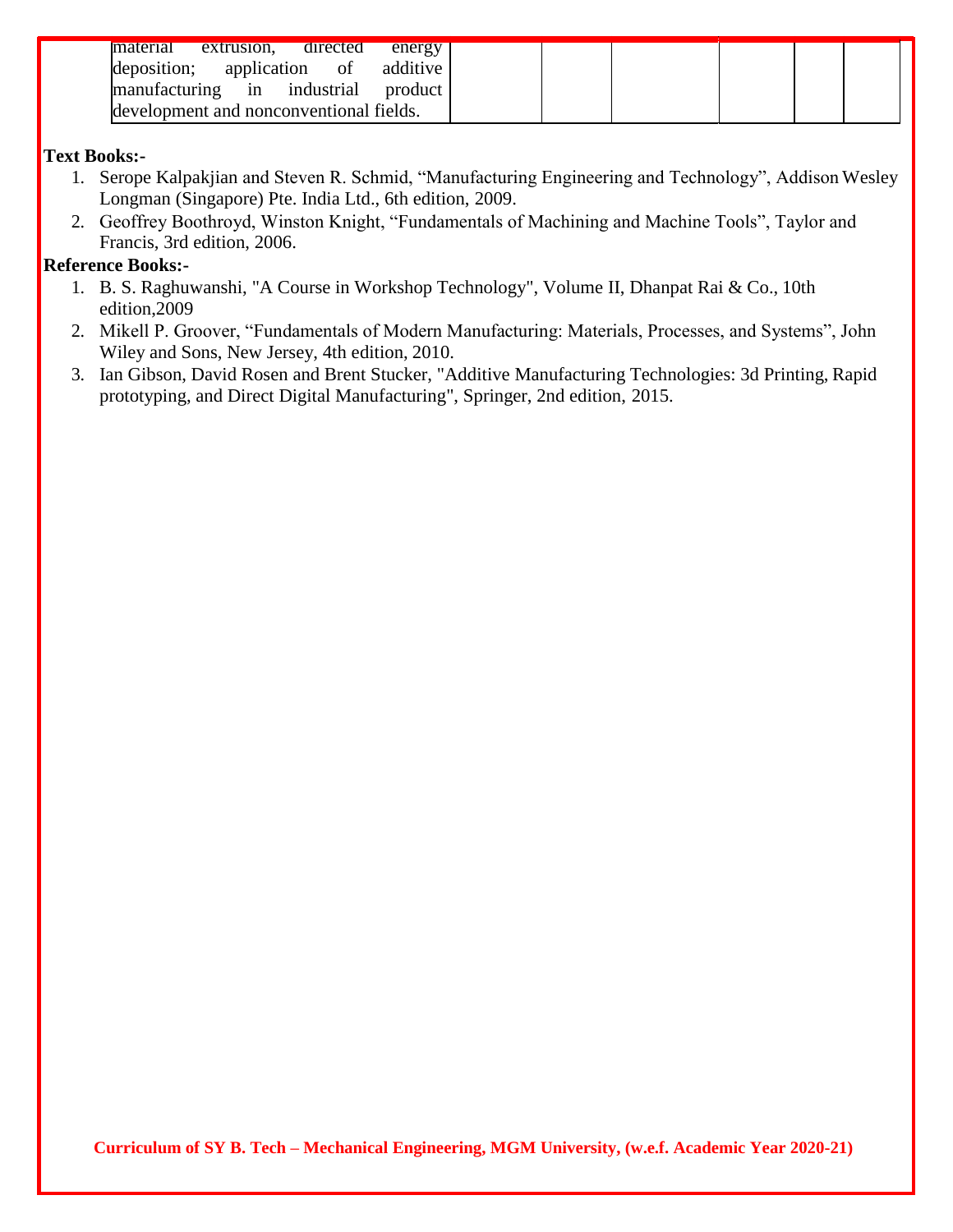| material extrusion, directed energy deposition; application of additive manufacturing in industrial product development and nonconventional fields. | | | | | |
|---|---|---|---|---|---|

**Text Books:-**

1. Serope Kalpakjian and Steven R. Schmid, “Manufacturing Engineering and Technology”, Addison Wesley Longman (Singapore) Pte. India Ltd., 6th edition, 2009.
2. Geoffrey Boothroyd, Winston Knight, “Fundamentals of Machining and Machine Tools”, Taylor and Francis, 3rd edition, 2006.

**Reference Books:-**

1. B. S. Raghuwanshi, "A Course in Workshop Technology", Volume II, Dhanpat Rai & Co., 10th edition,2009
2. Mikell P. Groover, “Fundamentals of Modern Manufacturing: Materials, Processes, and Systems”, John Wiley and Sons, New Jersey, 4th edition, 2010.
3. Ian Gibson, David Rosen and Brent Stucker, "Additive Manufacturing Technologies: 3d Printing, Rapid prototyping, and Direct Digital Manufacturing", Springer, 2nd edition, 2015.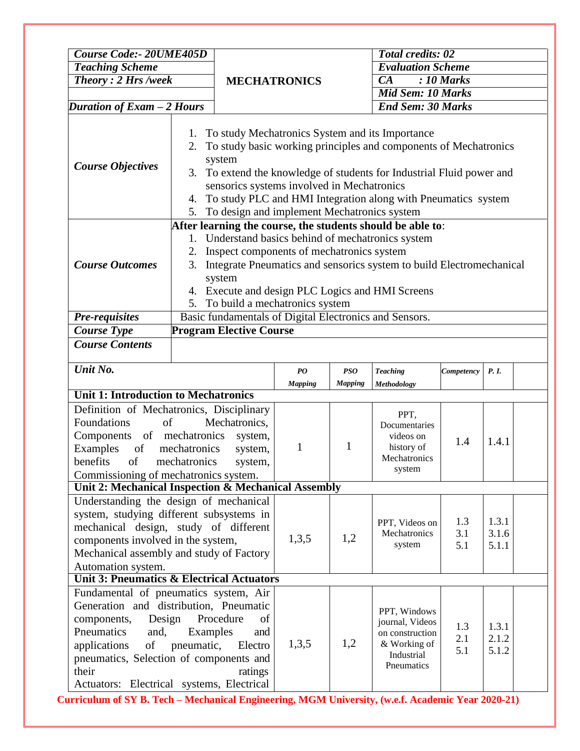| *Course Code:- 20UME405D* | **MECHATRONICS** | *Total credits: 02* |
|---|---|---|
| *Teaching Scheme* | | *Evaluation Scheme* |
| *Theory : 2 Hrs /week* | | *CA : 10 Marks* |
| | | *Mid Sem: 10 Marks* |
| *Duration of Exam – 2 Hours* | | *End Sem: 30 Marks* |

| | |
|---|---|
| *Course Objectives* | 1. To study Mechatronics System and its Importance<br>2. To study basic working principles and components of Mechatronics system<br>3. To extend the knowledge of students for Industrial Fluid power and sensorics systems involved in Mechatronics<br>4. To study PLC and HMI Integration along with Pneumatics system<br>5. To design and implement Mechatronics system |
| *Course Outcomes* | **After learning the course, the students should be able to**:<br>1. Understand basics behind of mechatronics system<br>2. Inspect components of mechatronics system<br>3. Integrate Pneumatics and sensorics system to build Electromechanical system<br>4. Execute and design PLC Logics and HMI Screens<br>5. To build a mechatronics system |
| *Pre-requisites* | Basic fundamentals of Digital Electronics and Sensors. |
| *Course Type* | **Program Elective Course** |
| *Course Contents* | |

| *Unit No.* | *PO Mapping* | *PSO Mapping* | *Teaching Methodology* | *Competency* | *P. I.* |
|---|---|---|---|---|---|
| **Unit 1: Introduction to Mechatronics** | | | | | |
| Definition of Mechatronics, Disciplinary Foundations of Mechatronics, Components of mechatronics system, Examples of mechatronics system, benefits of mechatronics system, Commissioning of mechatronics system. | 1 | 1 | PPT, Documentaries videos on history of Mechatronics system | 1.4 | 1.4.1 |
| **Unit 2: Mechanical Inspection & Mechanical Assembly** | | | | | |
| Understanding the design of mechanical system, studying different subsystems in mechanical design, study of different components involved in the system, Mechanical assembly and study of Factory Automation system. | 1,3,5 | 1,2 | PPT, Videos on Mechatronics system | 1.3<br>3.1<br>5.1 | 1.3.1<br>3.1.6<br>5.1.1 |
| **Unit 3: Pneumatics & Electrical Actuators** | | | | | |
| Fundamental of pneumatics system, Air Generation and distribution, Pneumatic components, Design Procedure of Pneumatics and, Examples and applications of pneumatic, Electro pneumatics, Selection of components and their ratings<br>Actuators: Electrical systems, Electrical | 1,3,5 | 1,2 | PPT, Windows journal, Videos on construction & Working of Industrial Pneumatics | 1.3<br>2.1<br>5.1 | 1.3.1<br>2.1.2<br>5.1.2 |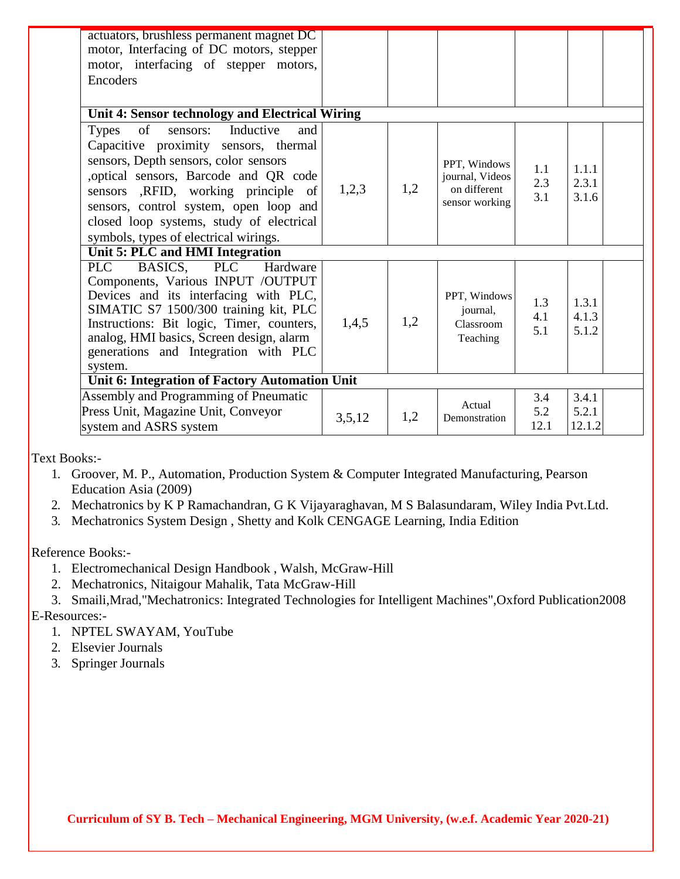| | | | | | | |
|---|---|---|---|---|---|---|
| actuators, brushless permanent magnet DC motor, Interfacing of DC motors, stepper motor, interfacing of stepper motors, Encoders | | | | | | |
| **Unit 4: Sensor technology and Electrical Wiring** | | | | | | |
| Types of sensors: Inductive and Capacitive proximity sensors, thermal sensors, Depth sensors, color sensors ,optical sensors, Barcode and QR code sensors ,RFID, working principle of sensors, control system, open loop and closed loop systems, study of electrical symbols, types of electrical wirings. | 1,2,3 | 1,2 | PPT, Windows journal, Videos on different sensor working | 1.1<br>2.3<br>3.1 | 1.1.1<br>2.3.1<br>3.1.6 | |
| **Unit 5: PLC and HMI Integration** | | | | | | |
| PLC BASICS, PLC Hardware Components, Various INPUT /OUTPUT Devices and its interfacing with PLC, SIMATIC S7 1500/300 training kit, PLC Instructions: Bit logic, Timer, counters, analog, HMI basics, Screen design, alarm generations and Integration with PLC system. | 1,4,5 | 1,2 | PPT, Windows journal, Classroom Teaching | 1.3<br>4.1<br>5.1 | 1.3.1<br>4.1.3<br>5.1.2 | |
| **Unit 6: Integration of Factory Automation Unit** | | | | | | |
| Assembly and Programming of Pneumatic Press Unit, Magazine Unit, Conveyor system and ASRS system | 3,5,12 | 1,2 | Actual Demonstration | 3.4<br>5.2<br>12.1 | 3.4.1<br>5.2.1<br>12.1.2 | |

Text Books:-

1. Groover, M. P., Automation, Production System & Computer Integrated Manufacturing, Pearson Education Asia (2009)
2. Mechatronics by K P Ramachandran, G K Vijayaraghavan, M S Balasundaram, Wiley India Pvt.Ltd.
3. Mechatronics System Design , Shetty and Kolk CENGAGE Learning, India Edition

Reference Books:-

1. Electromechanical Design Handbook , Walsh, McGraw-Hill
2. Mechatronics, Nitaigour Mahalik, Tata McGraw-Hill
3. Smaili,Mrad,"Mechatronics: Integrated Technologies for Intelligent Machines",Oxford Publication2008

E-Resources:-

1. NPTEL SWAYAM, YouTube
2. Elsevier Journals
3. Springer Journals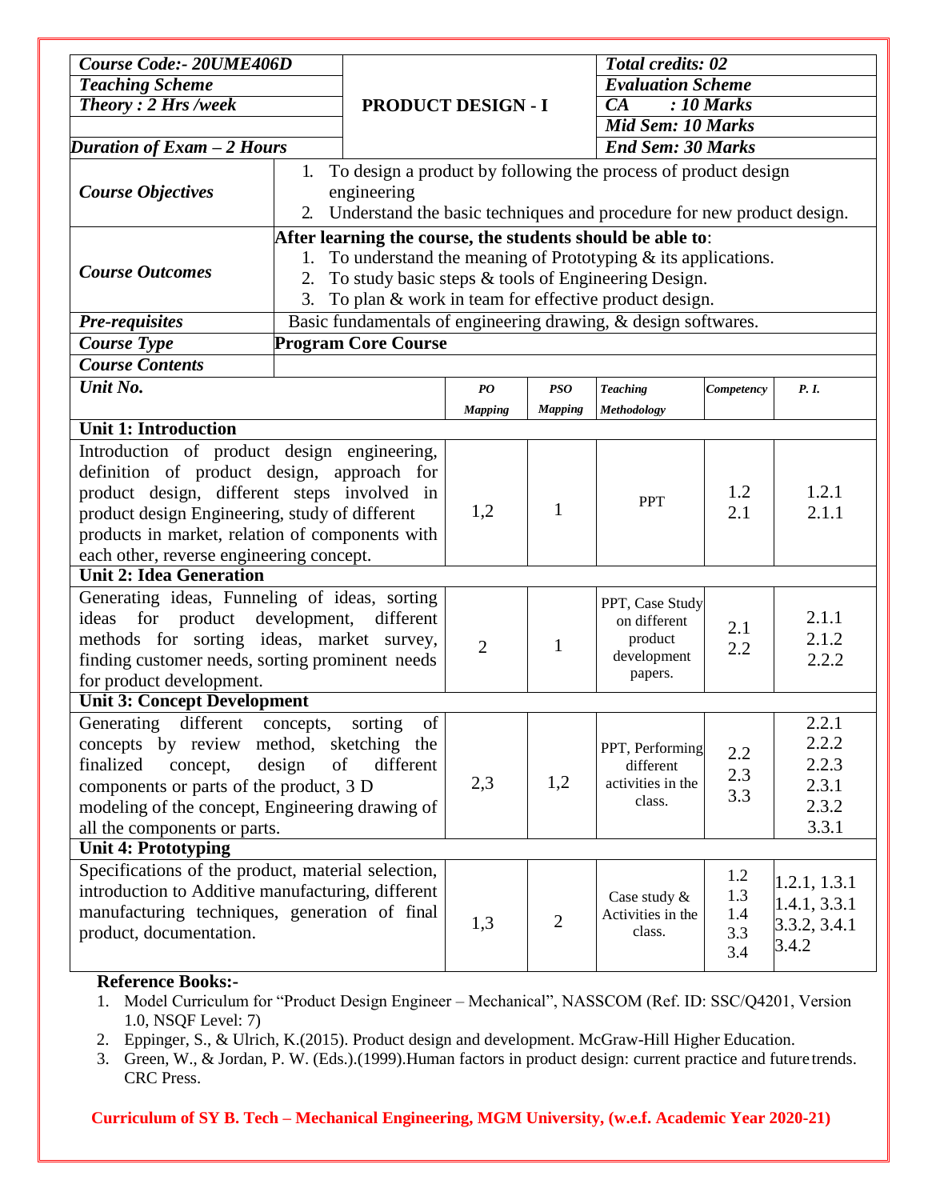| Course Code:- 20UME406D | PRODUCT DESIGN - I | Total credits: 02 |
|---|---|---|
| Teaching Scheme | | Evaluation Scheme |
| Theory : 2 Hrs /week | | CA : 10 Marks |
| | | Mid Sem: 10 Marks |
| Duration of Exam – 2 Hours | | End Sem: 30 Marks |

| | |
|---|---|
| **Course Objectives** | 1. To design a product by following the process of product design engineering<br>2. Understand the basic techniques and procedure for new product design. |
| **Course Outcomes** | **After learning the course, the students should be able to**:<br>1. To understand the meaning of Prototyping & its applications.<br>2. To study basic steps & tools of Engineering Design.<br>3. To plan & work in team for effective product design. |
| **Pre-requisites** | Basic fundamentals of engineering drawing, & design softwares. |
| **Course Type** | **Program Core Course** |
| **Course Contents** | |

| Unit No. | PO Mapping | PSO Mapping | Teaching Methodology | Competency | P. I. |
|---|---|---|---|---|---|
| **Unit 1: Introduction** | | | | | |
| Introduction of product design engineering, definition of product design, approach for product design, different steps involved in product design Engineering, study of different products in market, relation of components with each other, reverse engineering concept. | 1,2 | 1 | PPT | 1.2<br>2.1 | 1.2.1<br>2.1.1 |
| **Unit 2: Idea Generation** | | | | | |
| Generating ideas, Funneling of ideas, sorting ideas for product development, different methods for sorting ideas, market survey, finding customer needs, sorting prominent needs for product development. | 2 | 1 | PPT, Case Study on different product development papers. | 2.1<br>2.2 | 2.1.1<br>2.1.2<br>2.2.2 |
| **Unit 3: Concept Development** | | | | | |
| Generating different concepts, sorting of concepts by review method, sketching the finalized concept, design of different components or parts of the product, 3 D modeling of the concept, Engineering drawing of all the components or parts. | 2,3 | 1,2 | PPT, Performing different activities in the class. | 2.2<br>2.3<br>3.3 | 2.2.1<br>2.2.2<br>2.2.3<br>2.3.1<br>2.3.2<br>3.3.1 |
| **Unit 4: Prototyping** | | | | | |
| Specifications of the product, material selection, introduction to Additive manufacturing, different manufacturing techniques, generation of final product, documentation. | 1,3 | 2 | Case study & Activities in the class. | 1.2<br>1.3<br>1.4<br>3.3<br>3.4 | 1.2.1, 1.3.1<br>1.4.1, 3.3.1<br>3.3.2, 3.4.1<br>3.4.2 |

**Reference Books:-**

1. Model Curriculum for "Product Design Engineer – Mechanical", NASSCOM (Ref. ID: SSC/Q4201, Version 1.0, NSQF Level: 7)
2. Eppinger, S., & Ulrich, K.(2015). Product design and development. McGraw-Hill Higher Education.
3. Green, W., & Jordan, P. W. (Eds.).(1999).Human factors in product design: current practice and future trends. CRC Press.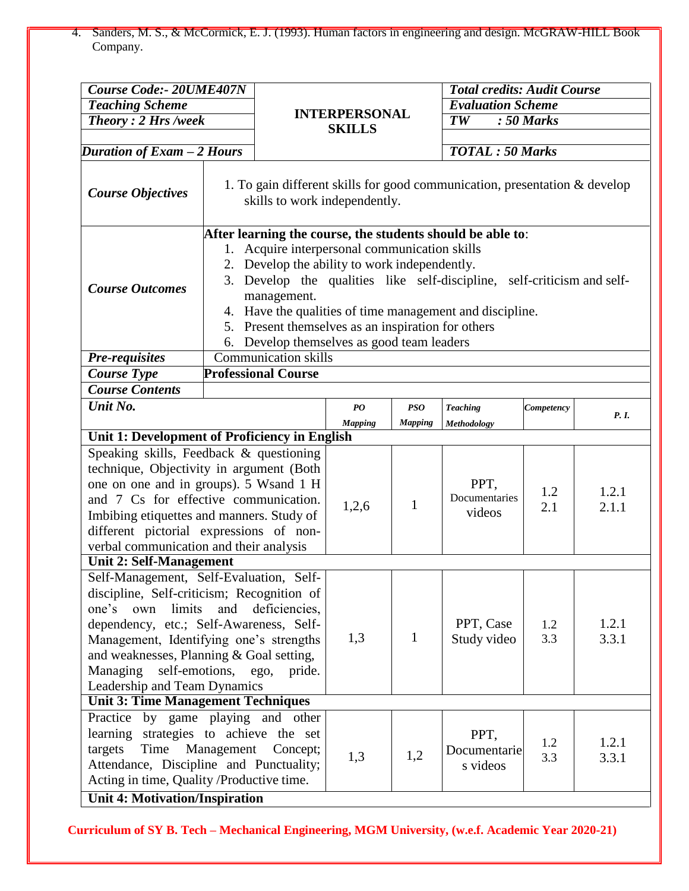4. Sanders, M. S., & McCormick, E. J. (1993). Human factors in engineering and design. McGRAW-HILL Book Company.

| ***Course Code:- 20UME407N*** | **INTERPERSONAL SKILLS** | ***Total credits: Audit Course*** |
|---|---|---|
| ***Teaching Scheme*** | | ***Evaluation Scheme*** |
| ***Theory : 2 Hrs /week*** | | ***TW : 50 Marks*** |
| ***Duration of Exam – 2 Hours*** | | ***TOTAL : 50 Marks*** |

| | |
|---|---|
| ***Course Objectives*** | 1. To gain different skills for good communication, presentation & develop skills to work independently. |
| ***Course Outcomes*** | **After learning the course, the students should be able to**:<br>1. Acquire interpersonal communication skills<br>2. Develop the ability to work independently.<br>3. Develop the qualities like self-discipline, self-criticism and self-management.<br>4. Have the qualities of time management and discipline.<br>5. Present themselves as an inspiration for others<br>6. Develop themselves as good team leaders |
| ***Pre-requisites*** | Communication skills |
| ***Course Type*** | **Professional Course** |
| ***Course Contents*** | |

| ***Unit No.*** | ***PO Mapping*** | ***PSO Mapping*** | ***Teaching Methodology*** | ***Competency*** | ***P. I.*** |
|---|---|---|---|---|---|
| **Unit 1: Development of Proficiency in English** | | | | | |
| Speaking skills, Feedback & questioning technique, Objectivity in argument (Both one on one and in groups). 5 Wsand 1 H and 7 Cs for effective communication. Imbibing etiquettes and manners. Study of different pictorial expressions of non-verbal communication and their analysis | 1,2,6 | 1 | PPT, Documentaries videos | 1.2<br>2.1 | 1.2.1<br>2.1.1 |
| **Unit 2: Self-Management** | | | | | |
| Self-Management, Self-Evaluation, Self-discipline, Self-criticism; Recognition of one's own limits and deficiencies, dependency, etc.; Self-Awareness, Self-Management, Identifying one's strengths and weaknesses, Planning & Goal setting, Managing self-emotions, ego, pride. Leadership and Team Dynamics | 1,3 | 1 | PPT, Case Study video | 1.2<br>3.3 | 1.2.1<br>3.3.1 |
| **Unit 3: Time Management Techniques** | | | | | |
| Practice by game playing and other learning strategies to achieve the set targets Time Management Concept; Attendance, Discipline and Punctuality; Acting in time, Quality /Productive time. | 1,3 | 1,2 | PPT, Documentaries videos | 1.2<br>3.3 | 1.2.1<br>3.3.1 |
| **Unit 4: Motivation/Inspiration** | | | | | |

**Curriculum of SY B. Tech – Mechanical Engineering, MGM University, (w.e.f. Academic Year 2020-21)**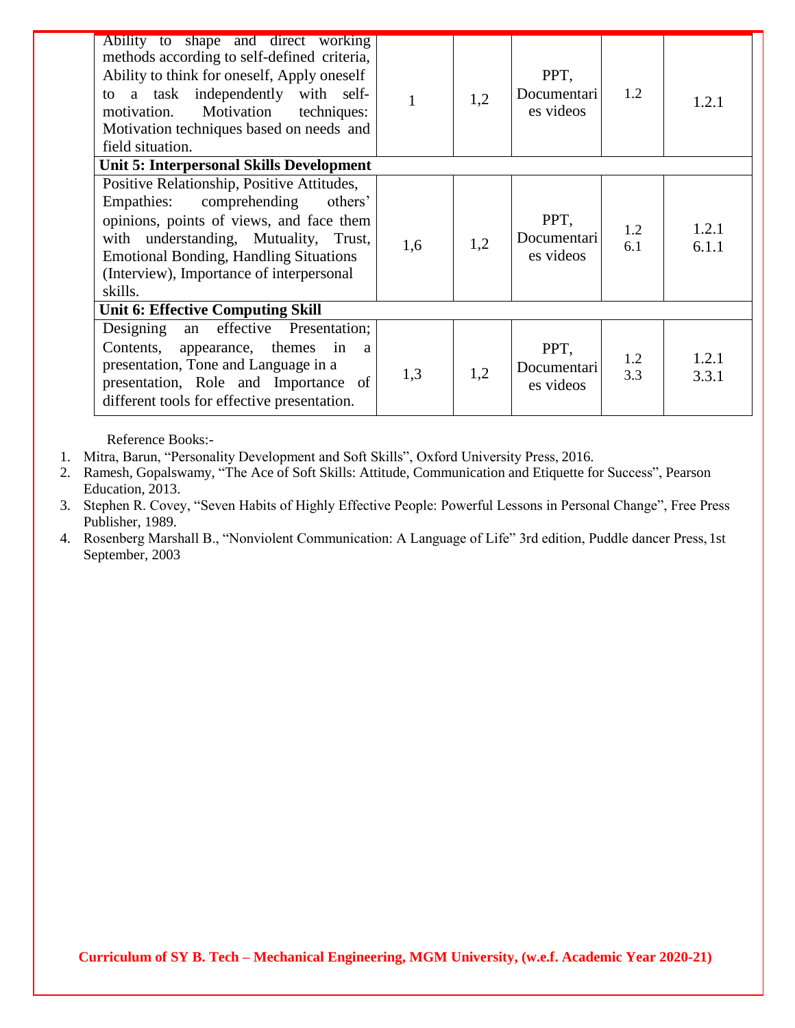| | | | | | |
|---|---|---|---|---|---|
| Ability to shape and direct working methods according to self-defined criteria, Ability to think for oneself, Apply oneself to a task independently with self-motivation. Motivation techniques: Motivation techniques based on needs and field situation. | 1 | 1,2 | PPT, Documentaries videos | 1.2 | 1.2.1 |
| **Unit 5: Interpersonal Skills Development** | | | | | |
| Positive Relationship, Positive Attitudes, Empathies: comprehending others' opinions, points of views, and face them with understanding, Mutuality, Trust, Emotional Bonding, Handling Situations (Interview), Importance of interpersonal skills. | 1,6 | 1,2 | PPT, Documentaries videos | 1.2<br>6.1 | 1.2.1<br>6.1.1 |
| **Unit 6: Effective Computing Skill** | | | | | |
| Designing an effective Presentation; Contents, appearance, themes in a presentation, Tone and Language in a presentation, Role and Importance of different tools for effective presentation. | 1,3 | 1,2 | PPT, Documentaries videos | 1.2<br>3.3 | 1.2.1<br>3.3.1 |

Reference Books:-

1. Mitra, Barun, "Personality Development and Soft Skills", Oxford University Press, 2016.
2. Ramesh, Gopalswamy, "The Ace of Soft Skills: Attitude, Communication and Etiquette for Success", Pearson Education, 2013.
3. Stephen R. Covey, "Seven Habits of Highly Effective People: Powerful Lessons in Personal Change", Free Press Publisher, 1989.
4. Rosenberg Marshall B., "Nonviolent Communication: A Language of Life" 3rd edition, Puddle dancer Press, 1st September, 2003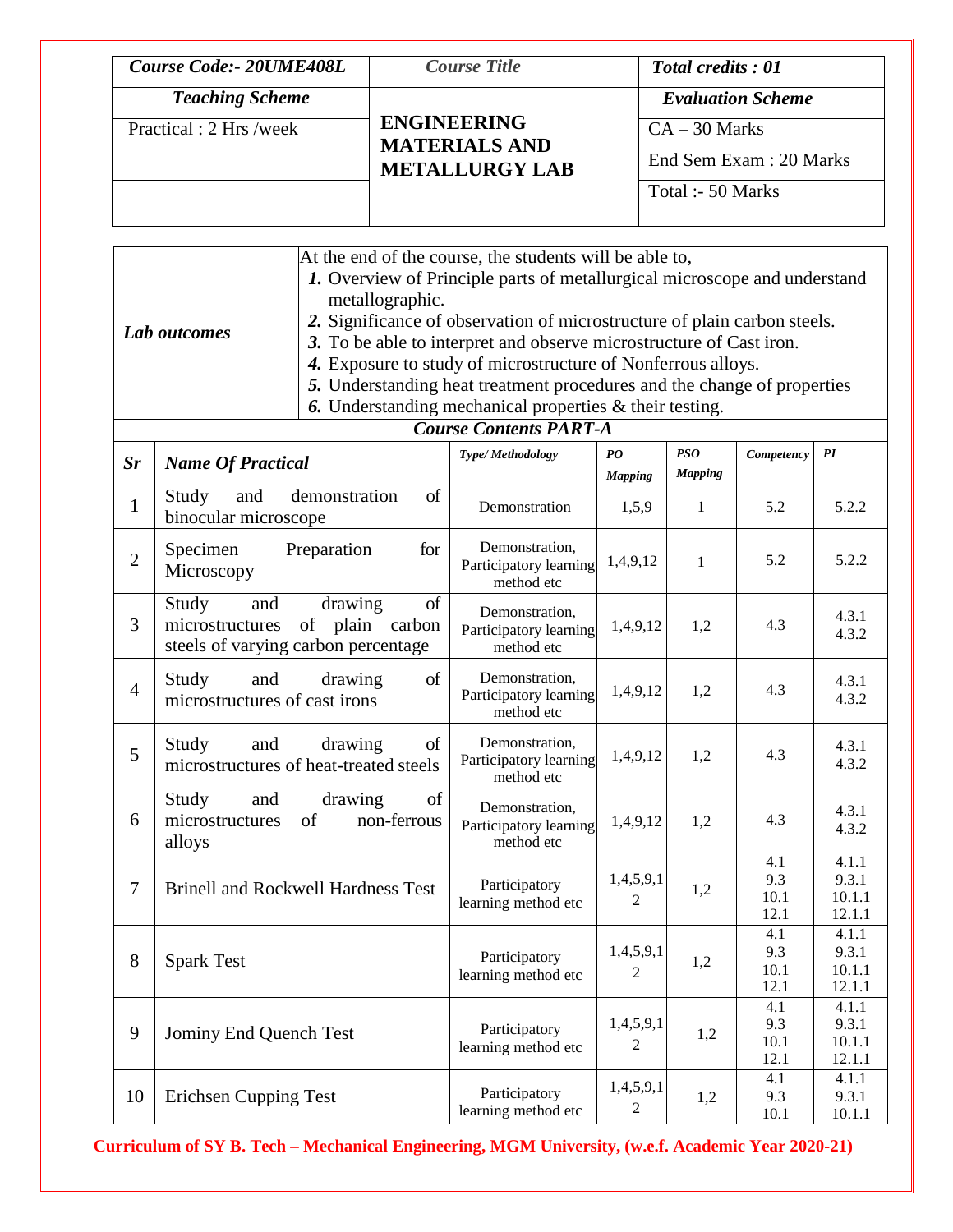| *Course Code:- 20UME408L* | *Course Title* | *Total credits : 01* |
|---|---|---|
| ***Teaching Scheme*** | **ENGINEERING MATERIALS AND METALLURGY LAB** | ***Evaluation Scheme*** |
| Practical : 2 Hrs /week | | CA – 30 Marks |
| | | End Sem Exam : 20 Marks |
| | | Total :- 50 Marks |

| ***Lab outcomes*** | At the end of the course, the students will be able to,<br>***1.*** Overview of Principle parts of metallurgical microscope and understand metallographic.<br>***2.*** Significance of observation of microstructure of plain carbon steels.<br>***3.*** To be able to interpret and observe microstructure of Cast iron.<br>***4.*** Exposure to study of microstructure of Nonferrous alloys.<br>***5.*** Understanding heat treatment procedures and the change of properties<br>***6.*** Understanding mechanical properties & their testing. |
|---|---|

***Course Contents PART-A***

| *Sr* | *Name Of Practical* | *Type/ Methodology* | *PO Mapping* | *PSO Mapping* | *Competency* | *PI* |
|---|---|---|---|---|---|---|
| 1 | Study and demonstration of binocular microscope | Demonstration | 1,5,9 | 1 | 5.2 | 5.2.2 |
| 2 | Specimen Preparation for Microscopy | Demonstration, Participatory learning method etc | 1,4,9,12 | 1 | 5.2 | 5.2.2 |
| 3 | Study and drawing of microstructures of plain carbon steels of varying carbon percentage | Demonstration, Participatory learning method etc | 1,4,9,12 | 1,2 | 4.3 | 4.3.1<br>4.3.2 |
| 4 | Study and drawing of microstructures of cast irons | Demonstration, Participatory learning method etc | 1,4,9,12 | 1,2 | 4.3 | 4.3.1<br>4.3.2 |
| 5 | Study and drawing of microstructures of heat-treated steels | Demonstration, Participatory learning method etc | 1,4,9,12 | 1,2 | 4.3 | 4.3.1<br>4.3.2 |
| 6 | Study and drawing of microstructures of non-ferrous alloys | Demonstration, Participatory learning method etc | 1,4,9,12 | 1,2 | 4.3 | 4.3.1<br>4.3.2 |
| 7 | Brinell and Rockwell Hardness Test | Participatory learning method etc | 1,4,5,9,12 | 1,2 | 4.1<br>9.3<br>10.1<br>12.1 | 4.1.1<br>9.3.1<br>10.1.1<br>12.1.1 |
| 8 | Spark Test | Participatory learning method etc | 1,4,5,9,12 | 1,2 | 4.1<br>9.3<br>10.1<br>12.1 | 4.1.1<br>9.3.1<br>10.1.1<br>12.1.1 |
| 9 | Jominy End Quench Test | Participatory learning method etc | 1,4,5,9,12 | 1,2 | 4.1<br>9.3<br>10.1<br>12.1 | 4.1.1<br>9.3.1<br>10.1.1<br>12.1.1 |
| 10 | Erichsen Cupping Test | Participatory learning method etc | 1,4,5,9,12 | 1,2 | 4.1<br>9.3<br>10.1 | 4.1.1<br>9.3.1<br>10.1.1 |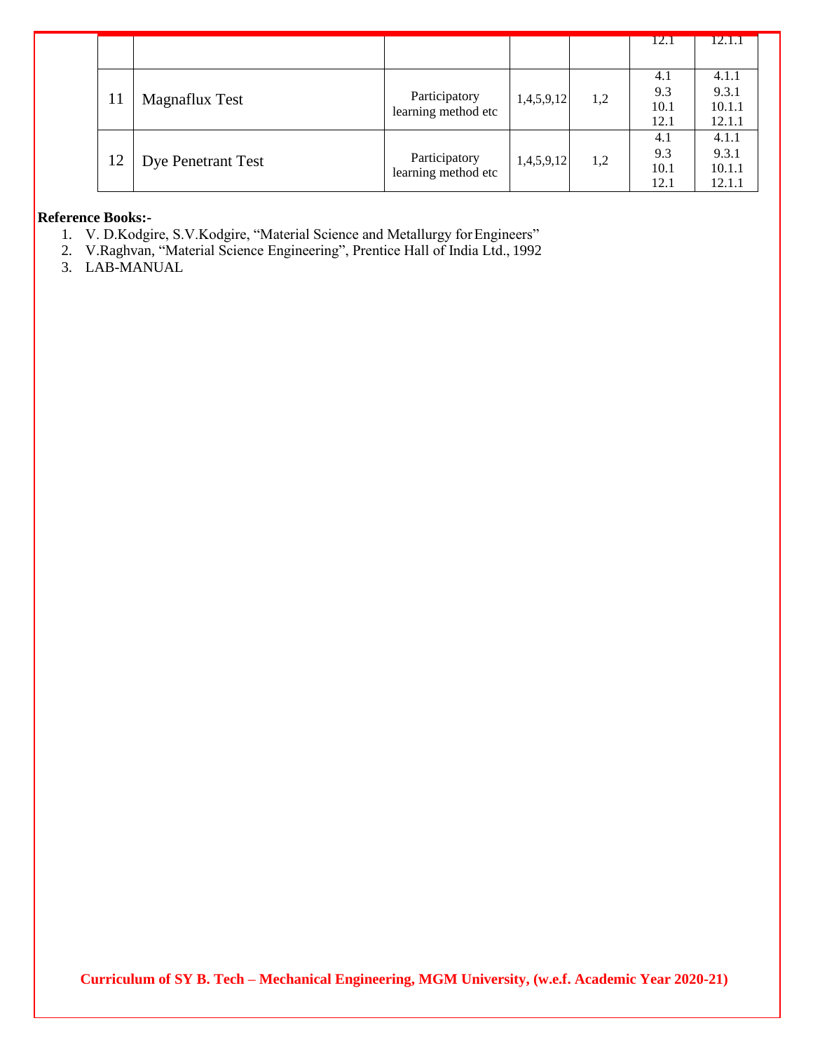|  |  |  |  |  | 12.1 | 12.1.1 |
|---|---|---|---|---|---|---|
| 11 | Magnaflux Test | Participatory learning method etc | 1,4,5,9,12 | 1,2 | 4.1<br>9.3<br>10.1<br>12.1 | 4.1.1<br>9.3.1<br>10.1.1<br>12.1.1 |
| 12 | Dye Penetrant Test | Participatory learning method etc | 1,4,5,9,12 | 1,2 | 4.1<br>9.3<br>10.1<br>12.1 | 4.1.1<br>9.3.1<br>10.1.1<br>12.1.1 |

**Reference Books:-**

1. V. D.Kodgire, S.V.Kodgire, "Material Science and Metallurgy for Engineers"
2. V.Raghvan, "Material Science Engineering", Prentice Hall of India Ltd., 1992
3. LAB-MANUAL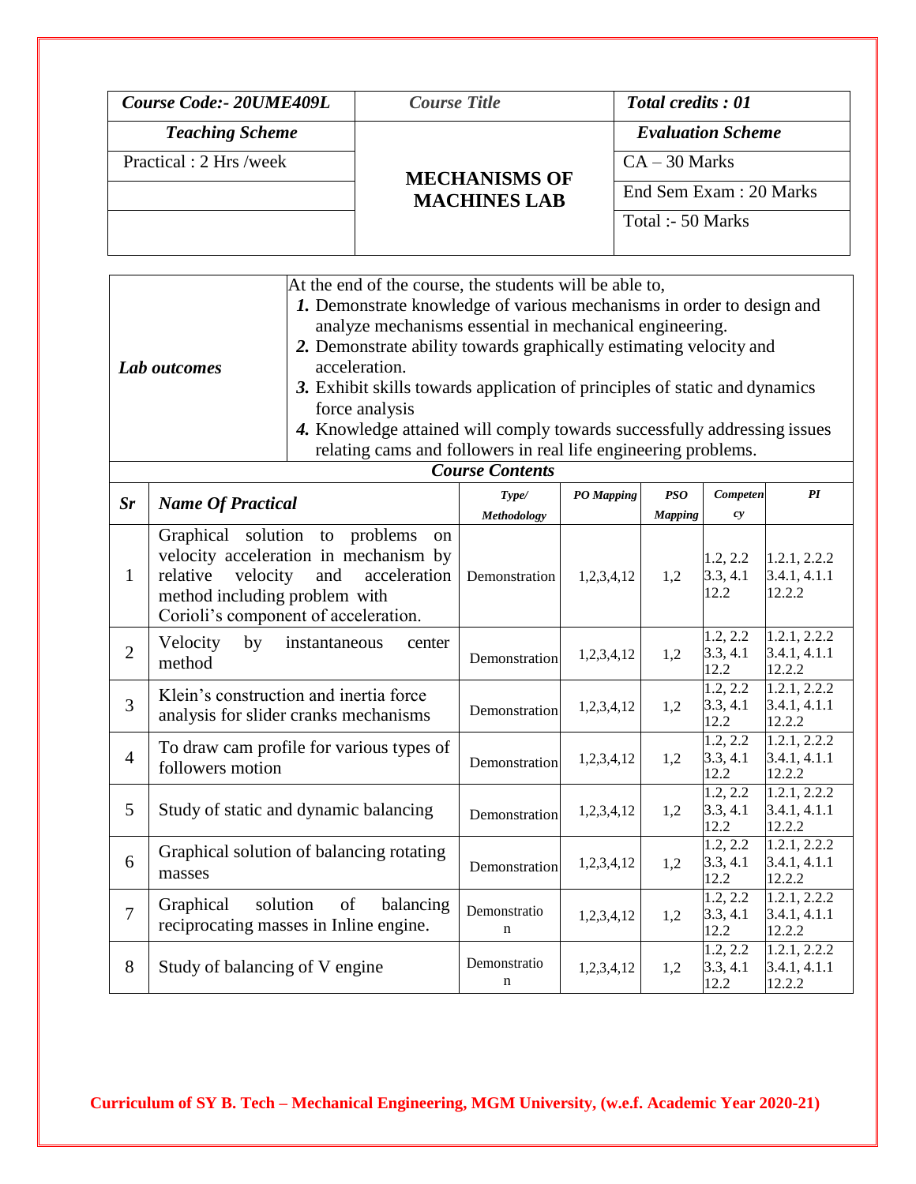| *Course Code:- 20UME409L* | *Course Title* | *Total credits : 01* |
|---|---|---|
| ***Teaching Scheme*** | **MECHANISMS OF MACHINES LAB** | ***Evaluation Scheme*** |
| Practical : 2 Hrs /week | | CA – 30 Marks |
| | | End Sem Exam : 20 Marks |
| | | Total :- 50 Marks |

***Lab outcomes***

At the end of the course, the students will be able to,

1. Demonstrate knowledge of various mechanisms in order to design and analyze mechanisms essential in mechanical engineering.
2. Demonstrate ability towards graphically estimating velocity and acceleration.
3. Exhibit skills towards application of principles of static and dynamics force analysis
4. Knowledge attained will comply towards successfully addressing issues relating cams and followers in real life engineering problems.

***Course Contents***

| *Sr* | *Name Of Practical* | *Type/ Methodology* | *PO Mapping* | *PSO Mapping* | *Competency* | *PI* |
|---|---|---|---|---|---|---|
| 1 | Graphical solution to problems on velocity acceleration in mechanism by relative velocity and acceleration method including problem with Corioli's component of acceleration. | Demonstration | 1,2,3,4,12 | 1,2 | 1.2, 2.2 3.3, 4.1 12.2 | 1.2.1, 2.2.2 3.4.1, 4.1.1 12.2.2 |
| 2 | Velocity by instantaneous center method | Demonstration | 1,2,3,4,12 | 1,2 | 1.2, 2.2 3.3, 4.1 12.2 | 1.2.1, 2.2.2 3.4.1, 4.1.1 12.2.2 |
| 3 | Klein's construction and inertia force analysis for slider cranks mechanisms | Demonstration | 1,2,3,4,12 | 1,2 | 1.2, 2.2 3.3, 4.1 12.2 | 1.2.1, 2.2.2 3.4.1, 4.1.1 12.2.2 |
| 4 | To draw cam profile for various types of followers motion | Demonstration | 1,2,3,4,12 | 1,2 | 1.2, 2.2 3.3, 4.1 12.2 | 1.2.1, 2.2.2 3.4.1, 4.1.1 12.2.2 |
| 5 | Study of static and dynamic balancing | Demonstration | 1,2,3,4,12 | 1,2 | 1.2, 2.2 3.3, 4.1 12.2 | 1.2.1, 2.2.2 3.4.1, 4.1.1 12.2.2 |
| 6 | Graphical solution of balancing rotating masses | Demonstration | 1,2,3,4,12 | 1,2 | 1.2, 2.2 3.3, 4.1 12.2 | 1.2.1, 2.2.2 3.4.1, 4.1.1 12.2.2 |
| 7 | Graphical solution of balancing reciprocating masses in Inline engine. | Demonstration | 1,2,3,4,12 | 1,2 | 1.2, 2.2 3.3, 4.1 12.2 | 1.2.1, 2.2.2 3.4.1, 4.1.1 12.2.2 |
| 8 | Study of balancing of V engine | Demonstration | 1,2,3,4,12 | 1,2 | 1.2, 2.2 3.3, 4.1 12.2 | 1.2.1, 2.2.2 3.4.1, 4.1.1 12.2.2 |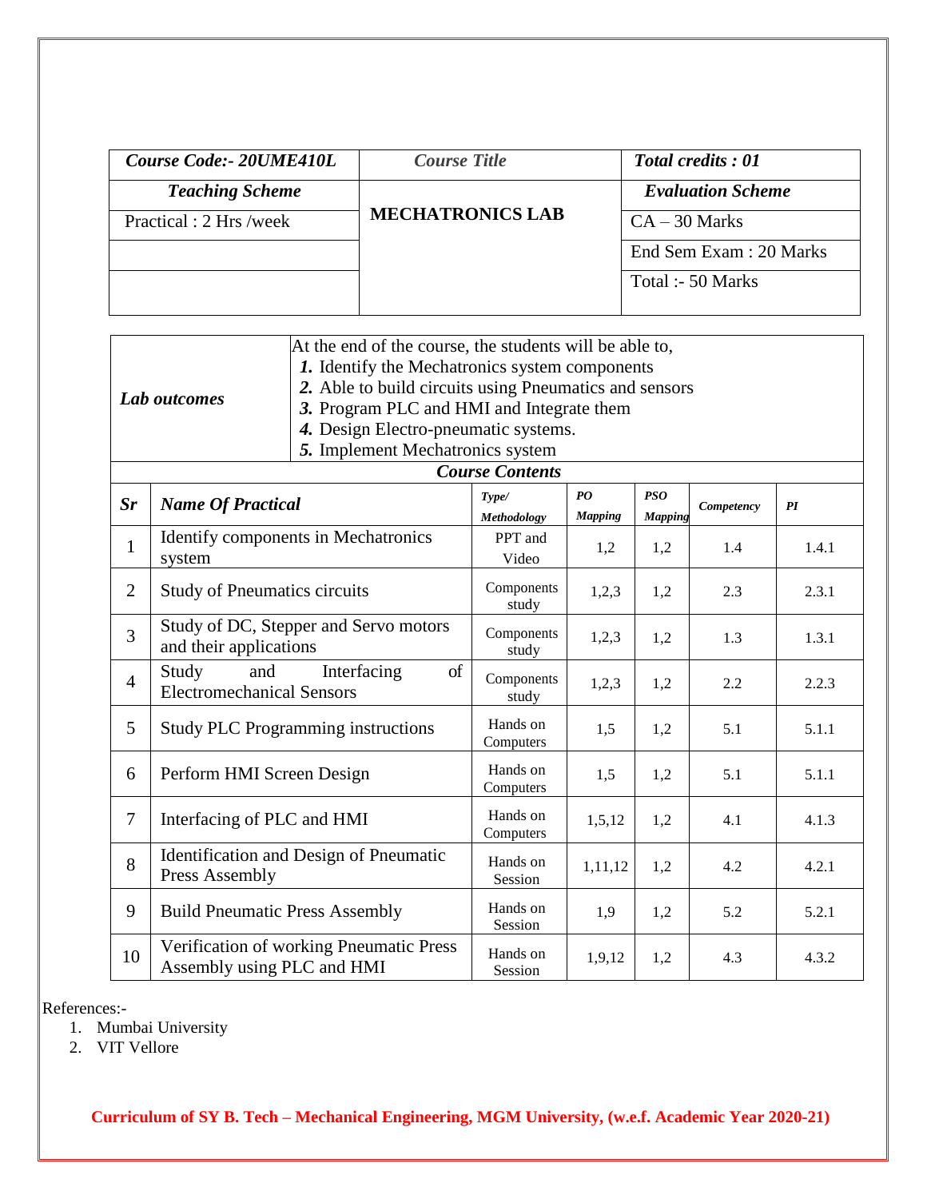| *Course Code:- 20UME410L* | *Course Title* | *Total credits : 01* |
|---|---|---|
| ***Teaching Scheme*** | **MECHATRONICS LAB** | ***Evaluation Scheme*** |
| Practical : 2 Hrs /week | | CA – 30 Marks |
| | | End Sem Exam : 20 Marks |
| | | Total :- 50 Marks |

| ***Lab outcomes*** | At the end of the course, the students will be able to,<br>***1.*** Identify the Mechatronics system components<br>***2.*** Able to build circuits using Pneumatics and sensors<br>***3.*** Program PLC and HMI and Integrate them<br>***4.*** Design Electro-pneumatic systems.<br>***5.*** Implement Mechatronics system |
|---|---|

***Course Contents***

| *Sr* | *Name Of Practical* | *Type/ Methodology* | *PO Mapping* | *PSO Mapping* | *Competency* | *PI* |
|---|---|---|---|---|---|---|
| 1 | Identify components in Mechatronics system | PPT and Video | 1,2 | 1,2 | 1.4 | 1.4.1 |
| 2 | Study of Pneumatics circuits | Components study | 1,2,3 | 1,2 | 2.3 | 2.3.1 |
| 3 | Study of DC, Stepper and Servo motors and their applications | Components study | 1,2,3 | 1,2 | 1.3 | 1.3.1 |
| 4 | Study and Interfacing of Electromechanical Sensors | Components study | 1,2,3 | 1,2 | 2.2 | 2.2.3 |
| 5 | Study PLC Programming instructions | Hands on Computers | 1,5 | 1,2 | 5.1 | 5.1.1 |
| 6 | Perform HMI Screen Design | Hands on Computers | 1,5 | 1,2 | 5.1 | 5.1.1 |
| 7 | Interfacing of PLC and HMI | Hands on Computers | 1,5,12 | 1,2 | 4.1 | 4.1.3 |
| 8 | Identification and Design of Pneumatic Press Assembly | Hands on Session | 1,11,12 | 1,2 | 4.2 | 4.2.1 |
| 9 | Build Pneumatic Press Assembly | Hands on Session | 1,9 | 1,2 | 5.2 | 5.2.1 |
| 10 | Verification of working Pneumatic Press Assembly using PLC and HMI | Hands on Session | 1,9,12 | 1,2 | 4.3 | 4.3.2 |

References:-

1. Mumbai University
2. VIT Vellore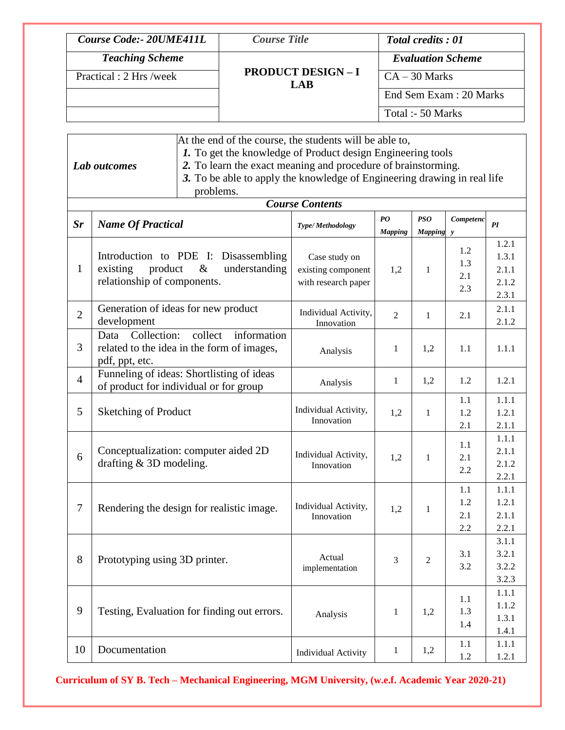| Course Code:- 20UME411L | Course Title | Total credits : 01 |
|---|---|---|
| Teaching Scheme | PRODUCT DESIGN – I LAB | Evaluation Scheme |
| Practical : 2 Hrs /week | | CA – 30 Marks |
| | | End Sem Exam : 20 Marks |
| | | Total :- 50 Marks |

| Lab outcomes | At the end of the course, the students will be able to,<br>1. To get the knowledge of Product design Engineering tools<br>2. To learn the exact meaning and procedure of brainstorming.<br>3. To be able to apply the knowledge of Engineering drawing in real life problems. |
|---|---|

**Course Contents**

| Sr | Name Of Practical | Type/ Methodology | PO Mapping | PSO Mapping | Competency | PI |
|---|---|---|---|---|---|---|
| 1 | Introduction to PDE I: Disassembling existing product & understanding relationship of components. | Case study on existing component with research paper | 1,2 | 1 | 1.2<br>1.3<br>2.1<br>2.3 | 1.2.1<br>1.3.1<br>2.1.1<br>2.1.2<br>2.3.1 |
| 2 | Generation of ideas for new product development | Individual Activity, Innovation | 2 | 1 | 2.1 | 2.1.1<br>2.1.2 |
| 3 | Data Collection: collect information related to the idea in the form of images, pdf, ppt, etc. | Analysis | 1 | 1,2 | 1.1 | 1.1.1 |
| 4 | Funneling of ideas: Shortlisting of ideas of product for individual or for group | Analysis | 1 | 1,2 | 1.2 | 1.2.1 |
| 5 | Sketching of Product | Individual Activity, Innovation | 1,2 | 1 | 1.1<br>1.2<br>2.1 | 1.1.1<br>1.2.1<br>2.1.1 |
| 6 | Conceptualization: computer aided 2D drafting & 3D modeling. | Individual Activity, Innovation | 1,2 | 1 | 1.1<br>2.1<br>2.2 | 1.1.1<br>2.1.1<br>2.1.2<br>2.2.1 |
| 7 | Rendering the design for realistic image. | Individual Activity, Innovation | 1,2 | 1 | 1.1<br>1.2<br>2.1<br>2.2 | 1.1.1<br>1.2.1<br>2.1.1<br>2.2.1 |
| 8 | Prototyping using 3D printer. | Actual implementation | 3 | 2 | 3.1<br>3.2 | 3.1.1<br>3.2.1<br>3.2.2<br>3.2.3 |
| 9 | Testing, Evaluation for finding out errors. | Analysis | 1 | 1,2 | 1.1<br>1.3<br>1.4 | 1.1.1<br>1.1.2<br>1.3.1<br>1.4.1 |
| 10 | Documentation | Individual Activity | 1 | 1,2 | 1.1<br>1.2 | 1.1.1<br>1.2.1 |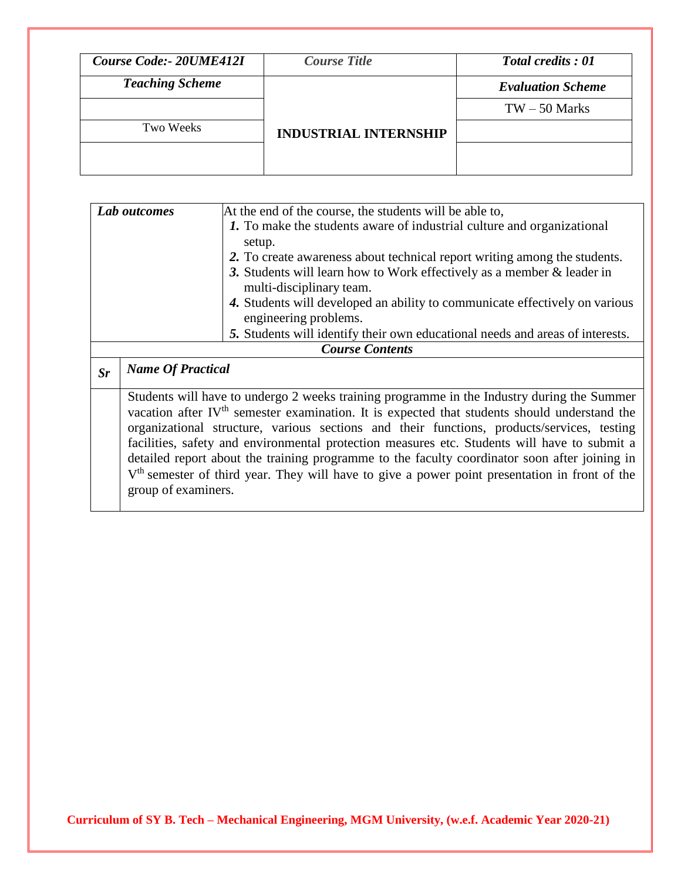| Course Code:- 20UME412I | Course Title | Total credits : 01 |
|---|---|---|
| Teaching Scheme | INDUSTRIAL INTERNSHIP | Evaluation Scheme |
| | | TW – 50 Marks |
| Two Weeks | | |
| | | |

| | |
|---|---|
| ***Lab outcomes*** | At the end of the course, the students will be able to,<br>***1.*** To make the students aware of industrial culture and organizational setup.<br>***2.*** To create awareness about technical report writing among the students.<br>***3.*** Students will learn how to Work effectively as a member & leader in multi-disciplinary team.<br>***4.*** Students will developed an ability to communicate effectively on various engineering problems.<br>***5.*** Students will identify their own educational needs and areas of interests. |

***Course Contents***

| ***Sr*** | ***Name Of Practical*** |
|---|---|
| | Students will have to undergo 2 weeks training programme in the Industry during the Summer vacation after IV$^{th}$ semester examination. It is expected that students should understand the organizational structure, various sections and their functions, products/services, testing facilities, safety and environmental protection measures etc. Students will have to submit a detailed report about the training programme to the faculty coordinator soon after joining in V$^{th}$ semester of third year. They will have to give a power point presentation in front of the group of examiners. |